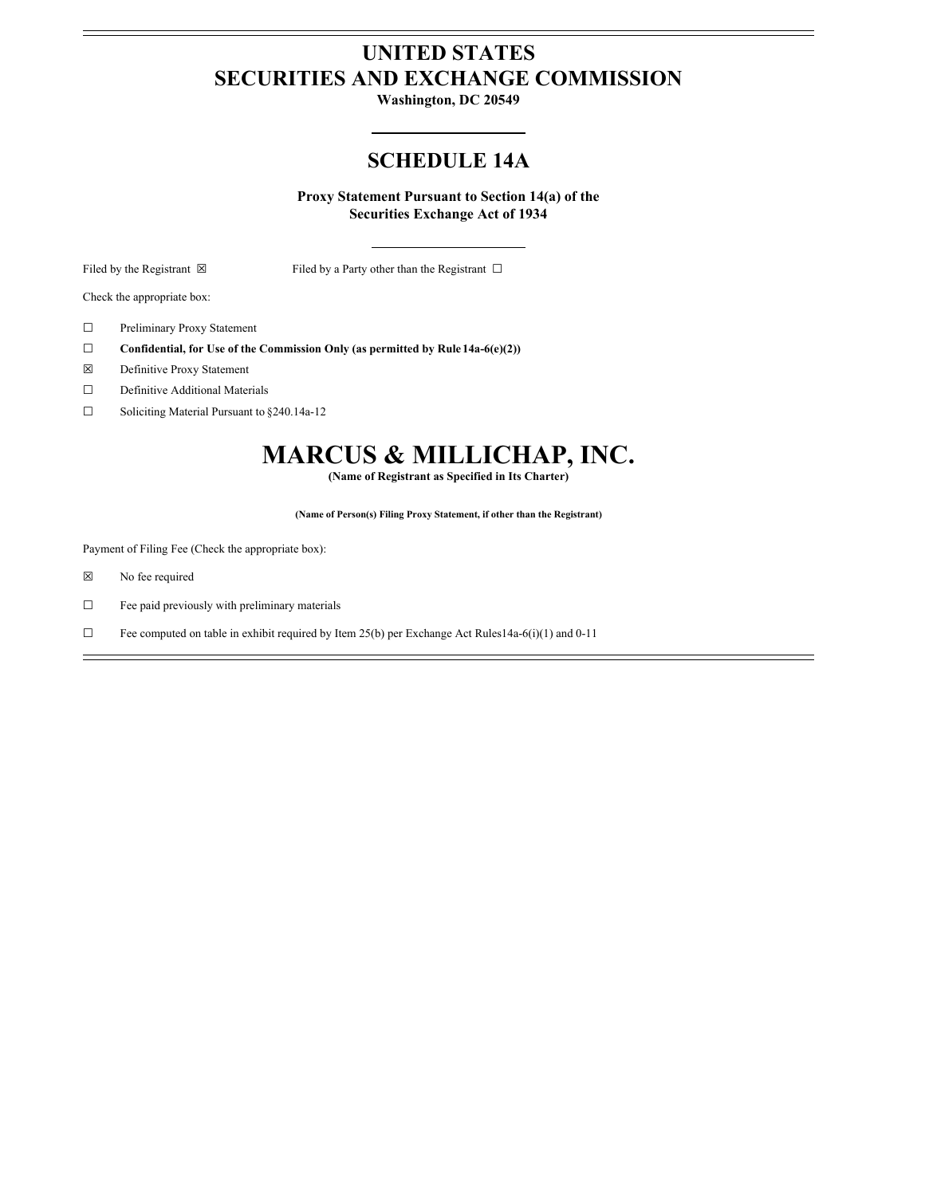# UNITED STATES
# SECURITIES AND EXCHANGE COMMISSION

**Washington, DC 20549**

## SCHEDULE 14A

**Proxy Statement Pursuant to Section 14(a) of the Securities Exchange Act of 1934**

Filed by the Registrant ☒ Filed by a Party other than the Registrant ☐

Check the appropriate box:

☐ Preliminary Proxy Statement

☐ **Confidential, for Use of the Commission Only (as permitted by Rule 14a-6(e)(2))**

☒ Definitive Proxy Statement

☐ Definitive Additional Materials

☐ Soliciting Material Pursuant to §240.14a-12

# MARCUS & MILLICHAP, INC.

**(Name of Registrant as Specified in Its Charter)**

**(Name of Person(s) Filing Proxy Statement, if other than the Registrant)**

Payment of Filing Fee (Check the appropriate box):

☒ No fee required

☐ Fee paid previously with preliminary materials

☐ Fee computed on table in exhibit required by Item 25(b) per Exchange Act Rules14a-6(i)(1) and 0-11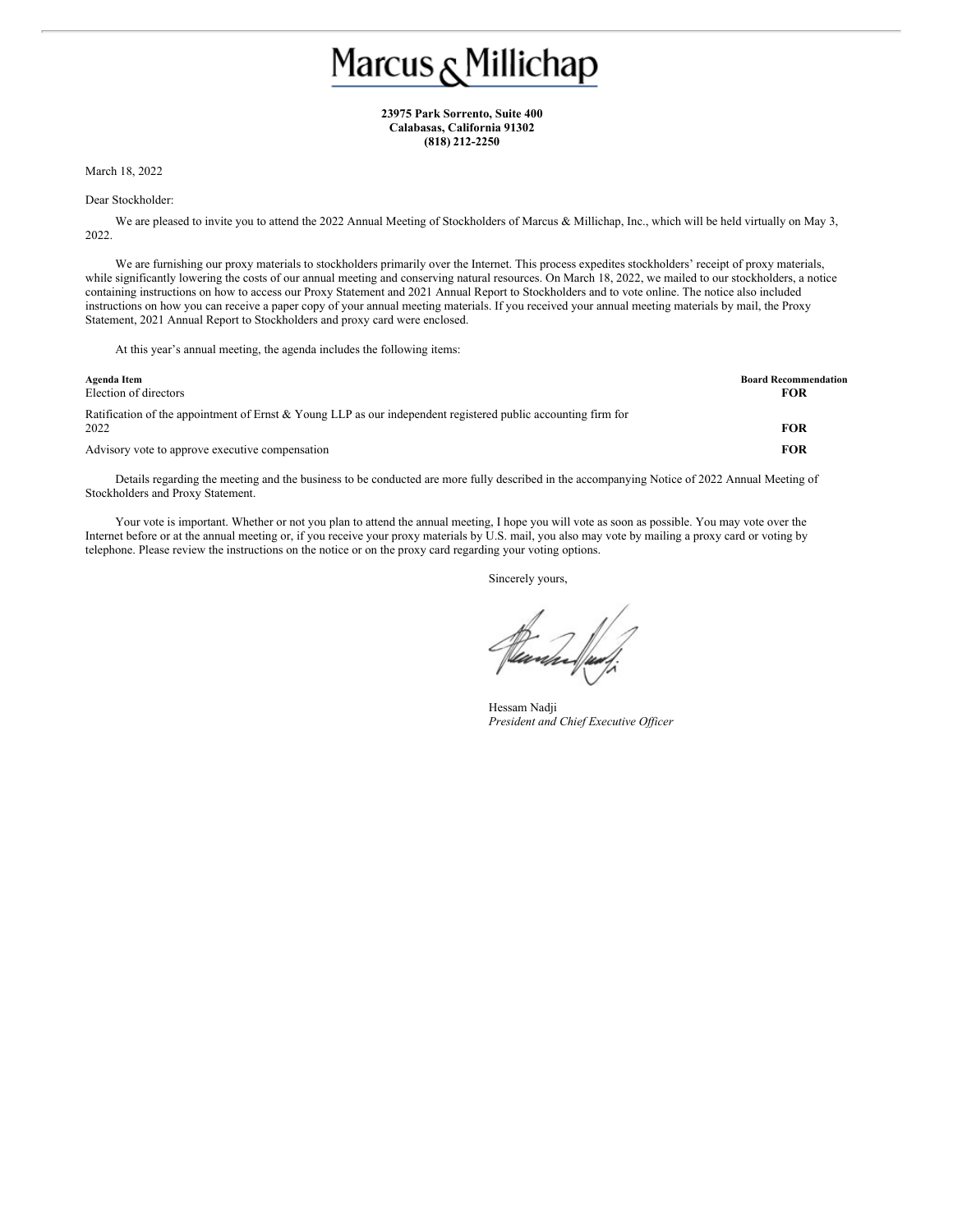# Marcus & Millichap

**23975 Park Sorrento, Suite 400**
**Calabasas, California 91302**
**(818) 212-2250**

March 18, 2022

Dear Stockholder:

We are pleased to invite you to attend the 2022 Annual Meeting of Stockholders of Marcus & Millichap, Inc., which will be held virtually on May 3, 2022.

We are furnishing our proxy materials to stockholders primarily over the Internet. This process expedites stockholders' receipt of proxy materials, while significantly lowering the costs of our annual meeting and conserving natural resources. On March 18, 2022, we mailed to our stockholders, a notice containing instructions on how to access our Proxy Statement and 2021 Annual Report to Stockholders and to vote online. The notice also included instructions on how you can receive a paper copy of your annual meeting materials. If you received your annual meeting materials by mail, the Proxy Statement, 2021 Annual Report to Stockholders and proxy card were enclosed.

At this year's annual meeting, the agenda includes the following items:

| Agenda Item | Board Recommendation |
| --- | --- |
| Election of directors | **FOR** |
| Ratification of the appointment of Ernst & Young LLP as our independent registered public accounting firm for 2022 | **FOR** |
| Advisory vote to approve executive compensation | **FOR** |

Details regarding the meeting and the business to be conducted are more fully described in the accompanying Notice of 2022 Annual Meeting of Stockholders and Proxy Statement.

Your vote is important. Whether or not you plan to attend the annual meeting, I hope you will vote as soon as possible. You may vote over the Internet before or at the annual meeting or, if you receive your proxy materials by U.S. mail, you also may vote by mailing a proxy card or voting by telephone. Please review the instructions on the notice or on the proxy card regarding your voting options.

Sincerely yours,

Hessam Nadji
*President and Chief Executive Officer*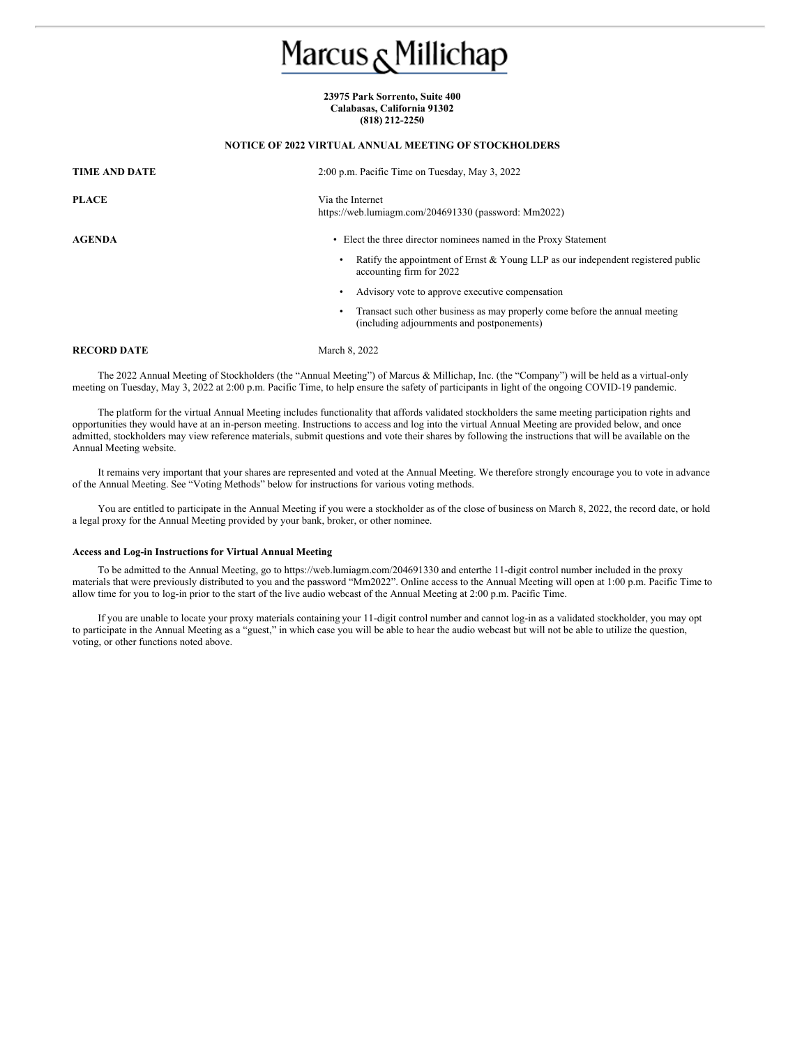# Marcus & Millichap

**23975 Park Sorrento, Suite 400**
**Calabasas, California 91302**
**(818) 212-2250**

**NOTICE OF 2022 VIRTUAL ANNUAL MEETING OF STOCKHOLDERS**

| | |
|---|---|
| **TIME AND DATE** | 2:00 p.m. Pacific Time on Tuesday, May 3, 2022 |
| **PLACE** | Via the Internet<br>https://web.lumiagm.com/204691330 (password: Mm2022) |
| **AGENDA** | • Elect the three director nominees named in the Proxy Statement<br>• Ratify the appointment of Ernst & Young LLP as our independent registered public accounting firm for 2022<br>• Advisory vote to approve executive compensation<br>• Transact such other business as may properly come before the annual meeting (including adjournments and postponements) |
| **RECORD DATE** | March 8, 2022 |

The 2022 Annual Meeting of Stockholders (the "Annual Meeting") of Marcus & Millichap, Inc. (the "Company") will be held as a virtual-only meeting on Tuesday, May 3, 2022 at 2:00 p.m. Pacific Time, to help ensure the safety of participants in light of the ongoing COVID-19 pandemic.

The platform for the virtual Annual Meeting includes functionality that affords validated stockholders the same meeting participation rights and opportunities they would have at an in-person meeting. Instructions to access and log into the virtual Annual Meeting are provided below, and once admitted, stockholders may view reference materials, submit questions and vote their shares by following the instructions that will be available on the Annual Meeting website.

It remains very important that your shares are represented and voted at the Annual Meeting. We therefore strongly encourage you to vote in advance of the Annual Meeting. See "Voting Methods" below for instructions for various voting methods.

You are entitled to participate in the Annual Meeting if you were a stockholder as of the close of business on March 8, 2022, the record date, or hold a legal proxy for the Annual Meeting provided by your bank, broker, or other nominee.

#### Access and Log-in Instructions for Virtual Annual Meeting

To be admitted to the Annual Meeting, go to https://web.lumiagm.com/204691330 and enterthe 11-digit control number included in the proxy materials that were previously distributed to you and the password "Mm2022". Online access to the Annual Meeting will open at 1:00 p.m. Pacific Time to allow time for you to log-in prior to the start of the live audio webcast of the Annual Meeting at 2:00 p.m. Pacific Time.

If you are unable to locate your proxy materials containing your 11-digit control number and cannot log-in as a validated stockholder, you may opt to participate in the Annual Meeting as a "guest," in which case you will be able to hear the audio webcast but will not be able to utilize the question, voting, or other functions noted above.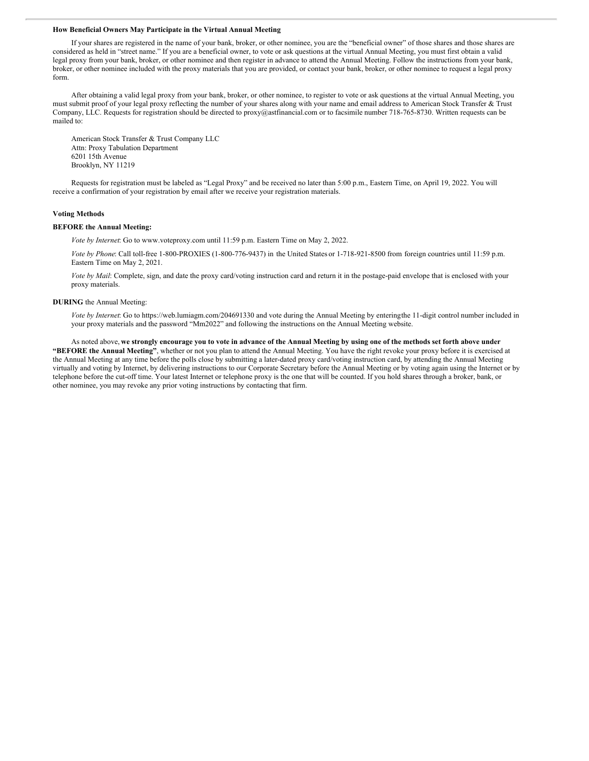**How Beneficial Owners May Participate in the Virtual Annual Meeting**

If your shares are registered in the name of your bank, broker, or other nominee, you are the "beneficial owner" of those shares and those shares are considered as held in "street name." If you are a beneficial owner, to vote or ask questions at the virtual Annual Meeting, you must first obtain a valid legal proxy from your bank, broker, or other nominee and then register in advance to attend the Annual Meeting. Follow the instructions from your bank, broker, or other nominee included with the proxy materials that you are provided, or contact your bank, broker, or other nominee to request a legal proxy form.

After obtaining a valid legal proxy from your bank, broker, or other nominee, to register to vote or ask questions at the virtual Annual Meeting, you must submit proof of your legal proxy reflecting the number of your shares along with your name and email address to American Stock Transfer & Trust Company, LLC. Requests for registration should be directed to proxy@astfinancial.com or to facsimile number 718-765-8730. Written requests can be mailed to:

American Stock Transfer & Trust Company LLC
Attn: Proxy Tabulation Department
6201 15th Avenue
Brooklyn, NY 11219

Requests for registration must be labeled as "Legal Proxy" and be received no later than 5:00 p.m., Eastern Time, on April 19, 2022. You will receive a confirmation of your registration by email after we receive your registration materials.

**Voting Methods**

**BEFORE the Annual Meeting:**

*Vote by Internet*: Go to www.voteproxy.com until 11:59 p.m. Eastern Time on May 2, 2022.

*Vote by Phone*: Call toll-free 1-800-PROXIES (1-800-776-9437) in the United States or 1-718-921-8500 from foreign countries until 11:59 p.m. Eastern Time on May 2, 2021.

*Vote by Mail*: Complete, sign, and date the proxy card/voting instruction card and return it in the postage-paid envelope that is enclosed with your proxy materials.

**DURING** the Annual Meeting:

*Vote by Internet*: Go to https://web.lumiagm.com/204691330 and vote during the Annual Meeting by entering the 11-digit control number included in your proxy materials and the password "Mm2022" and following the instructions on the Annual Meeting website.

As noted above, **we strongly encourage you to vote in advance of the Annual Meeting by using one of the methods set forth above under "BEFORE the Annual Meeting"**, whether or not you plan to attend the Annual Meeting. You have the right revoke your proxy before it is exercised at the Annual Meeting at any time before the polls close by submitting a later-dated proxy card/voting instruction card, by attending the Annual Meeting virtually and voting by Internet, by delivering instructions to our Corporate Secretary before the Annual Meeting or by voting again using the Internet or by telephone before the cut-off time. Your latest Internet or telephone proxy is the one that will be counted. If you hold shares through a broker, bank, or other nominee, you may revoke any prior voting instructions by contacting that firm.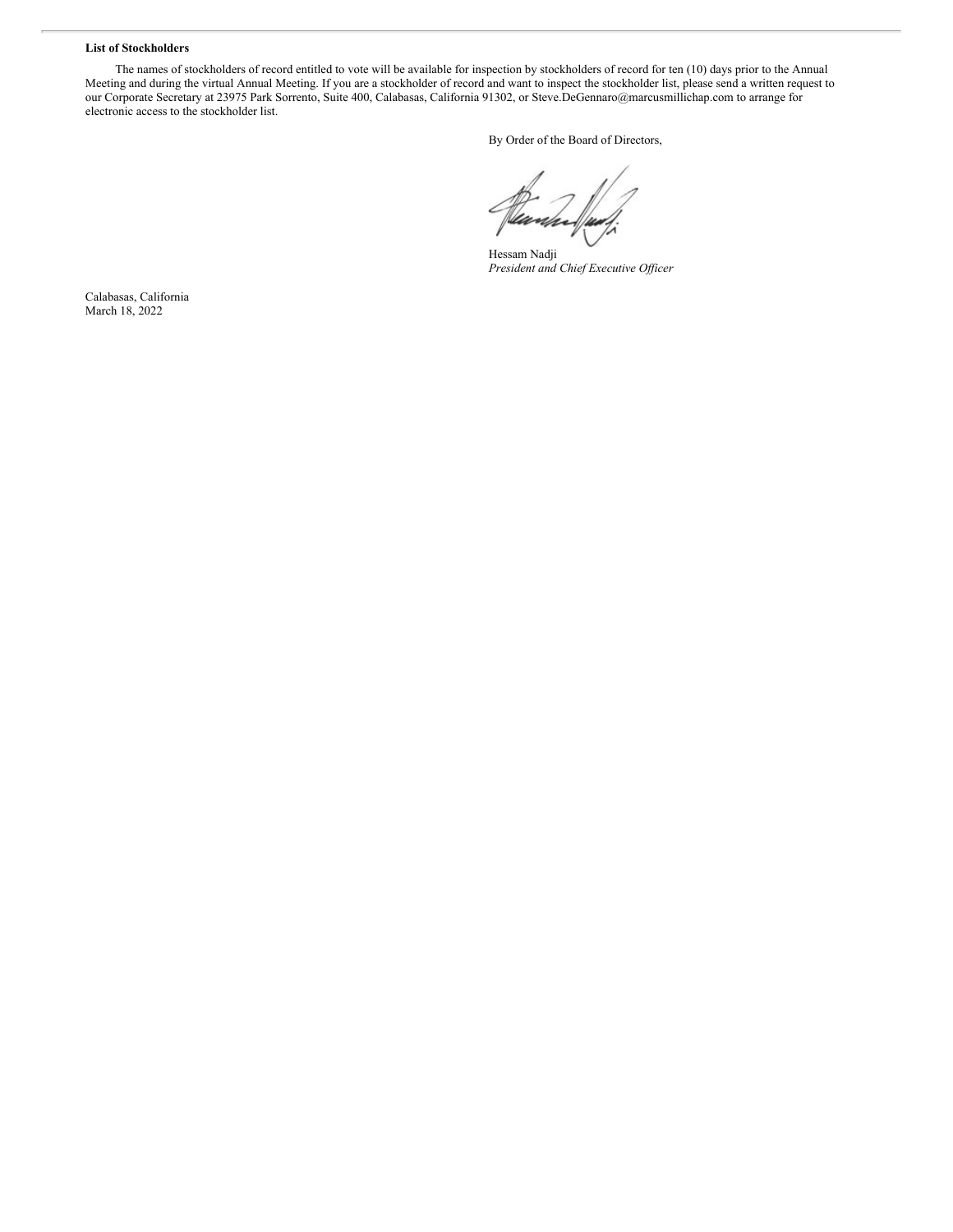**List of Stockholders**

The names of stockholders of record entitled to vote will be available for inspection by stockholders of record for ten (10) days prior to the Annual Meeting and during the virtual Annual Meeting. If you are a stockholder of record and want to inspect the stockholder list, please send a written request to our Corporate Secretary at 23975 Park Sorrento, Suite 400, Calabasas, California 91302, or Steve.DeGennaro@marcusmillichap.com to arrange for electronic access to the stockholder list.

By Order of the Board of Directors,

Hessam Nadji
*President and Chief Executive Officer*

Calabasas, California
March 18, 2022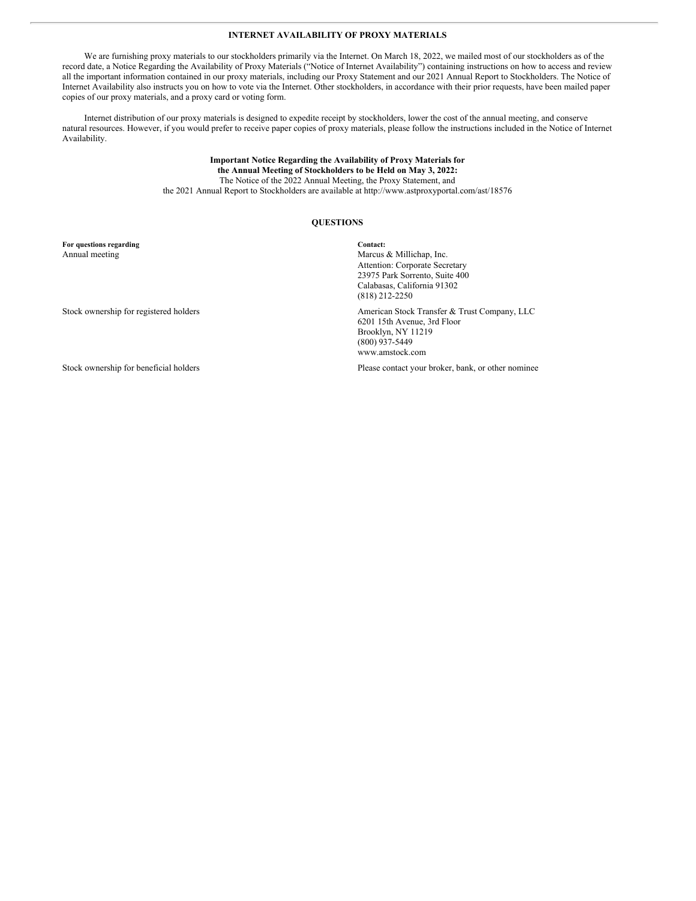## INTERNET AVAILABILITY OF PROXY MATERIALS

We are furnishing proxy materials to our stockholders primarily via the Internet. On March 18, 2022, we mailed most of our stockholders as of the record date, a Notice Regarding the Availability of Proxy Materials ("Notice of Internet Availability") containing instructions on how to access and review all the important information contained in our proxy materials, including our Proxy Statement and our 2021 Annual Report to Stockholders. The Notice of Internet Availability also instructs you on how to vote via the Internet. Other stockholders, in accordance with their prior requests, have been mailed paper copies of our proxy materials, and a proxy card or voting form.

Internet distribution of our proxy materials is designed to expedite receipt by stockholders, lower the cost of the annual meeting, and conserve natural resources. However, if you would prefer to receive paper copies of proxy materials, please follow the instructions included in the Notice of Internet Availability.

**Important Notice Regarding the Availability of Proxy Materials for the Annual Meeting of Stockholders to be Held on May 3, 2022:**
The Notice of the 2022 Annual Meeting, the Proxy Statement, and the 2021 Annual Report to Stockholders are available at http://www.astproxyportal.com/ast/18576

## QUESTIONS

| For questions regarding | Contact: |
| --- | --- |
| Annual meeting | Marcus & Millichap, Inc.<br>Attention: Corporate Secretary<br>23975 Park Sorrento, Suite 400<br>Calabasas, California 91302<br>(818) 212-2250 |
| Stock ownership for registered holders | American Stock Transfer & Trust Company, LLC<br>6201 15th Avenue, 3rd Floor<br>Brooklyn, NY 11219<br>(800) 937-5449<br>www.amstock.com |
| Stock ownership for beneficial holders | Please contact your broker, bank, or other nominee |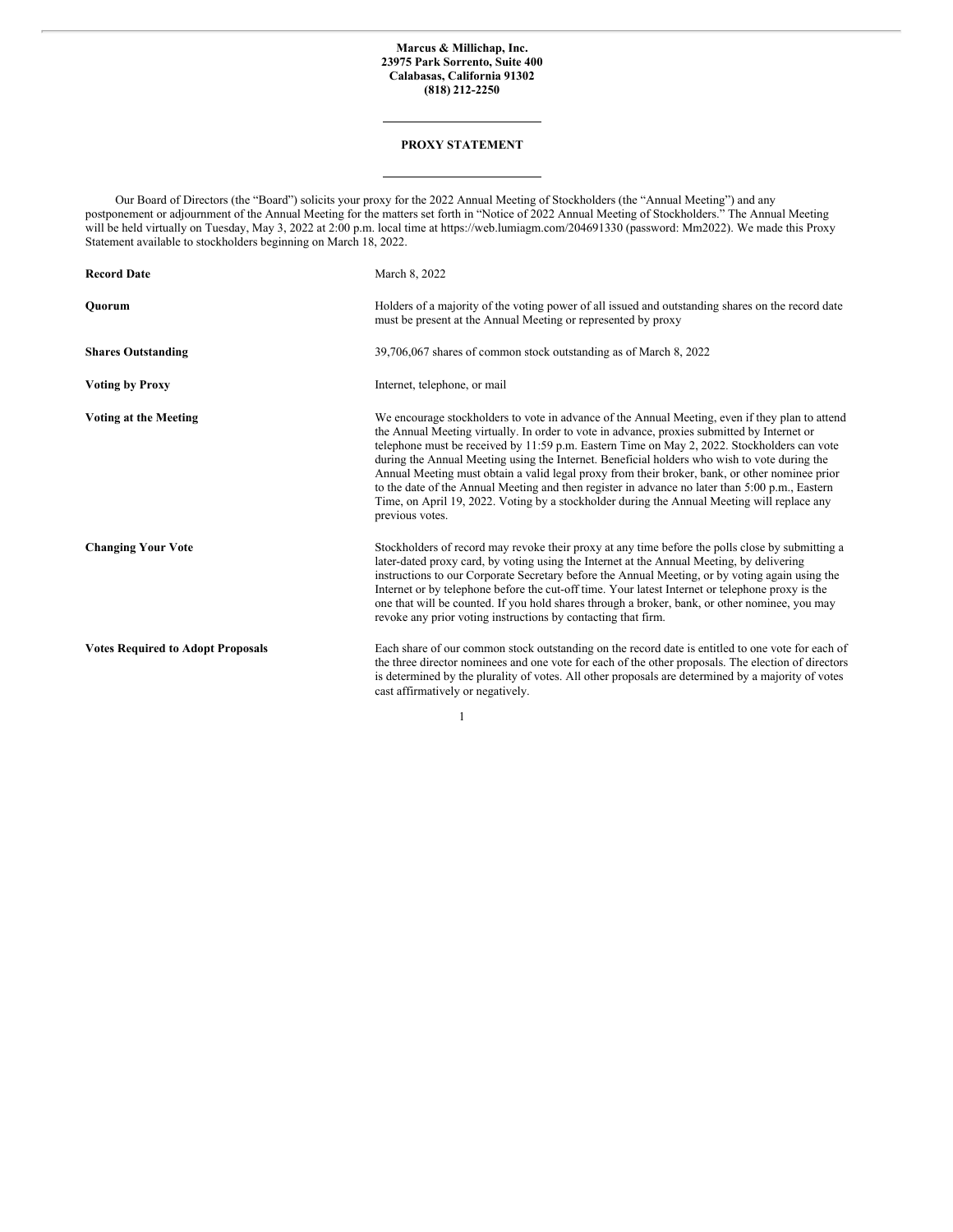**Marcus & Millichap, Inc.**
**23975 Park Sorrento, Suite 400**
**Calabasas, California 91302**
**(818) 212-2250**

# PROXY STATEMENT

Our Board of Directors (the "Board") solicits your proxy for the 2022 Annual Meeting of Stockholders (the "Annual Meeting") and any postponement or adjournment of the Annual Meeting for the matters set forth in "Notice of 2022 Annual Meeting of Stockholders." The Annual Meeting will be held virtually on Tuesday, May 3, 2022 at 2:00 p.m. local time at https://web.lumiagm.com/204691330 (password: Mm2022). We made this Proxy Statement available to stockholders beginning on March 18, 2022.

| | |
|---|---|
| **Record Date** | March 8, 2022 |
| **Quorum** | Holders of a majority of the voting power of all issued and outstanding shares on the record date must be present at the Annual Meeting or represented by proxy |
| **Shares Outstanding** | 39,706,067 shares of common stock outstanding as of March 8, 2022 |
| **Voting by Proxy** | Internet, telephone, or mail |
| **Voting at the Meeting** | We encourage stockholders to vote in advance of the Annual Meeting, even if they plan to attend the Annual Meeting virtually. In order to vote in advance, proxies submitted by Internet or telephone must be received by 11:59 p.m. Eastern Time on May 2, 2022. Stockholders can vote during the Annual Meeting using the Internet. Beneficial holders who wish to vote during the Annual Meeting must obtain a valid legal proxy from their broker, bank, or other nominee prior to the date of the Annual Meeting and then register in advance no later than 5:00 p.m., Eastern Time, on April 19, 2022. Voting by a stockholder during the Annual Meeting will replace any previous votes. |
| **Changing Your Vote** | Stockholders of record may revoke their proxy at any time before the polls close by submitting a later-dated proxy card, by voting using the Internet at the Annual Meeting, by delivering instructions to our Corporate Secretary before the Annual Meeting, or by voting again using the Internet or by telephone before the cut-off time. Your latest Internet or telephone proxy is the one that will be counted. If you hold shares through a broker, bank, or other nominee, you may revoke any prior voting instructions by contacting that firm. |
| **Votes Required to Adopt Proposals** | Each share of our common stock outstanding on the record date is entitled to one vote for each of the three director nominees and one vote for each of the other proposals. The election of directors is determined by the plurality of votes. All other proposals are determined by a majority of votes cast affirmatively or negatively. |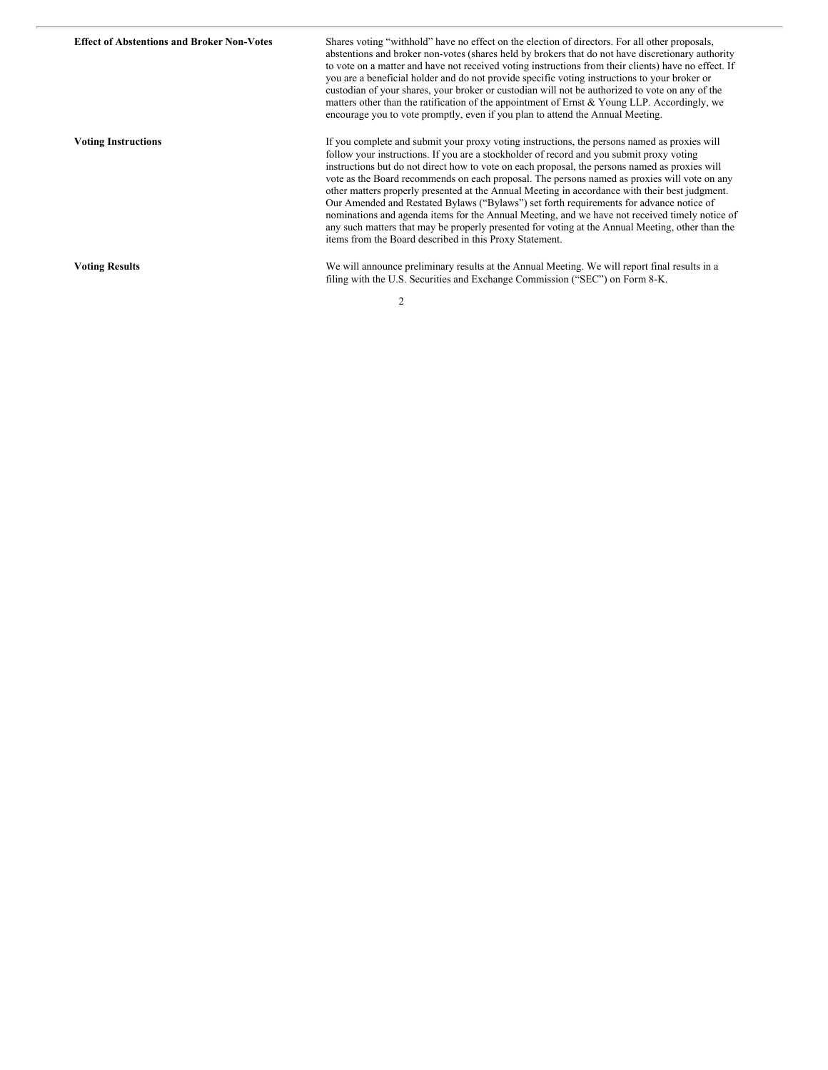| | |
|---|---|
| **Effect of Abstentions and Broker Non-Votes** | Shares voting "withhold" have no effect on the election of directors. For all other proposals, abstentions and broker non-votes (shares held by brokers that do not have discretionary authority to vote on a matter and have not received voting instructions from their clients) have no effect. If you are a beneficial holder and do not provide specific voting instructions to your broker or custodian of your shares, your broker or custodian will not be authorized to vote on any of the matters other than the ratification of the appointment of Ernst & Young LLP. Accordingly, we encourage you to vote promptly, even if you plan to attend the Annual Meeting. |
| **Voting Instructions** | If you complete and submit your proxy voting instructions, the persons named as proxies will follow your instructions. If you are a stockholder of record and you submit proxy voting instructions but do not direct how to vote on each proposal, the persons named as proxies will vote as the Board recommends on each proposal. The persons named as proxies will vote on any other matters properly presented at the Annual Meeting in accordance with their best judgment. Our Amended and Restated Bylaws ("Bylaws") set forth requirements for advance notice of nominations and agenda items for the Annual Meeting, and we have not received timely notice of any such matters that may be properly presented for voting at the Annual Meeting, other than the items from the Board described in this Proxy Statement. |
| **Voting Results** | We will announce preliminary results at the Annual Meeting. We will report final results in a filing with the U.S. Securities and Exchange Commission ("SEC") on Form 8-K. |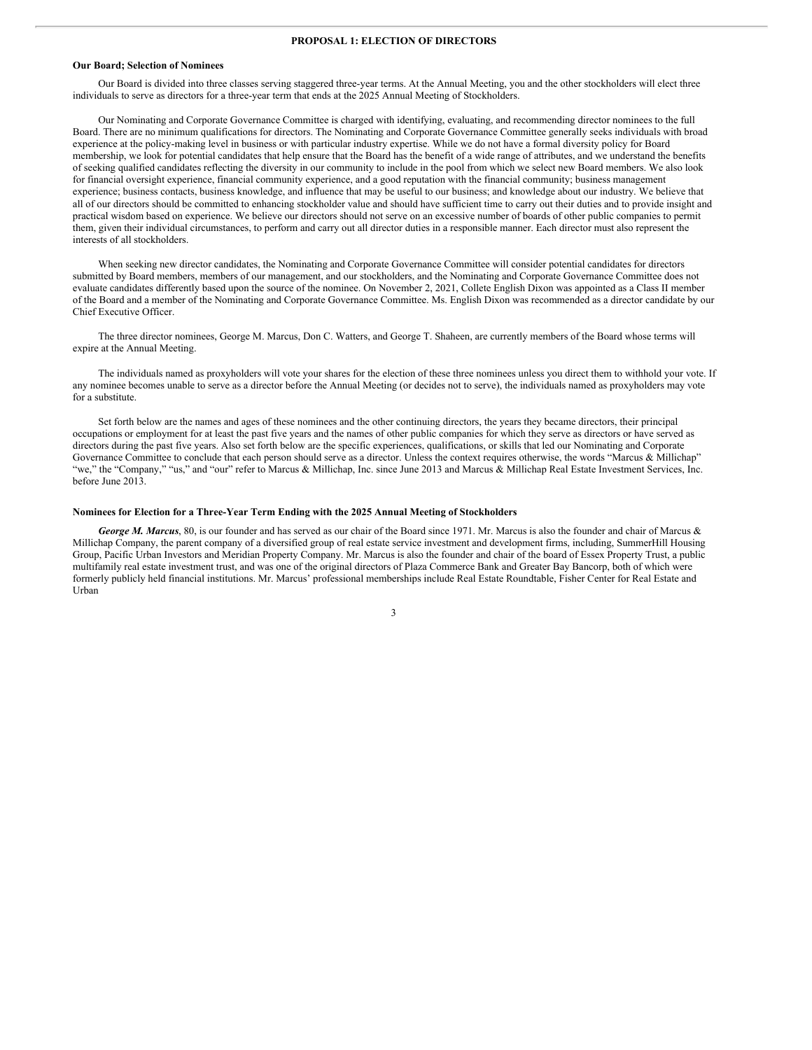# PROPOSAL 1: ELECTION OF DIRECTORS

## Our Board; Selection of Nominees

Our Board is divided into three classes serving staggered three-year terms. At the Annual Meeting, you and the other stockholders will elect three individuals to serve as directors for a three-year term that ends at the 2025 Annual Meeting of Stockholders.

Our Nominating and Corporate Governance Committee is charged with identifying, evaluating, and recommending director nominees to the full Board. There are no minimum qualifications for directors. The Nominating and Corporate Governance Committee generally seeks individuals with broad experience at the policy-making level in business or with particular industry expertise. While we do not have a formal diversity policy for Board membership, we look for potential candidates that help ensure that the Board has the benefit of a wide range of attributes, and we understand the benefits of seeking qualified candidates reflecting the diversity in our community to include in the pool from which we select new Board members. We also look for financial oversight experience, financial community experience, and a good reputation with the financial community; business management experience; business contacts, business knowledge, and influence that may be useful to our business; and knowledge about our industry. We believe that all of our directors should be committed to enhancing stockholder value and should have sufficient time to carry out their duties and to provide insight and practical wisdom based on experience. We believe our directors should not serve on an excessive number of boards of other public companies to permit them, given their individual circumstances, to perform and carry out all director duties in a responsible manner. Each director must also represent the interests of all stockholders.

When seeking new director candidates, the Nominating and Corporate Governance Committee will consider potential candidates for directors submitted by Board members, members of our management, and our stockholders, and the Nominating and Corporate Governance Committee does not evaluate candidates differently based upon the source of the nominee. On November 2, 2021, Collete English Dixon was appointed as a Class II member of the Board and a member of the Nominating and Corporate Governance Committee. Ms. English Dixon was recommended as a director candidate by our Chief Executive Officer.

The three director nominees, George M. Marcus, Don C. Watters, and George T. Shaheen, are currently members of the Board whose terms will expire at the Annual Meeting.

The individuals named as proxyholders will vote your shares for the election of these three nominees unless you direct them to withhold your vote. If any nominee becomes unable to serve as a director before the Annual Meeting (or decides not to serve), the individuals named as proxyholders may vote for a substitute.

Set forth below are the names and ages of these nominees and the other continuing directors, the years they became directors, their principal occupations or employment for at least the past five years and the names of other public companies for which they serve as directors or have served as directors during the past five years. Also set forth below are the specific experiences, qualifications, or skills that led our Nominating and Corporate Governance Committee to conclude that each person should serve as a director. Unless the context requires otherwise, the words "Marcus & Millichap" "we," the "Company," "us," and "our" refer to Marcus & Millichap, Inc. since June 2013 and Marcus & Millichap Real Estate Investment Services, Inc. before June 2013.

## Nominees for Election for a Three-Year Term Ending with the 2025 Annual Meeting of Stockholders

***George M. Marcus***, 80, is our founder and has served as our chair of the Board since 1971. Mr. Marcus is also the founder and chair of Marcus & Millichap Company, the parent company of a diversified group of real estate service investment and development firms, including, SummerHill Housing Group, Pacific Urban Investors and Meridian Property Company. Mr. Marcus is also the founder and chair of the board of Essex Property Trust, a public multifamily real estate investment trust, and was one of the original directors of Plaza Commerce Bank and Greater Bay Bancorp, both of which were formerly publicly held financial institutions. Mr. Marcus' professional memberships include Real Estate Roundtable, Fisher Center for Real Estate and Urban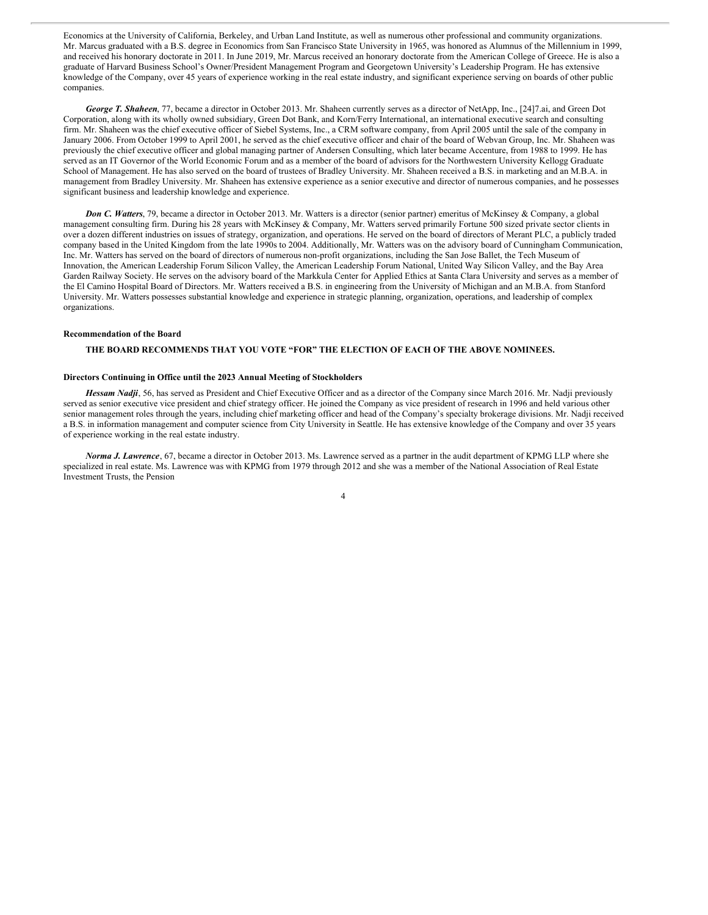Economics at the University of California, Berkeley, and Urban Land Institute, as well as numerous other professional and community organizations. Mr. Marcus graduated with a B.S. degree in Economics from San Francisco State University in 1965, was honored as Alumnus of the Millennium in 1999, and received his honorary doctorate in 2011. In June 2019, Mr. Marcus received an honorary doctorate from the American College of Greece. He is also a graduate of Harvard Business School's Owner/President Management Program and Georgetown University's Leadership Program. He has extensive knowledge of the Company, over 45 years of experience working in the real estate industry, and significant experience serving on boards of other public companies.

***George T. Shaheen***, 77, became a director in October 2013. Mr. Shaheen currently serves as a director of NetApp, Inc., [24]7.ai, and Green Dot Corporation, along with its wholly owned subsidiary, Green Dot Bank, and Korn/Ferry International, an international executive search and consulting firm. Mr. Shaheen was the chief executive officer of Siebel Systems, Inc., a CRM software company, from April 2005 until the sale of the company in January 2006. From October 1999 to April 2001, he served as the chief executive officer and chair of the board of Webvan Group, Inc. Mr. Shaheen was previously the chief executive officer and global managing partner of Andersen Consulting, which later became Accenture, from 1988 to 1999. He has served as an IT Governor of the World Economic Forum and as a member of the board of advisors for the Northwestern University Kellogg Graduate School of Management. He has also served on the board of trustees of Bradley University. Mr. Shaheen received a B.S. in marketing and an M.B.A. in management from Bradley University. Mr. Shaheen has extensive experience as a senior executive and director of numerous companies, and he possesses significant business and leadership knowledge and experience.

***Don C. Watters***, 79, became a director in October 2013. Mr. Watters is a director (senior partner) emeritus of McKinsey & Company, a global management consulting firm. During his 28 years with McKinsey & Company, Mr. Watters served primarily Fortune 500 sized private sector clients in over a dozen different industries on issues of strategy, organization, and operations. He served on the board of directors of Merant PLC, a publicly traded company based in the United Kingdom from the late 1990s to 2004. Additionally, Mr. Watters was on the advisory board of Cunningham Communication, Inc. Mr. Watters has served on the board of directors of numerous non-profit organizations, including the San Jose Ballet, the Tech Museum of Innovation, the American Leadership Forum Silicon Valley, the American Leadership Forum National, United Way Silicon Valley, and the Bay Area Garden Railway Society. He serves on the advisory board of the Markkula Center for Applied Ethics at Santa Clara University and serves as a member of the El Camino Hospital Board of Directors. Mr. Watters received a B.S. in engineering from the University of Michigan and an M.B.A. from Stanford University. Mr. Watters possesses substantial knowledge and experience in strategic planning, organization, operations, and leadership of complex organizations.

#### Recommendation of the Board

**THE BOARD RECOMMENDS THAT YOU VOTE "FOR" THE ELECTION OF EACH OF THE ABOVE NOMINEES.**

#### Directors Continuing in Office until the 2023 Annual Meeting of Stockholders

***Hessam Nadji***, 56, has served as President and Chief Executive Officer and as a director of the Company since March 2016. Mr. Nadji previously served as senior executive vice president and chief strategy officer. He joined the Company as vice president of research in 1996 and held various other senior management roles through the years, including chief marketing officer and head of the Company's specialty brokerage divisions. Mr. Nadji received a B.S. in information management and computer science from City University in Seattle. He has extensive knowledge of the Company and over 35 years of experience working in the real estate industry.

***Norma J. Lawrence***, 67, became a director in October 2013. Ms. Lawrence served as a partner in the audit department of KPMG LLP where she specialized in real estate. Ms. Lawrence was with KPMG from 1979 through 2012 and she was a member of the National Association of Real Estate Investment Trusts, the Pension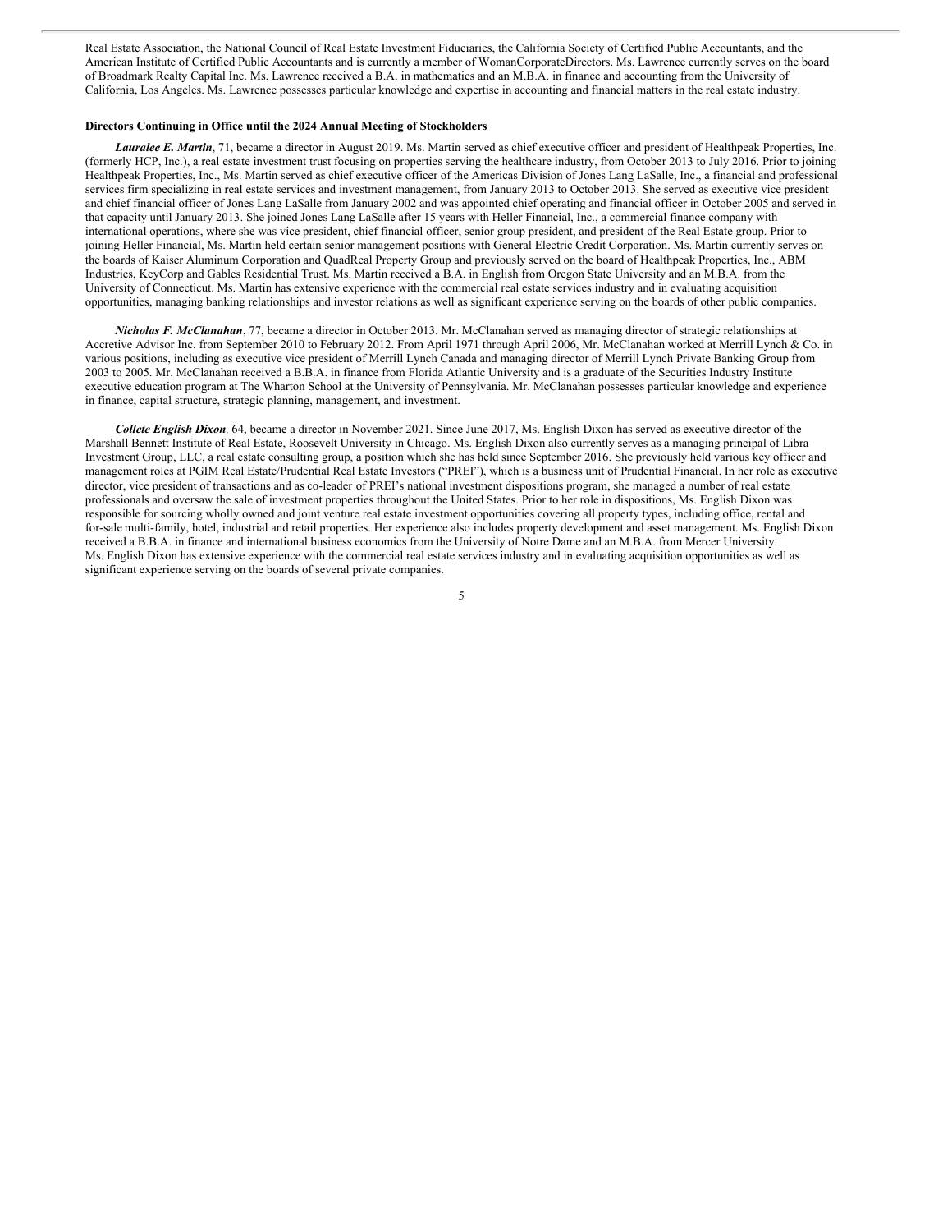Real Estate Association, the National Council of Real Estate Investment Fiduciaries, the California Society of Certified Public Accountants, and the American Institute of Certified Public Accountants and is currently a member of WomanCorporateDirectors. Ms. Lawrence currently serves on the board of Broadmark Realty Capital Inc. Ms. Lawrence received a B.A. in mathematics and an M.B.A. in finance and accounting from the University of California, Los Angeles. Ms. Lawrence possesses particular knowledge and expertise in accounting and financial matters in the real estate industry.

**Directors Continuing in Office until the 2024 Annual Meeting of Stockholders**

***Lauralee E. Martin***, 71, became a director in August 2019. Ms. Martin served as chief executive officer and president of Healthpeak Properties, Inc. (formerly HCP, Inc.), a real estate investment trust focusing on properties serving the healthcare industry, from October 2013 to July 2016. Prior to joining Healthpeak Properties, Inc., Ms. Martin served as chief executive officer of the Americas Division of Jones Lang LaSalle, Inc., a financial and professional services firm specializing in real estate services and investment management, from January 2013 to October 2013. She served as executive vice president and chief financial officer of Jones Lang LaSalle from January 2002 and was appointed chief operating and financial officer in October 2005 and served in that capacity until January 2013. She joined Jones Lang LaSalle after 15 years with Heller Financial, Inc., a commercial finance company with international operations, where she was vice president, chief financial officer, senior group president, and president of the Real Estate group. Prior to joining Heller Financial, Ms. Martin held certain senior management positions with General Electric Credit Corporation. Ms. Martin currently serves on the boards of Kaiser Aluminum Corporation and QuadReal Property Group and previously served on the board of Healthpeak Properties, Inc., ABM Industries, KeyCorp and Gables Residential Trust. Ms. Martin received a B.A. in English from Oregon State University and an M.B.A. from the University of Connecticut. Ms. Martin has extensive experience with the commercial real estate services industry and in evaluating acquisition opportunities, managing banking relationships and investor relations as well as significant experience serving on the boards of other public companies.

***Nicholas F. McClanahan***, 77, became a director in October 2013. Mr. McClanahan served as managing director of strategic relationships at Accretive Advisor Inc. from September 2010 to February 2012. From April 1971 through April 2006, Mr. McClanahan worked at Merrill Lynch & Co. in various positions, including as executive vice president of Merrill Lynch Canada and managing director of Merrill Lynch Private Banking Group from 2003 to 2005. Mr. McClanahan received a B.B.A. in finance from Florida Atlantic University and is a graduate of the Securities Industry Institute executive education program at The Wharton School at the University of Pennsylvania. Mr. McClanahan possesses particular knowledge and experience in finance, capital structure, strategic planning, management, and investment.

***Collete English Dixon****,* 64, became a director in November 2021. Since June 2017, Ms. English Dixon has served as executive director of the Marshall Bennett Institute of Real Estate, Roosevelt University in Chicago. Ms. English Dixon also currently serves as a managing principal of Libra Investment Group, LLC, a real estate consulting group, a position which she has held since September 2016. She previously held various key officer and management roles at PGIM Real Estate/Prudential Real Estate Investors ("PREI"), which is a business unit of Prudential Financial. In her role as executive director, vice president of transactions and as co-leader of PREI's national investment dispositions program, she managed a number of real estate professionals and oversaw the sale of investment properties throughout the United States. Prior to her role in dispositions, Ms. English Dixon was responsible for sourcing wholly owned and joint venture real estate investment opportunities covering all property types, including office, rental and for-sale multi-family, hotel, industrial and retail properties. Her experience also includes property development and asset management. Ms. English Dixon received a B.B.A. in finance and international business economics from the University of Notre Dame and an M.B.A. from Mercer University. Ms. English Dixon has extensive experience with the commercial real estate services industry and in evaluating acquisition opportunities as well as significant experience serving on the boards of several private companies.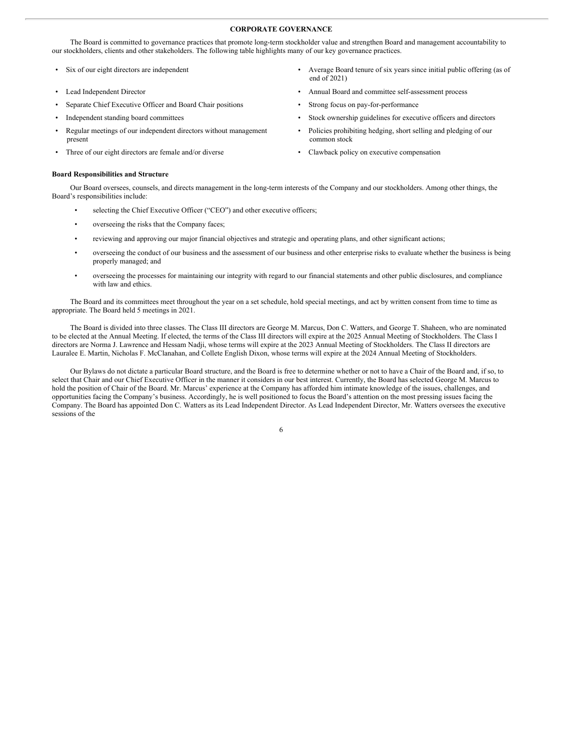## CORPORATE GOVERNANCE

The Board is committed to governance practices that promote long-term stockholder value and strengthen Board and management accountability to our stockholders, clients and other stakeholders. The following table highlights many of our key governance practices.

- Six of our eight directors are independent
- Lead Independent Director
- Separate Chief Executive Officer and Board Chair positions
- Independent standing board committees
- Regular meetings of our independent directors without management present
- Three of our eight directors are female and/or diverse
- Average Board tenure of six years since initial public offering (as of end of 2021)
- Annual Board and committee self-assessment process
- Strong focus on pay-for-performance
- Stock ownership guidelines for executive officers and directors
- Policies prohibiting hedging, short selling and pledging of our common stock
- Clawback policy on executive compensation

**Board Responsibilities and Structure**

Our Board oversees, counsels, and directs management in the long-term interests of the Company and our stockholders. Among other things, the Board's responsibilities include:

- selecting the Chief Executive Officer ("CEO") and other executive officers;
- overseeing the risks that the Company faces;
- reviewing and approving our major financial objectives and strategic and operating plans, and other significant actions;
- overseeing the conduct of our business and the assessment of our business and other enterprise risks to evaluate whether the business is being properly managed; and
- overseeing the processes for maintaining our integrity with regard to our financial statements and other public disclosures, and compliance with law and ethics.

The Board and its committees meet throughout the year on a set schedule, hold special meetings, and act by written consent from time to time as appropriate. The Board held 5 meetings in 2021.

The Board is divided into three classes. The Class III directors are George M. Marcus, Don C. Watters, and George T. Shaheen, who are nominated to be elected at the Annual Meeting. If elected, the terms of the Class III directors will expire at the 2025 Annual Meeting of Stockholders. The Class I directors are Norma J. Lawrence and Hessam Nadji, whose terms will expire at the 2023 Annual Meeting of Stockholders. The Class II directors are Lauralee E. Martin, Nicholas F. McClanahan, and Collete English Dixon, whose terms will expire at the 2024 Annual Meeting of Stockholders.

Our Bylaws do not dictate a particular Board structure, and the Board is free to determine whether or not to have a Chair of the Board and, if so, to select that Chair and our Chief Executive Officer in the manner it considers in our best interest. Currently, the Board has selected George M. Marcus to hold the position of Chair of the Board. Mr. Marcus' experience at the Company has afforded him intimate knowledge of the issues, challenges, and opportunities facing the Company's business. Accordingly, he is well positioned to focus the Board's attention on the most pressing issues facing the Company. The Board has appointed Don C. Watters as its Lead Independent Director. As Lead Independent Director, Mr. Watters oversees the executive sessions of the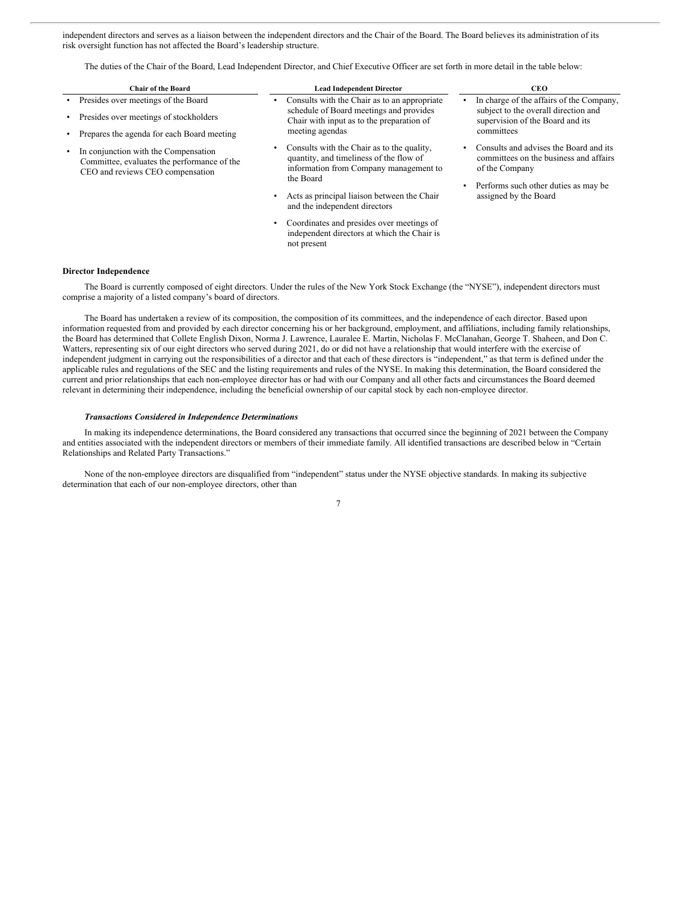independent directors and serves as a liaison between the independent directors and the Chair of the Board. The Board believes its administration of its risk oversight function has not affected the Board's leadership structure.

The duties of the Chair of the Board, Lead Independent Director, and Chief Executive Officer are set forth in more detail in the table below:

| Chair of the Board | Lead Independent Director | CEO |
| --- | --- | --- |
| • Presides over meetings of the Board<br>• Presides over meetings of stockholders<br>• Prepares the agenda for each Board meeting<br>• In conjunction with the Compensation Committee, evaluates the performance of the CEO and reviews CEO compensation | • Consults with the Chair as to an appropriate schedule of Board meetings and provides Chair with input as to the preparation of meeting agendas<br>• Consults with the Chair as to the quality, quantity, and timeliness of the flow of information from Company management to the Board<br>• Acts as principal liaison between the Chair and the independent directors<br>• Coordinates and presides over meetings of independent directors at which the Chair is not present | • In charge of the affairs of the Company, subject to the overall direction and supervision of the Board and its committees<br>• Consults and advises the Board and its committees on the business and affairs of the Company<br>• Performs such other duties as may be assigned by the Board |

**Director Independence**

The Board is currently composed of eight directors. Under the rules of the New York Stock Exchange (the "NYSE"), independent directors must comprise a majority of a listed company's board of directors.

The Board has undertaken a review of its composition, the composition of its committees, and the independence of each director. Based upon information requested from and provided by each director concerning his or her background, employment, and affiliations, including family relationships, the Board has determined that Collete English Dixon, Norma J. Lawrence, Lauralee E. Martin, Nicholas F. McClanahan, George T. Shaheen, and Don C. Watters, representing six of our eight directors who served during 2021, do or did not have a relationship that would interfere with the exercise of independent judgment in carrying out the responsibilities of a director and that each of these directors is "independent," as that term is defined under the applicable rules and regulations of the SEC and the listing requirements and rules of the NYSE. In making this determination, the Board considered the current and prior relationships that each non-employee director has or had with our Company and all other facts and circumstances the Board deemed relevant in determining their independence, including the beneficial ownership of our capital stock by each non-employee director.

***Transactions Considered in Independence Determinations***

In making its independence determinations, the Board considered any transactions that occurred since the beginning of 2021 between the Company and entities associated with the independent directors or members of their immediate family. All identified transactions are described below in "Certain Relationships and Related Party Transactions."

None of the non-employee directors are disqualified from "independent" status under the NYSE objective standards. In making its subjective determination that each of our non-employee directors, other than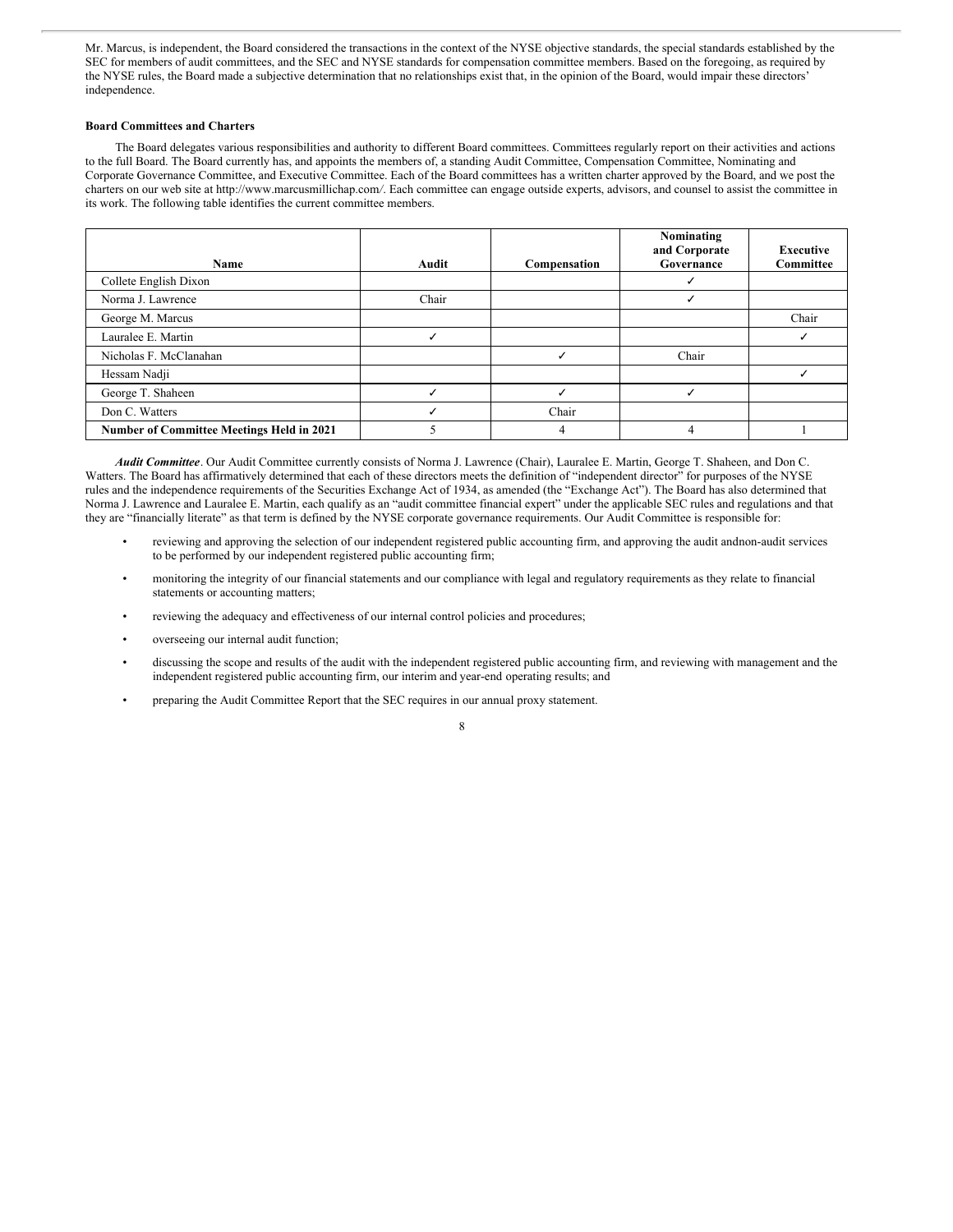Mr. Marcus, is independent, the Board considered the transactions in the context of the NYSE objective standards, the special standards established by the SEC for members of audit committees, and the SEC and NYSE standards for compensation committee members. Based on the foregoing, as required by the NYSE rules, the Board made a subjective determination that no relationships exist that, in the opinion of the Board, would impair these directors' independence.

**Board Committees and Charters**

The Board delegates various responsibilities and authority to different Board committees. Committees regularly report on their activities and actions to the full Board. The Board currently has, and appoints the members of, a standing Audit Committee, Compensation Committee, Nominating and Corporate Governance Committee, and Executive Committee. Each of the Board committees has a written charter approved by the Board, and we post the charters on our web site at http://www.marcusmillichap.com/. Each committee can engage outside experts, advisors, and counsel to assist the committee in its work. The following table identifies the current committee members.

| Name | Audit | Compensation | Nominating and Corporate Governance | Executive Committee |
|---|---|---|---|---|
| Collete English Dixon | | | ✓ | |
| Norma J. Lawrence | Chair | | ✓ | |
| George M. Marcus | | | | Chair |
| Lauralee E. Martin | ✓ | | | ✓ |
| Nicholas F. McClanahan | | ✓ | Chair | |
| Hessam Nadji | | | | ✓ |
| George T. Shaheen | ✓ | ✓ | ✓ | |
| Don C. Watters | ✓ | Chair | | |
| **Number of Committee Meetings Held in 2021** | 5 | 4 | 4 | 1 |

***Audit Committee***. Our Audit Committee currently consists of Norma J. Lawrence (Chair), Lauralee E. Martin, George T. Shaheen, and Don C. Watters. The Board has affirmatively determined that each of these directors meets the definition of "independent director" for purposes of the NYSE rules and the independence requirements of the Securities Exchange Act of 1934, as amended (the "Exchange Act"). The Board has also determined that Norma J. Lawrence and Lauralee E. Martin, each qualify as an "audit committee financial expert" under the applicable SEC rules and regulations and that they are "financially literate" as that term is defined by the NYSE corporate governance requirements. Our Audit Committee is responsible for:

- reviewing and approving the selection of our independent registered public accounting firm, and approving the audit andnon-audit services to be performed by our independent registered public accounting firm;
- monitoring the integrity of our financial statements and our compliance with legal and regulatory requirements as they relate to financial statements or accounting matters;
- reviewing the adequacy and effectiveness of our internal control policies and procedures;
- overseeing our internal audit function;
- discussing the scope and results of the audit with the independent registered public accounting firm, and reviewing with management and the independent registered public accounting firm, our interim and year-end operating results; and
- preparing the Audit Committee Report that the SEC requires in our annual proxy statement.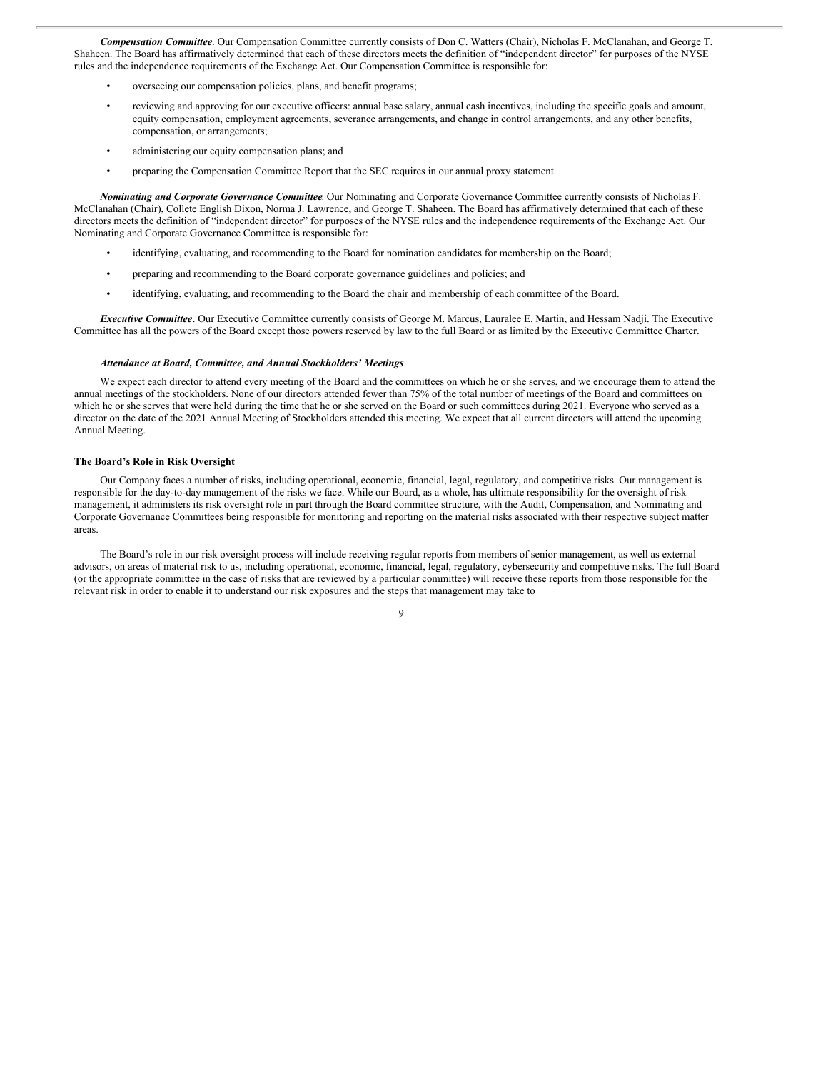***Compensation Committee***. Our Compensation Committee currently consists of Don C. Watters (Chair), Nicholas F. McClanahan, and George T. Shaheen. The Board has affirmatively determined that each of these directors meets the definition of "independent director" for purposes of the NYSE rules and the independence requirements of the Exchange Act. Our Compensation Committee is responsible for:

- overseeing our compensation policies, plans, and benefit programs;
- reviewing and approving for our executive officers: annual base salary, annual cash incentives, including the specific goals and amount, equity compensation, employment agreements, severance arrangements, and change in control arrangements, and any other benefits, compensation, or arrangements;
- administering our equity compensation plans; and
- preparing the Compensation Committee Report that the SEC requires in our annual proxy statement.

***Nominating and Corporate Governance Committee***. Our Nominating and Corporate Governance Committee currently consists of Nicholas F. McClanahan (Chair), Collete English Dixon, Norma J. Lawrence, and George T. Shaheen. The Board has affirmatively determined that each of these directors meets the definition of "independent director" for purposes of the NYSE rules and the independence requirements of the Exchange Act. Our Nominating and Corporate Governance Committee is responsible for:

- identifying, evaluating, and recommending to the Board for nomination candidates for membership on the Board;
- preparing and recommending to the Board corporate governance guidelines and policies; and
- identifying, evaluating, and recommending to the Board the chair and membership of each committee of the Board.

***Executive Committee***. Our Executive Committee currently consists of George M. Marcus, Lauralee E. Martin, and Hessam Nadji. The Executive Committee has all the powers of the Board except those powers reserved by law to the full Board or as limited by the Executive Committee Charter.

***Attendance at Board, Committee, and Annual Stockholders' Meetings***

We expect each director to attend every meeting of the Board and the committees on which he or she serves, and we encourage them to attend the annual meetings of the stockholders. None of our directors attended fewer than 75% of the total number of meetings of the Board and committees on which he or she serves that were held during the time that he or she served on the Board or such committees during 2021. Everyone who served as a director on the date of the 2021 Annual Meeting of Stockholders attended this meeting. We expect that all current directors will attend the upcoming Annual Meeting.

**The Board's Role in Risk Oversight**

Our Company faces a number of risks, including operational, economic, financial, legal, regulatory, and competitive risks. Our management is responsible for the day-to-day management of the risks we face. While our Board, as a whole, has ultimate responsibility for the oversight of risk management, it administers its risk oversight role in part through the Board committee structure, with the Audit, Compensation, and Nominating and Corporate Governance Committees being responsible for monitoring and reporting on the material risks associated with their respective subject matter areas.

The Board's role in our risk oversight process will include receiving regular reports from members of senior management, as well as external advisors, on areas of material risk to us, including operational, economic, financial, legal, regulatory, cybersecurity and competitive risks. The full Board (or the appropriate committee in the case of risks that are reviewed by a particular committee) will receive these reports from those responsible for the relevant risk in order to enable it to understand our risk exposures and the steps that management may take to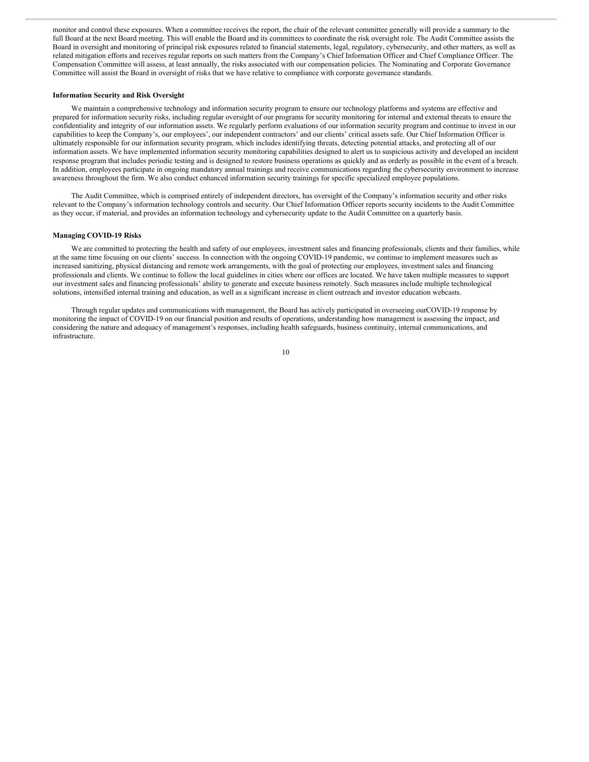monitor and control these exposures. When a committee receives the report, the chair of the relevant committee generally will provide a summary to the full Board at the next Board meeting. This will enable the Board and its committees to coordinate the risk oversight role. The Audit Committee assists the Board in oversight and monitoring of principal risk exposures related to financial statements, legal, regulatory, cybersecurity, and other matters, as well as related mitigation efforts and receives regular reports on such matters from the Company's Chief Information Officer and Chief Compliance Officer. The Compensation Committee will assess, at least annually, the risks associated with our compensation policies. The Nominating and Corporate Governance Committee will assist the Board in oversight of risks that we have relative to compliance with corporate governance standards.

**Information Security and Risk Oversight**

We maintain a comprehensive technology and information security program to ensure our technology platforms and systems are effective and prepared for information security risks, including regular oversight of our programs for security monitoring for internal and external threats to ensure the confidentiality and integrity of our information assets. We regularly perform evaluations of our information security program and continue to invest in our capabilities to keep the Company's, our employees', our independent contractors' and our clients' critical assets safe. Our Chief Information Officer is ultimately responsible for our information security program, which includes identifying threats, detecting potential attacks, and protecting all of our information assets. We have implemented information security monitoring capabilities designed to alert us to suspicious activity and developed an incident response program that includes periodic testing and is designed to restore business operations as quickly and as orderly as possible in the event of a breach. In addition, employees participate in ongoing mandatory annual trainings and receive communications regarding the cybersecurity environment to increase awareness throughout the firm. We also conduct enhanced information security trainings for specific specialized employee populations.

The Audit Committee, which is comprised entirely of independent directors, has oversight of the Company's information security and other risks relevant to the Company's information technology controls and security. Our Chief Information Officer reports security incidents to the Audit Committee as they occur, if material, and provides an information technology and cybersecurity update to the Audit Committee on a quarterly basis.

**Managing COVID-19 Risks**

We are committed to protecting the health and safety of our employees, investment sales and financing professionals, clients and their families, while at the same time focusing on our clients' success. In connection with the ongoing COVID-19 pandemic, we continue to implement measures such as increased sanitizing, physical distancing and remote work arrangements, with the goal of protecting our employees, investment sales and financing professionals and clients. We continue to follow the local guidelines in cities where our offices are located. We have taken multiple measures to support our investment sales and financing professionals' ability to generate and execute business remotely. Such measures include multiple technological solutions, intensified internal training and education, as well as a significant increase in client outreach and investor education webcasts.

Through regular updates and communications with management, the Board has actively participated in overseeing ourCOVID-19 response by monitoring the impact of COVID-19 on our financial position and results of operations, understanding how management is assessing the impact, and considering the nature and adequacy of management's responses, including health safeguards, business continuity, internal communications, and infrastructure.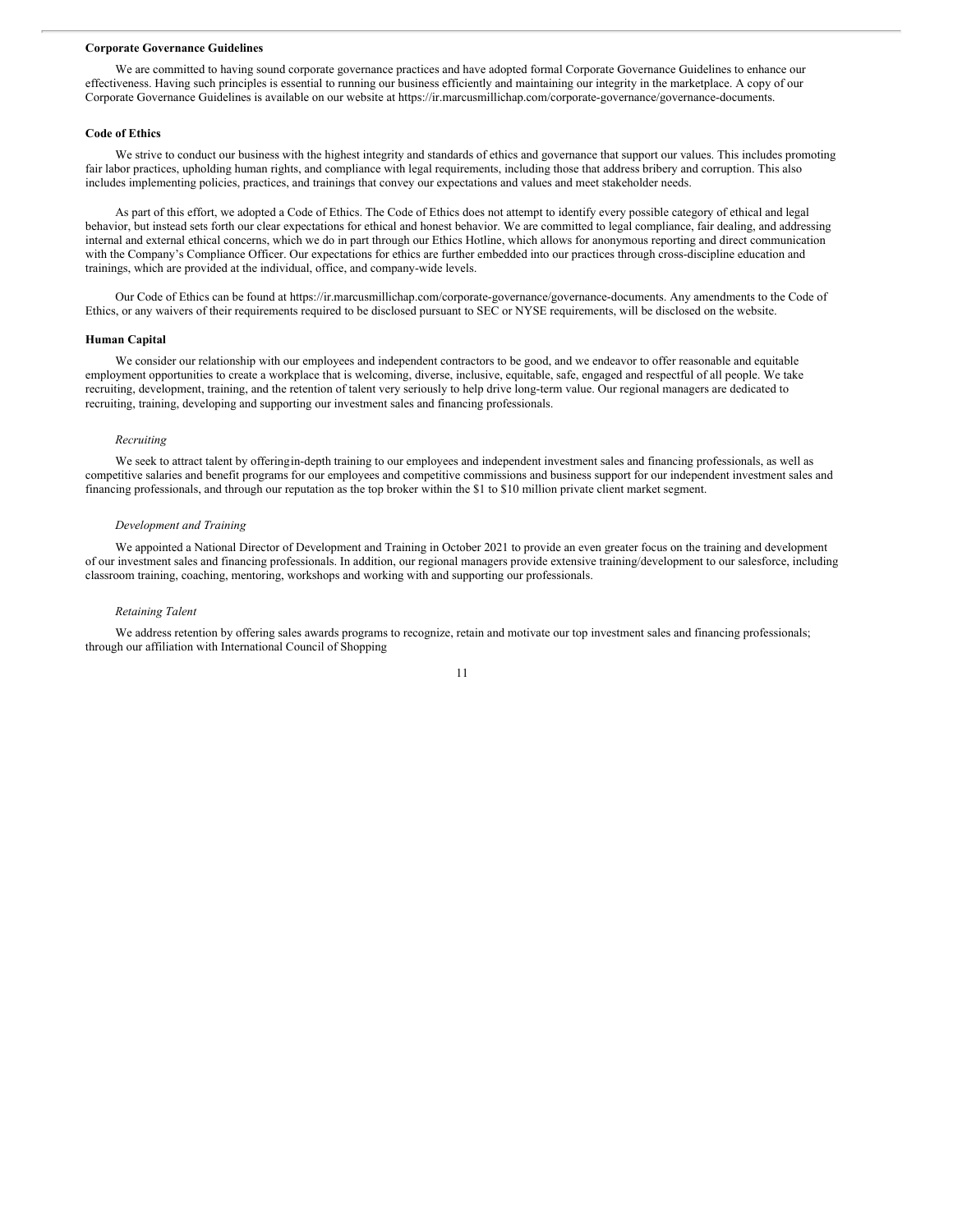## Corporate Governance Guidelines

We are committed to having sound corporate governance practices and have adopted formal Corporate Governance Guidelines to enhance our effectiveness. Having such principles is essential to running our business efficiently and maintaining our integrity in the marketplace. A copy of our Corporate Governance Guidelines is available on our website at https://ir.marcusmillichap.com/corporate-governance/governance-documents.

## Code of Ethics

We strive to conduct our business with the highest integrity and standards of ethics and governance that support our values. This includes promoting fair labor practices, upholding human rights, and compliance with legal requirements, including those that address bribery and corruption. This also includes implementing policies, practices, and trainings that convey our expectations and values and meet stakeholder needs.

As part of this effort, we adopted a Code of Ethics. The Code of Ethics does not attempt to identify every possible category of ethical and legal behavior, but instead sets forth our clear expectations for ethical and honest behavior. We are committed to legal compliance, fair dealing, and addressing internal and external ethical concerns, which we do in part through our Ethics Hotline, which allows for anonymous reporting and direct communication with the Company's Compliance Officer. Our expectations for ethics are further embedded into our practices through cross-discipline education and trainings, which are provided at the individual, office, and company-wide levels.

Our Code of Ethics can be found at https://ir.marcusmillichap.com/corporate-governance/governance-documents. Any amendments to the Code of Ethics, or any waivers of their requirements required to be disclosed pursuant to SEC or NYSE requirements, will be disclosed on the website.

## Human Capital

We consider our relationship with our employees and independent contractors to be good, and we endeavor to offer reasonable and equitable employment opportunities to create a workplace that is welcoming, diverse, inclusive, equitable, safe, engaged and respectful of all people. We take recruiting, development, training, and the retention of talent very seriously to help drive long-term value. Our regional managers are dedicated to recruiting, training, developing and supporting our investment sales and financing professionals.

### *Recruiting*

We seek to attract talent by offeringin-depth training to our employees and independent investment sales and financing professionals, as well as competitive salaries and benefit programs for our employees and competitive commissions and business support for our independent investment sales and financing professionals, and through our reputation as the top broker within the $1 to $10 million private client market segment.

### *Development and Training*

We appointed a National Director of Development and Training in October 2021 to provide an even greater focus on the training and development of our investment sales and financing professionals. In addition, our regional managers provide extensive training/development to our salesforce, including classroom training, coaching, mentoring, workshops and working with and supporting our professionals.

### *Retaining Talent*

We address retention by offering sales awards programs to recognize, retain and motivate our top investment sales and financing professionals; through our affiliation with International Council of Shopping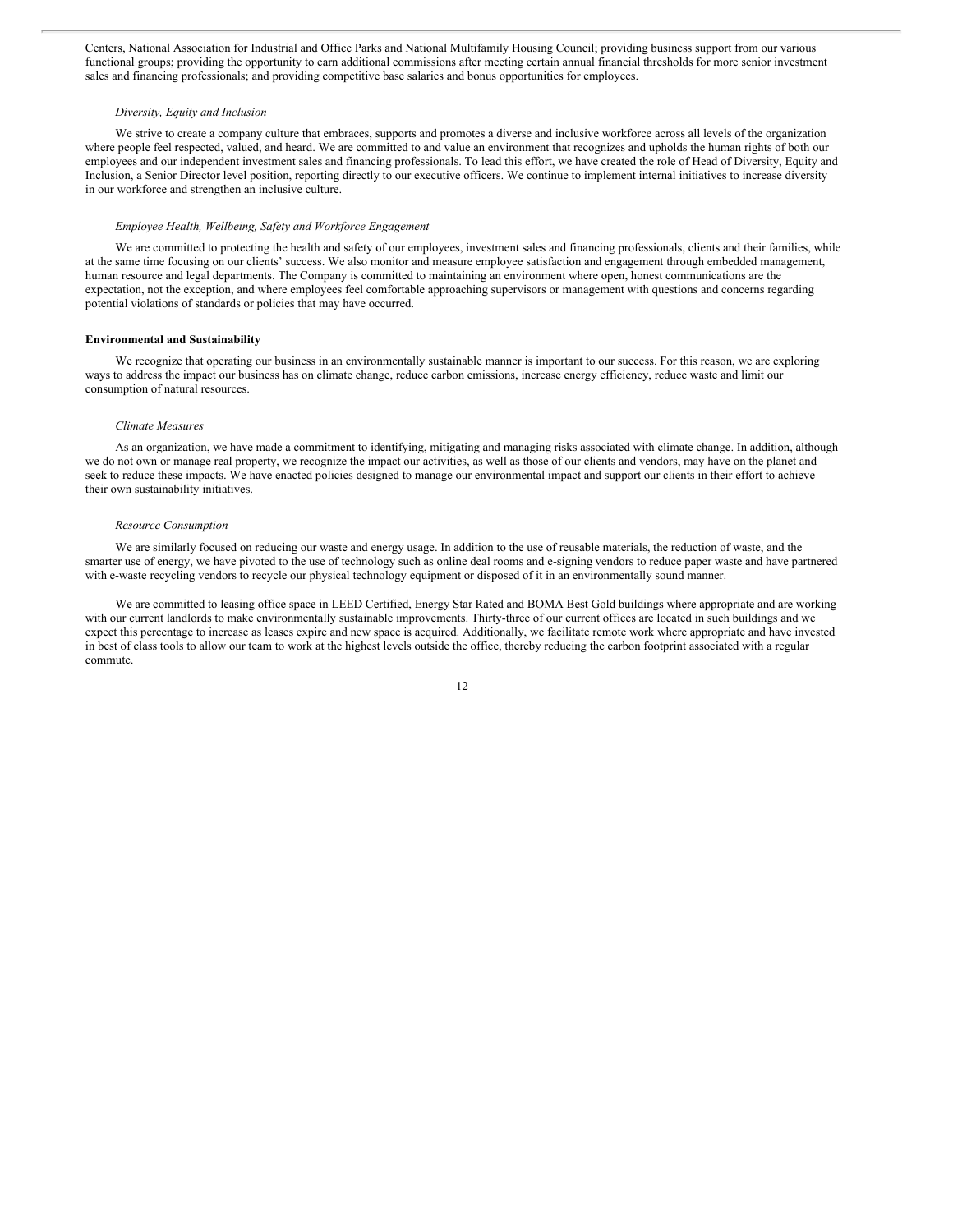Centers, National Association for Industrial and Office Parks and National Multifamily Housing Council; providing business support from our various functional groups; providing the opportunity to earn additional commissions after meeting certain annual financial thresholds for more senior investment sales and financing professionals; and providing competitive base salaries and bonus opportunities for employees.

*Diversity, Equity and Inclusion*

We strive to create a company culture that embraces, supports and promotes a diverse and inclusive workforce across all levels of the organization where people feel respected, valued, and heard. We are committed to and value an environment that recognizes and upholds the human rights of both our employees and our independent investment sales and financing professionals. To lead this effort, we have created the role of Head of Diversity, Equity and Inclusion, a Senior Director level position, reporting directly to our executive officers. We continue to implement internal initiatives to increase diversity in our workforce and strengthen an inclusive culture.

*Employee Health, Wellbeing, Safety and Workforce Engagement*

We are committed to protecting the health and safety of our employees, investment sales and financing professionals, clients and their families, while at the same time focusing on our clients' success. We also monitor and measure employee satisfaction and engagement through embedded management, human resource and legal departments. The Company is committed to maintaining an environment where open, honest communications are the expectation, not the exception, and where employees feel comfortable approaching supervisors or management with questions and concerns regarding potential violations of standards or policies that may have occurred.

**Environmental and Sustainability**

We recognize that operating our business in an environmentally sustainable manner is important to our success. For this reason, we are exploring ways to address the impact our business has on climate change, reduce carbon emissions, increase energy efficiency, reduce waste and limit our consumption of natural resources.

*Climate Measures*

As an organization, we have made a commitment to identifying, mitigating and managing risks associated with climate change. In addition, although we do not own or manage real property, we recognize the impact our activities, as well as those of our clients and vendors, may have on the planet and seek to reduce these impacts. We have enacted policies designed to manage our environmental impact and support our clients in their effort to achieve their own sustainability initiatives.

*Resource Consumption*

We are similarly focused on reducing our waste and energy usage. In addition to the use of reusable materials, the reduction of waste, and the smarter use of energy, we have pivoted to the use of technology such as online deal rooms and e-signing vendors to reduce paper waste and have partnered with e-waste recycling vendors to recycle our physical technology equipment or disposed of it in an environmentally sound manner.

We are committed to leasing office space in LEED Certified, Energy Star Rated and BOMA Best Gold buildings where appropriate and are working with our current landlords to make environmentally sustainable improvements. Thirty-three of our current offices are located in such buildings and we expect this percentage to increase as leases expire and new space is acquired. Additionally, we facilitate remote work where appropriate and have invested in best of class tools to allow our team to work at the highest levels outside the office, thereby reducing the carbon footprint associated with a regular commute.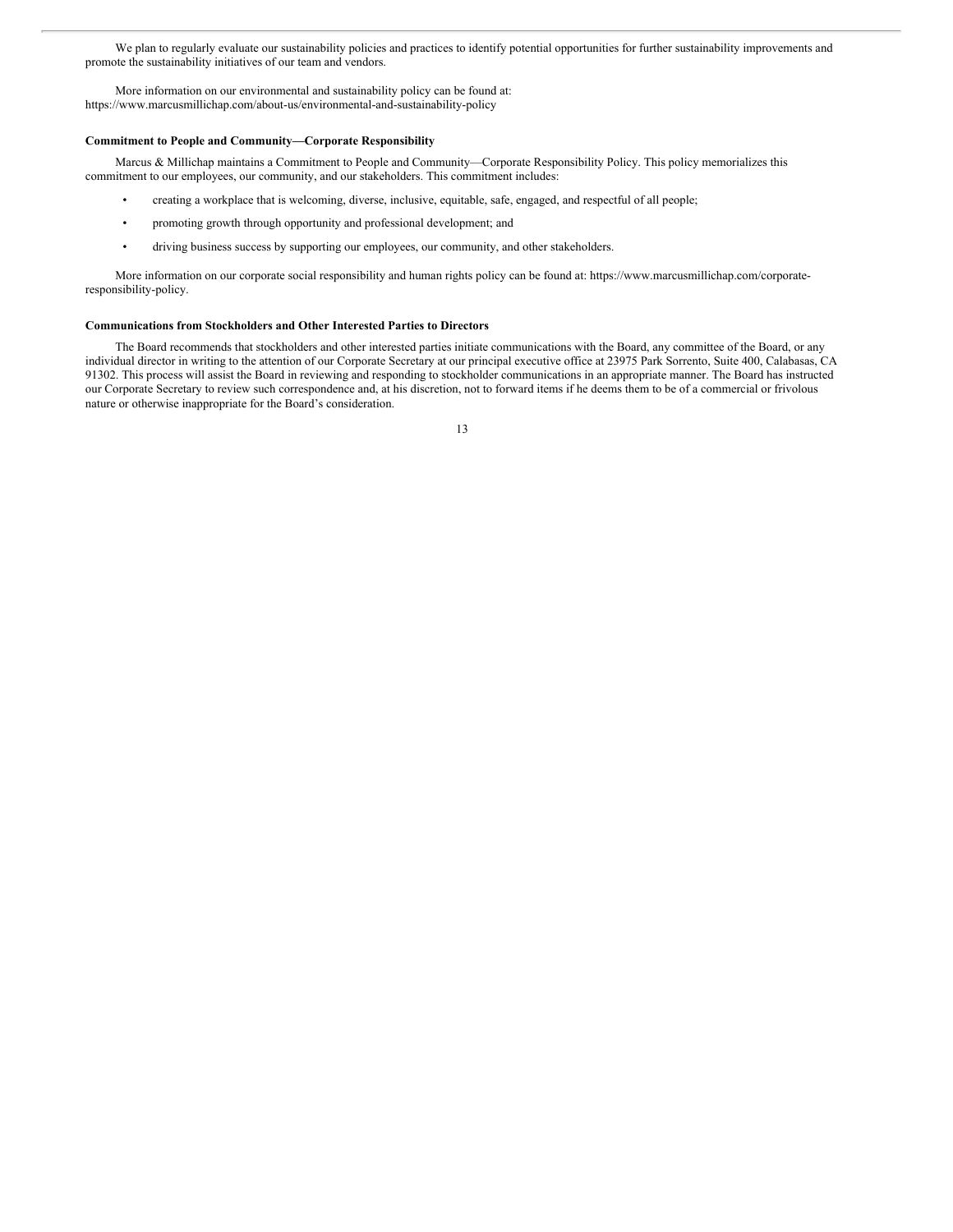We plan to regularly evaluate our sustainability policies and practices to identify potential opportunities for further sustainability improvements and promote the sustainability initiatives of our team and vendors.

More information on our environmental and sustainability policy can be found at: https://www.marcusmillichap.com/about-us/environmental-and-sustainability-policy

**Commitment to People and Community—Corporate Responsibility**

Marcus & Millichap maintains a Commitment to People and Community—Corporate Responsibility Policy. This policy memorializes this commitment to our employees, our community, and our stakeholders. This commitment includes:

- creating a workplace that is welcoming, diverse, inclusive, equitable, safe, engaged, and respectful of all people;
- promoting growth through opportunity and professional development; and
- driving business success by supporting our employees, our community, and other stakeholders.

More information on our corporate social responsibility and human rights policy can be found at: https://www.marcusmillichap.com/corporate-responsibility-policy.

**Communications from Stockholders and Other Interested Parties to Directors**

The Board recommends that stockholders and other interested parties initiate communications with the Board, any committee of the Board, or any individual director in writing to the attention of our Corporate Secretary at our principal executive office at 23975 Park Sorrento, Suite 400, Calabasas, CA 91302. This process will assist the Board in reviewing and responding to stockholder communications in an appropriate manner. The Board has instructed our Corporate Secretary to review such correspondence and, at his discretion, not to forward items if he deems them to be of a commercial or frivolous nature or otherwise inappropriate for the Board's consideration.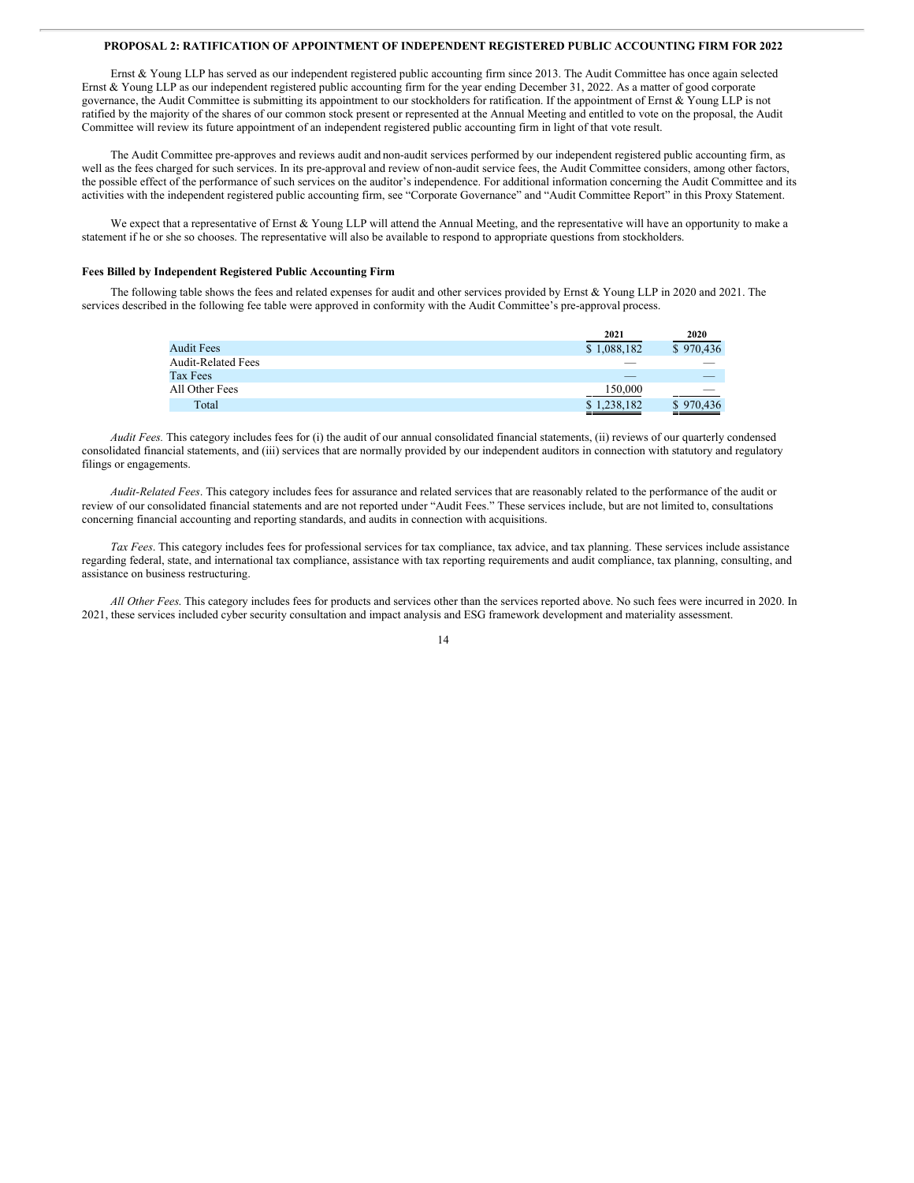## PROPOSAL 2: RATIFICATION OF APPOINTMENT OF INDEPENDENT REGISTERED PUBLIC ACCOUNTING FIRM FOR 2022

Ernst & Young LLP has served as our independent registered public accounting firm since 2013. The Audit Committee has once again selected Ernst & Young LLP as our independent registered public accounting firm for the year ending December 31, 2022. As a matter of good corporate governance, the Audit Committee is submitting its appointment to our stockholders for ratification. If the appointment of Ernst & Young LLP is not ratified by the majority of the shares of our common stock present or represented at the Annual Meeting and entitled to vote on the proposal, the Audit Committee will review its future appointment of an independent registered public accounting firm in light of that vote result.

The Audit Committee pre-approves and reviews audit and non-audit services performed by our independent registered public accounting firm, as well as the fees charged for such services. In its pre-approval and review of non-audit service fees, the Audit Committee considers, among other factors, the possible effect of the performance of such services on the auditor's independence. For additional information concerning the Audit Committee and its activities with the independent registered public accounting firm, see "Corporate Governance" and "Audit Committee Report" in this Proxy Statement.

We expect that a representative of Ernst & Young LLP will attend the Annual Meeting, and the representative will have an opportunity to make a statement if he or she so chooses. The representative will also be available to respond to appropriate questions from stockholders.

### Fees Billed by Independent Registered Public Accounting Firm

The following table shows the fees and related expenses for audit and other services provided by Ernst & Young LLP in 2020 and 2021. The services described in the following fee table were approved in conformity with the Audit Committee's pre-approval process.

| | 2021 | 2020 |
|---|---|---|
| Audit Fees | $ 1,088,182 | $ 970,436 |
| Audit-Related Fees | — | — |
| Tax Fees | — | — |
| All Other Fees | 150,000 | — |
| Total | $ 1,238,182 | $ 970,436 |

*Audit Fees.* This category includes fees for (i) the audit of our annual consolidated financial statements, (ii) reviews of our quarterly condensed consolidated financial statements, and (iii) services that are normally provided by our independent auditors in connection with statutory and regulatory filings or engagements.

*Audit-Related Fees*. This category includes fees for assurance and related services that are reasonably related to the performance of the audit or review of our consolidated financial statements and are not reported under "Audit Fees." These services include, but are not limited to, consultations concerning financial accounting and reporting standards, and audits in connection with acquisitions.

*Tax Fees*. This category includes fees for professional services for tax compliance, tax advice, and tax planning. These services include assistance regarding federal, state, and international tax compliance, assistance with tax reporting requirements and audit compliance, tax planning, consulting, and assistance on business restructuring.

*All Other Fees.* This category includes fees for products and services other than the services reported above. No such fees were incurred in 2020. In 2021, these services included cyber security consultation and impact analysis and ESG framework development and materiality assessment.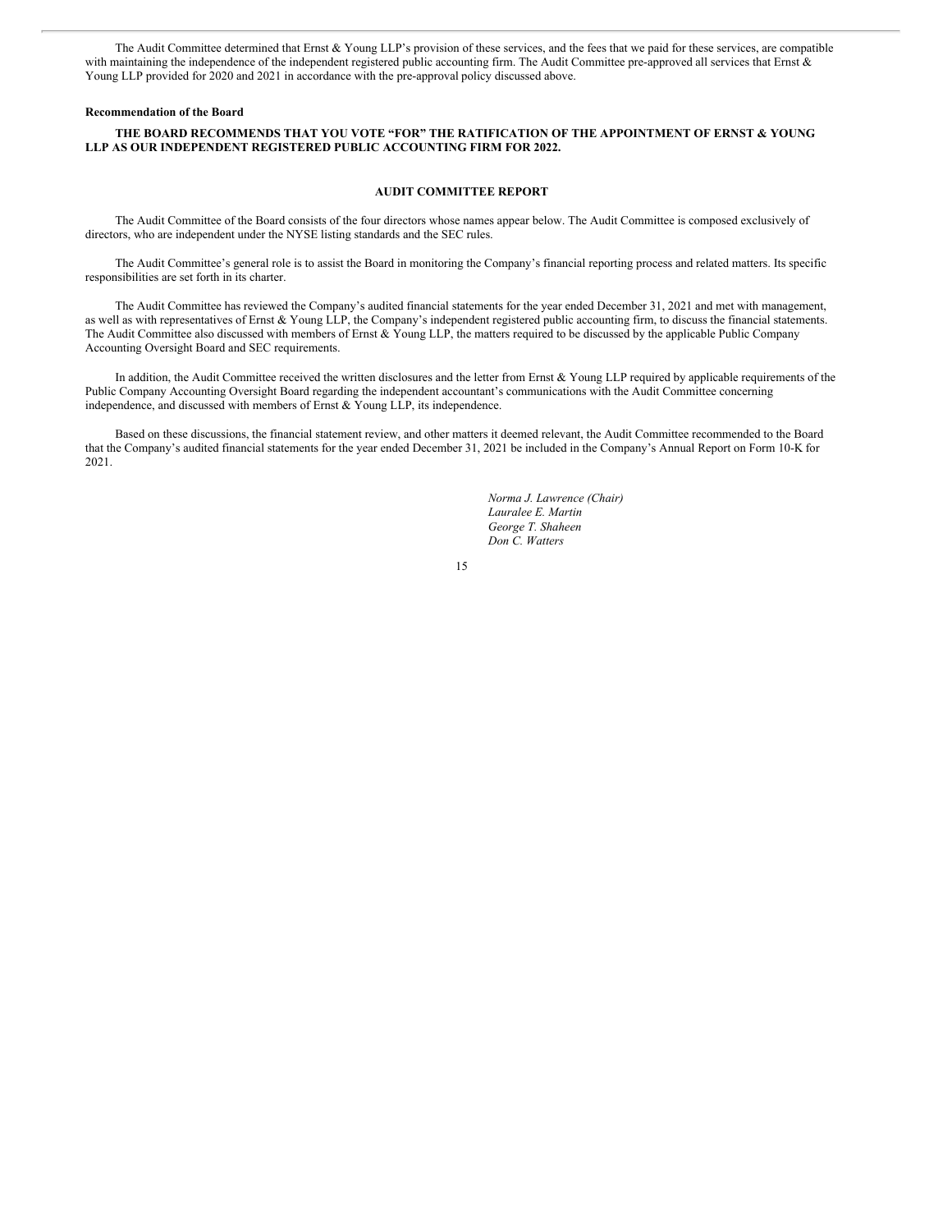The Audit Committee determined that Ernst & Young LLP's provision of these services, and the fees that we paid for these services, are compatible with maintaining the independence of the independent registered public accounting firm. The Audit Committee pre-approved all services that Ernst & Young LLP provided for 2020 and 2021 in accordance with the pre-approval policy discussed above.

**Recommendation of the Board**

**THE BOARD RECOMMENDS THAT YOU VOTE "FOR" THE RATIFICATION OF THE APPOINTMENT OF ERNST & YOUNG LLP AS OUR INDEPENDENT REGISTERED PUBLIC ACCOUNTING FIRM FOR 2022.**

## AUDIT COMMITTEE REPORT

The Audit Committee of the Board consists of the four directors whose names appear below. The Audit Committee is composed exclusively of directors, who are independent under the NYSE listing standards and the SEC rules.

The Audit Committee's general role is to assist the Board in monitoring the Company's financial reporting process and related matters. Its specific responsibilities are set forth in its charter.

The Audit Committee has reviewed the Company's audited financial statements for the year ended December 31, 2021 and met with management, as well as with representatives of Ernst & Young LLP, the Company's independent registered public accounting firm, to discuss the financial statements. The Audit Committee also discussed with members of Ernst & Young LLP, the matters required to be discussed by the applicable Public Company Accounting Oversight Board and SEC requirements.

In addition, the Audit Committee received the written disclosures and the letter from Ernst & Young LLP required by applicable requirements of the Public Company Accounting Oversight Board regarding the independent accountant's communications with the Audit Committee concerning independence, and discussed with members of Ernst & Young LLP, its independence.

Based on these discussions, the financial statement review, and other matters it deemed relevant, the Audit Committee recommended to the Board that the Company's audited financial statements for the year ended December 31, 2021 be included in the Company's Annual Report on Form 10-K for 2021.

*Norma J. Lawrence (Chair)*
*Lauralee E. Martin*
*George T. Shaheen*
*Don C. Watters*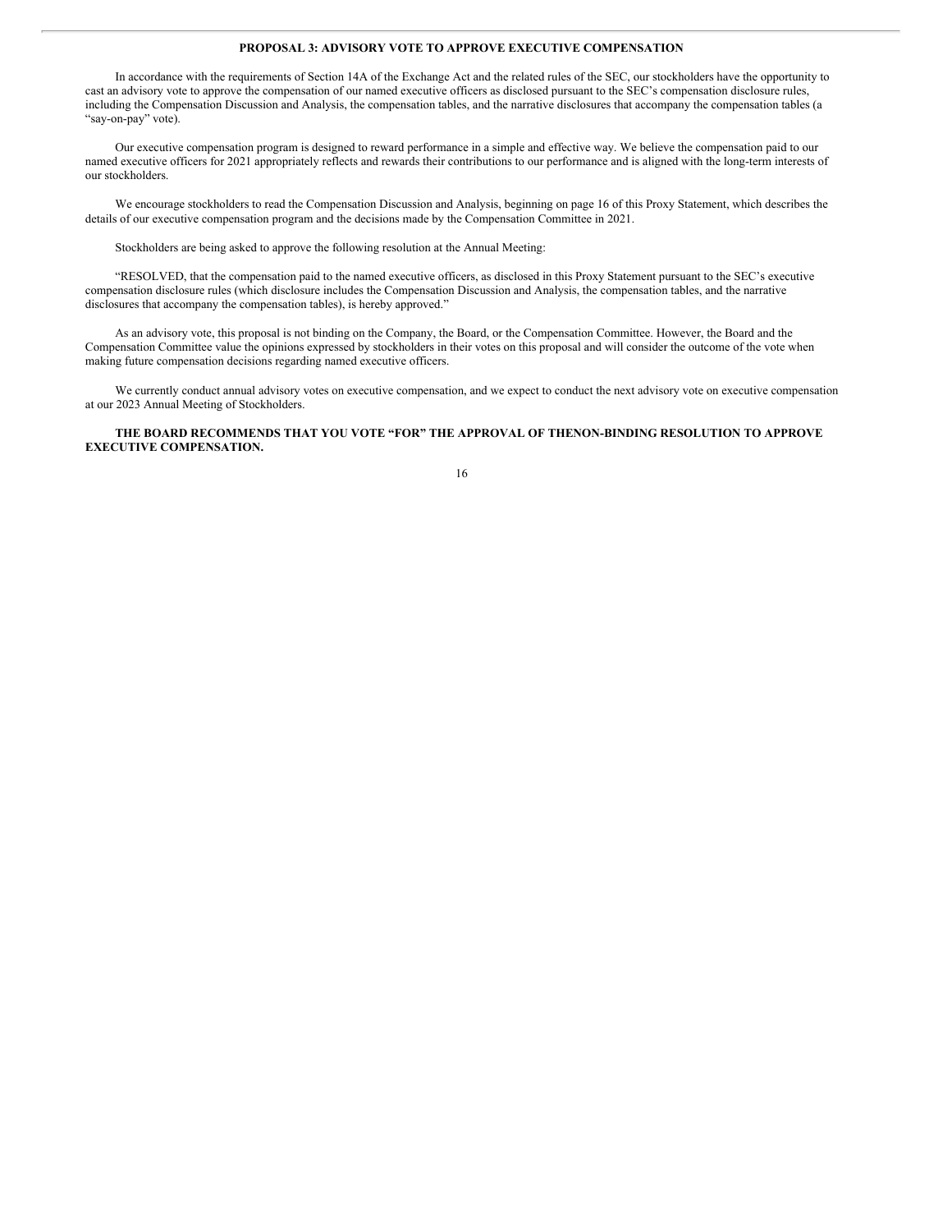## PROPOSAL 3: ADVISORY VOTE TO APPROVE EXECUTIVE COMPENSATION

In accordance with the requirements of Section 14A of the Exchange Act and the related rules of the SEC, our stockholders have the opportunity to cast an advisory vote to approve the compensation of our named executive officers as disclosed pursuant to the SEC's compensation disclosure rules, including the Compensation Discussion and Analysis, the compensation tables, and the narrative disclosures that accompany the compensation tables (a "say-on-pay" vote).

Our executive compensation program is designed to reward performance in a simple and effective way. We believe the compensation paid to our named executive officers for 2021 appropriately reflects and rewards their contributions to our performance and is aligned with the long-term interests of our stockholders.

We encourage stockholders to read the Compensation Discussion and Analysis, beginning on page 16 of this Proxy Statement, which describes the details of our executive compensation program and the decisions made by the Compensation Committee in 2021.

Stockholders are being asked to approve the following resolution at the Annual Meeting:

"RESOLVED, that the compensation paid to the named executive officers, as disclosed in this Proxy Statement pursuant to the SEC's executive compensation disclosure rules (which disclosure includes the Compensation Discussion and Analysis, the compensation tables, and the narrative disclosures that accompany the compensation tables), is hereby approved."

As an advisory vote, this proposal is not binding on the Company, the Board, or the Compensation Committee. However, the Board and the Compensation Committee value the opinions expressed by stockholders in their votes on this proposal and will consider the outcome of the vote when making future compensation decisions regarding named executive officers.

We currently conduct annual advisory votes on executive compensation, and we expect to conduct the next advisory vote on executive compensation at our 2023 Annual Meeting of Stockholders.

**THE BOARD RECOMMENDS THAT YOU VOTE "FOR" THE APPROVAL OF THENON-BINDING RESOLUTION TO APPROVE EXECUTIVE COMPENSATION.**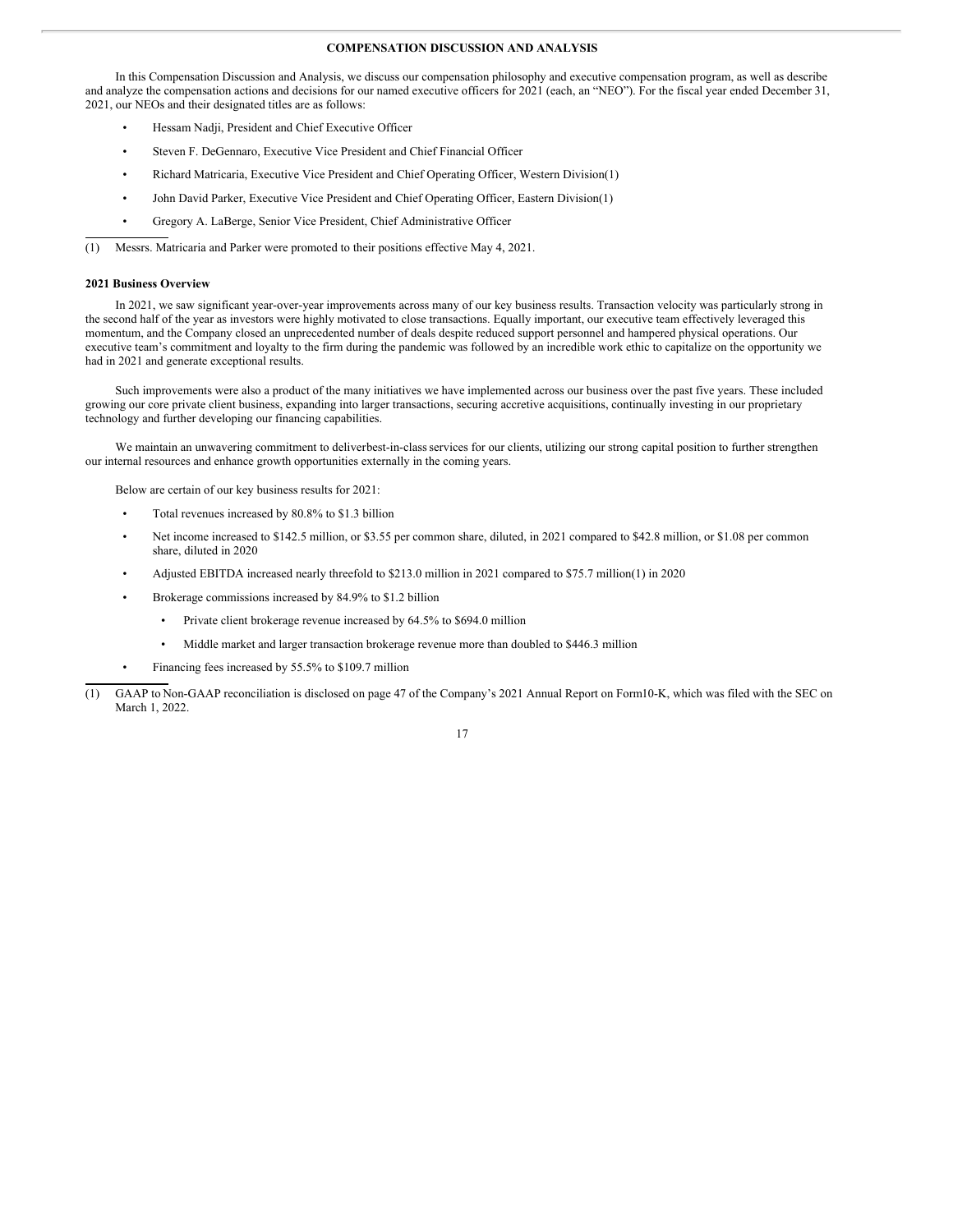## COMPENSATION DISCUSSION AND ANALYSIS

In this Compensation Discussion and Analysis, we discuss our compensation philosophy and executive compensation program, as well as describe and analyze the compensation actions and decisions for our named executive officers for 2021 (each, an "NEO"). For the fiscal year ended December 31, 2021, our NEOs and their designated titles are as follows:

- Hessam Nadji, President and Chief Executive Officer
- Steven F. DeGennaro, Executive Vice President and Chief Financial Officer
- Richard Matricaria, Executive Vice President and Chief Operating Officer, Western Division(1)
- John David Parker, Executive Vice President and Chief Operating Officer, Eastern Division(1)
- Gregory A. LaBerge, Senior Vice President, Chief Administrative Officer

(1) Messrs. Matricaria and Parker were promoted to their positions effective May 4, 2021.

### 2021 Business Overview

In 2021, we saw significant year-over-year improvements across many of our key business results. Transaction velocity was particularly strong in the second half of the year as investors were highly motivated to close transactions. Equally important, our executive team effectively leveraged this momentum, and the Company closed an unprecedented number of deals despite reduced support personnel and hampered physical operations. Our executive team's commitment and loyalty to the firm during the pandemic was followed by an incredible work ethic to capitalize on the opportunity we had in 2021 and generate exceptional results.

Such improvements were also a product of the many initiatives we have implemented across our business over the past five years. These included growing our core private client business, expanding into larger transactions, securing accretive acquisitions, continually investing in our proprietary technology and further developing our financing capabilities.

We maintain an unwavering commitment to deliverbest-in-classservices for our clients, utilizing our strong capital position to further strengthen our internal resources and enhance growth opportunities externally in the coming years.

Below are certain of our key business results for 2021:

- Total revenues increased by 80.8% to $1.3 billion
- Net income increased to $142.5 million, or $3.55 per common share, diluted, in 2021 compared to $42.8 million, or $1.08 per common share, diluted in 2020
- Adjusted EBITDA increased nearly threefold to $213.0 million in 2021 compared to $75.7 million(1) in 2020
- Brokerage commissions increased by 84.9% to $1.2 billion
  - Private client brokerage revenue increased by 64.5% to $694.0 million
  - Middle market and larger transaction brokerage revenue more than doubled to $446.3 million
- Financing fees increased by 55.5% to $109.7 million

(1) GAAP to Non-GAAP reconciliation is disclosed on page 47 of the Company's 2021 Annual Report on Form10-K, which was filed with the SEC on March 1, 2022.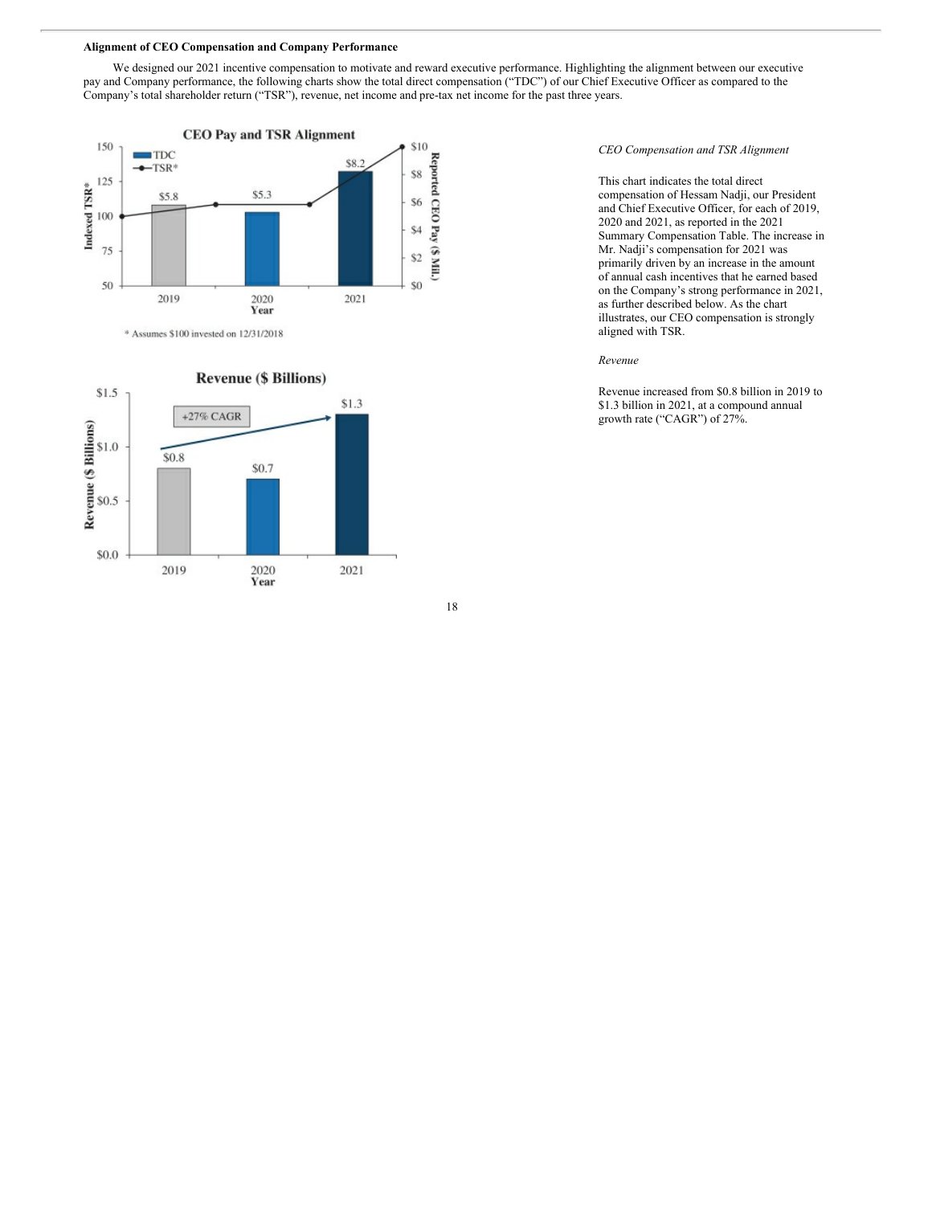**Alignment of CEO Compensation and Company Performance**

We designed our 2021 incentive compensation to motivate and reward executive performance. Highlighting the alignment between our executive pay and Company performance, the following charts show the total direct compensation ("TDC") of our Chief Executive Officer as compared to the Company's total shareholder return ("TSR"), revenue, net income and pre-tax net income for the past three years.

**CEO Pay and TSR Alignment**

| Year | TDC (Reported CEO Pay, $ Mil.) |
| --- | --- |
| 2019 | $5.8 |
| 2020 | $5.3 |
| 2021 | $8.2 |

\* Assumes $100 invested on 12/31/2018

*CEO Compensation and TSR Alignment*

This chart indicates the total direct compensation of Hessam Nadji, our President and Chief Executive Officer, for each of 2019, 2020 and 2021, as reported in the 2021 Summary Compensation Table. The increase in Mr. Nadji's compensation for 2021 was primarily driven by an increase in the amount of annual cash incentives that he earned based on the Company's strong performance in 2021, as further described below. As the chart illustrates, our CEO compensation is strongly aligned with TSR.

**Revenue ($ Billions)**

| Year | Revenue ($ Billions) |
| --- | --- |
| 2019 | $0.8 |
| 2020 | $0.7 |
| 2021 | $1.3 |

+27% CAGR

*Revenue*

Revenue increased from $0.8 billion in 2019 to $1.3 billion in 2021, at a compound annual growth rate ("CAGR") of 27%.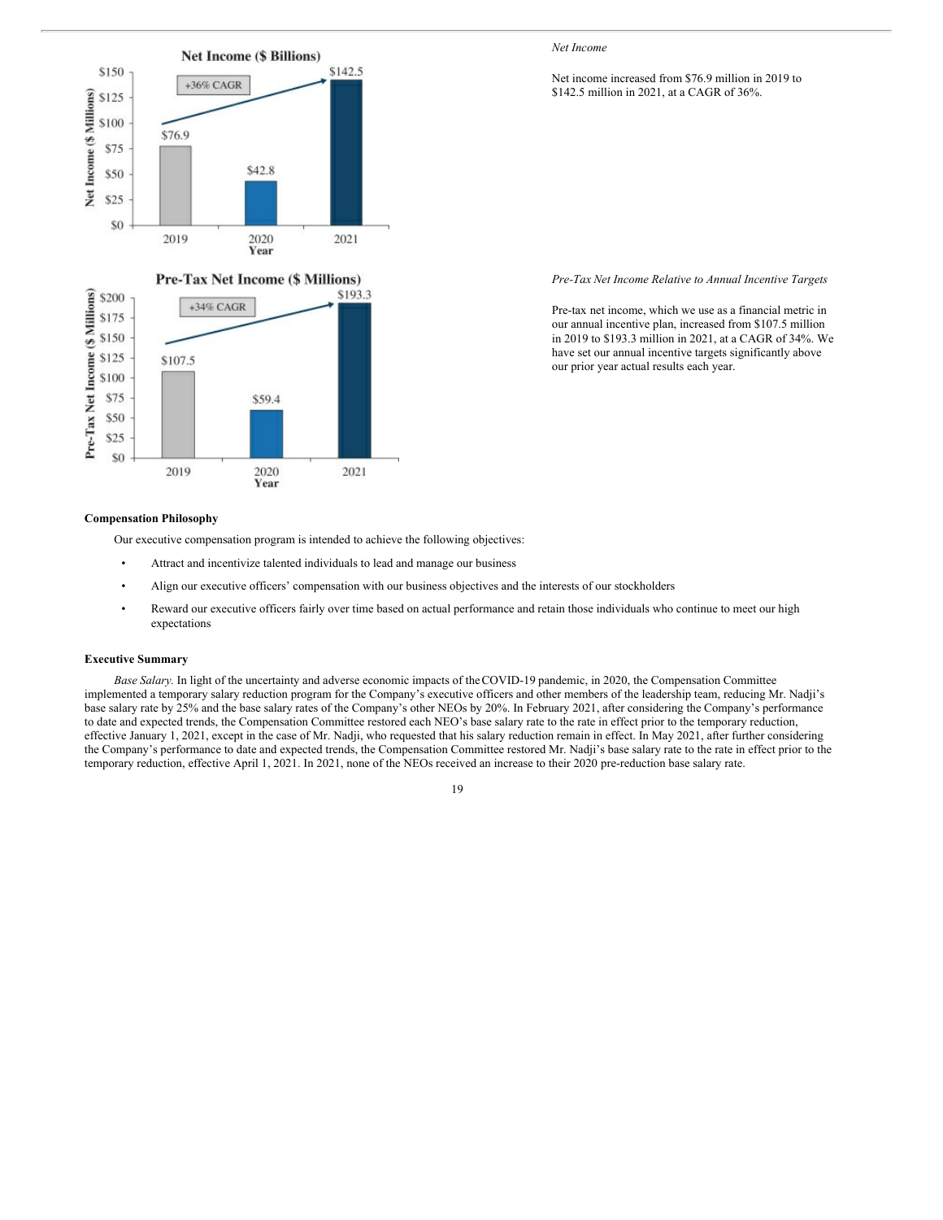*Net Income*

Net income increased from $76.9 million in 2019 to $142.5 million in 2021, at a CAGR of 36%.

*Pre-Tax Net Income Relative to Annual Incentive Targets*

Pre-tax net income, which we use as a financial metric in our annual incentive plan, increased from $107.5 million in 2019 to $193.3 million in 2021, at a CAGR of 34%. We have set our annual incentive targets significantly above our prior year actual results each year.

**Compensation Philosophy**

Our executive compensation program is intended to achieve the following objectives:

- Attract and incentivize talented individuals to lead and manage our business
- Align our executive officers' compensation with our business objectives and the interests of our stockholders
- Reward our executive officers fairly over time based on actual performance and retain those individuals who continue to meet our high expectations

**Executive Summary**

*Base Salary.* In light of the uncertainty and adverse economic impacts of the COVID-19 pandemic, in 2020, the Compensation Committee implemented a temporary salary reduction program for the Company's executive officers and other members of the leadership team, reducing Mr. Nadji's base salary rate by 25% and the base salary rates of the Company's other NEOs by 20%. In February 2021, after considering the Company's performance to date and expected trends, the Compensation Committee restored each NEO's base salary rate to the rate in effect prior to the temporary reduction, effective January 1, 2021, except in the case of Mr. Nadji, who requested that his salary reduction remain in effect. In May 2021, after further considering the Company's performance to date and expected trends, the Compensation Committee restored Mr. Nadji's base salary rate to the rate in effect prior to the temporary reduction, effective April 1, 2021. In 2021, none of the NEOs received an increase to their 2020 pre-reduction base salary rate.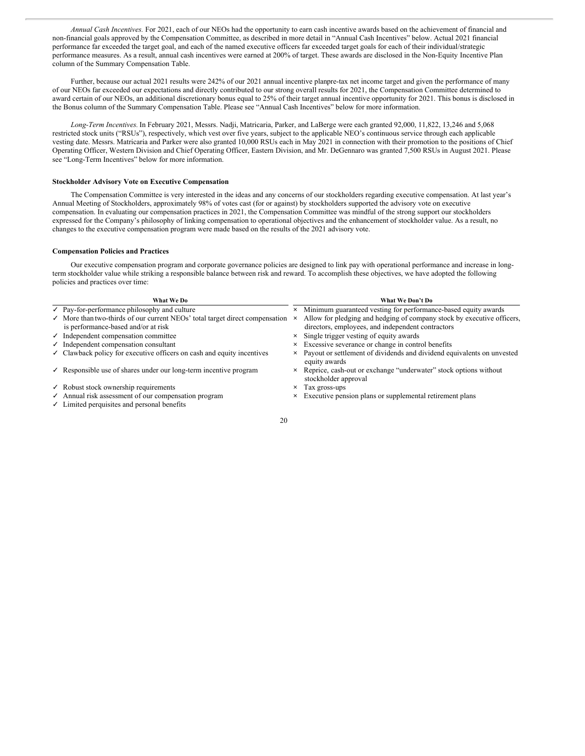*Annual Cash Incentives.* For 2021, each of our NEOs had the opportunity to earn cash incentive awards based on the achievement of financial and non-financial goals approved by the Compensation Committee, as described in more detail in "Annual Cash Incentives" below. Actual 2021 financial performance far exceeded the target goal, and each of the named executive officers far exceeded target goals for each of their individual/strategic performance measures. As a result, annual cash incentives were earned at 200% of target. These awards are disclosed in the Non-Equity Incentive Plan column of the Summary Compensation Table.

Further, because our actual 2021 results were 242% of our 2021 annual incentive planpre-tax net income target and given the performance of many of our NEOs far exceeded our expectations and directly contributed to our strong overall results for 2021, the Compensation Committee determined to award certain of our NEOs, an additional discretionary bonus equal to 25% of their target annual incentive opportunity for 2021. This bonus is disclosed in the Bonus column of the Summary Compensation Table. Please see "Annual Cash Incentives" below for more information.

*Long-Term Incentives.* In February 2021, Messrs. Nadji, Matricaria, Parker, and LaBerge were each granted 92,000, 11,822, 13,246 and 5,068 restricted stock units ("RSUs"), respectively, which vest over five years, subject to the applicable NEO's continuous service through each applicable vesting date. Messrs. Matricaria and Parker were also granted 10,000 RSUs each in May 2021 in connection with their promotion to the positions of Chief Operating Officer, Western Division and Chief Operating Officer, Eastern Division, and Mr. DeGennaro was granted 7,500 RSUs in August 2021. Please see "Long-Term Incentives" below for more information.

**Stockholder Advisory Vote on Executive Compensation**

The Compensation Committee is very interested in the ideas and any concerns of our stockholders regarding executive compensation. At last year's Annual Meeting of Stockholders, approximately 98% of votes cast (for or against) by stockholders supported the advisory vote on executive compensation. In evaluating our compensation practices in 2021, the Compensation Committee was mindful of the strong support our stockholders expressed for the Company's philosophy of linking compensation to operational objectives and the enhancement of stockholder value. As a result, no changes to the executive compensation program were made based on the results of the 2021 advisory vote.

**Compensation Policies and Practices**

Our executive compensation program and corporate governance policies are designed to link pay with operational performance and increase in long-term stockholder value while striking a responsible balance between risk and reward. To accomplish these objectives, we have adopted the following policies and practices over time:

| What We Do | What We Don't Do |
| --- | --- |
| ✓ Pay-for-performance philosophy and culture | × Minimum guaranteed vesting for performance-based equity awards |
| ✓ More than two-thirds of our current NEOs' total target direct compensation is performance-based and/or at risk | × Allow for pledging and hedging of company stock by executive officers, directors, employees, and independent contractors |
| ✓ Independent compensation committee | × Single trigger vesting of equity awards |
| ✓ Independent compensation consultant | × Excessive severance or change in control benefits |
| ✓ Clawback policy for executive officers on cash and equity incentives | × Payout or settlement of dividends and dividend equivalents on unvested equity awards |
| ✓ Responsible use of shares under our long-term incentive program | × Reprice, cash-out or exchange "underwater" stock options without stockholder approval |
| ✓ Robust stock ownership requirements | × Tax gross-ups |
| ✓ Annual risk assessment of our compensation program | × Executive pension plans or supplemental retirement plans |
| ✓ Limited perquisites and personal benefits | |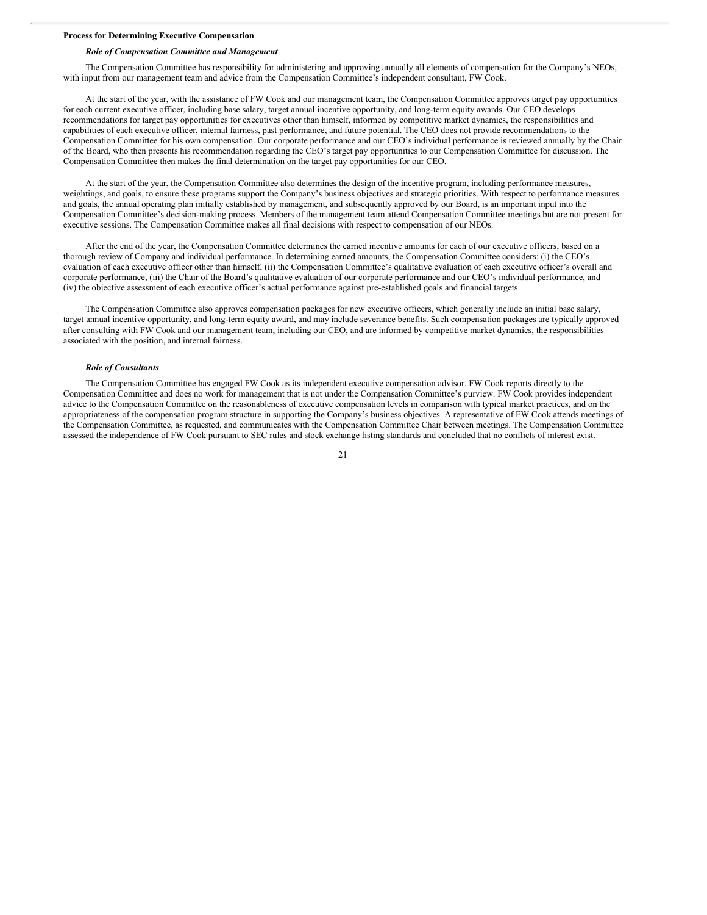## Process for Determining Executive Compensation

### *Role of Compensation Committee and Management*

The Compensation Committee has responsibility for administering and approving annually all elements of compensation for the Company's NEOs, with input from our management team and advice from the Compensation Committee's independent consultant, FW Cook.

At the start of the year, with the assistance of FW Cook and our management team, the Compensation Committee approves target pay opportunities for each current executive officer, including base salary, target annual incentive opportunity, and long-term equity awards. Our CEO develops recommendations for target pay opportunities for executives other than himself, informed by competitive market dynamics, the responsibilities and capabilities of each executive officer, internal fairness, past performance, and future potential. The CEO does not provide recommendations to the Compensation Committee for his own compensation. Our corporate performance and our CEO's individual performance is reviewed annually by the Chair of the Board, who then presents his recommendation regarding the CEO's target pay opportunities to our Compensation Committee for discussion. The Compensation Committee then makes the final determination on the target pay opportunities for our CEO.

At the start of the year, the Compensation Committee also determines the design of the incentive program, including performance measures, weightings, and goals, to ensure these programs support the Company's business objectives and strategic priorities. With respect to performance measures and goals, the annual operating plan initially established by management, and subsequently approved by our Board, is an important input into the Compensation Committee's decision-making process. Members of the management team attend Compensation Committee meetings but are not present for executive sessions. The Compensation Committee makes all final decisions with respect to compensation of our NEOs.

After the end of the year, the Compensation Committee determines the earned incentive amounts for each of our executive officers, based on a thorough review of Company and individual performance. In determining earned amounts, the Compensation Committee considers: (i) the CEO's evaluation of each executive officer other than himself, (ii) the Compensation Committee's qualitative evaluation of each executive officer's overall and corporate performance, (iii) the Chair of the Board's qualitative evaluation of our corporate performance and our CEO's individual performance, and (iv) the objective assessment of each executive officer's actual performance against pre-established goals and financial targets.

The Compensation Committee also approves compensation packages for new executive officers, which generally include an initial base salary, target annual incentive opportunity, and long-term equity award, and may include severance benefits. Such compensation packages are typically approved after consulting with FW Cook and our management team, including our CEO, and are informed by competitive market dynamics, the responsibilities associated with the position, and internal fairness.

### *Role of Consultants*

The Compensation Committee has engaged FW Cook as its independent executive compensation advisor. FW Cook reports directly to the Compensation Committee and does no work for management that is not under the Compensation Committee's purview. FW Cook provides independent advice to the Compensation Committee on the reasonableness of executive compensation levels in comparison with typical market practices, and on the appropriateness of the compensation program structure in supporting the Company's business objectives. A representative of FW Cook attends meetings of the Compensation Committee, as requested, and communicates with the Compensation Committee Chair between meetings. The Compensation Committee assessed the independence of FW Cook pursuant to SEC rules and stock exchange listing standards and concluded that no conflicts of interest exist.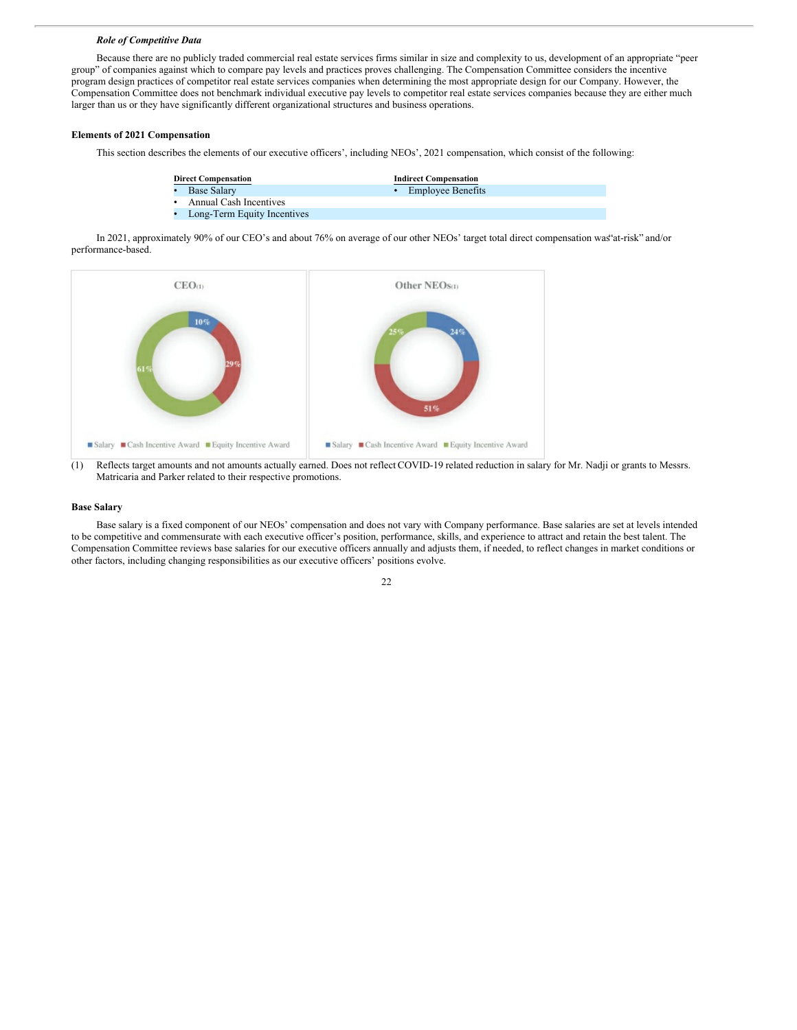***Role of Competitive Data***

Because there are no publicly traded commercial real estate services firms similar in size and complexity to us, development of an appropriate "peer group" of companies against which to compare pay levels and practices proves challenging. The Compensation Committee considers the incentive program design practices of competitor real estate services companies when determining the most appropriate design for our Company. However, the Compensation Committee does not benchmark individual executive pay levels to competitor real estate services companies because they are either much larger than us or they have significantly different organizational structures and business operations.

**Elements of 2021 Compensation**

This section describes the elements of our executive officers', including NEOs', 2021 compensation, which consist of the following:

| Direct Compensation | Indirect Compensation |
|---|---|
| • Base Salary | • Employee Benefits |
| • Annual Cash Incentives | |
| • Long-Term Equity Incentives | |

In 2021, approximately 90% of our CEO's and about 76% on average of our other NEOs' target total direct compensation was "at-risk" and/or performance-based.

CEO(1)

- Salary: 10%
- Cash Incentive Award: 29%
- Equity Incentive Award: 61%

Other NEOs(1)

- Salary: 24%
- Cash Incentive Award: 51%
- Equity Incentive Award: 25%

(1) Reflects target amounts and not amounts actually earned. Does not reflect COVID-19 related reduction in salary for Mr. Nadji or grants to Messrs. Matricaria and Parker related to their respective promotions.

**Base Salary**

Base salary is a fixed component of our NEOs' compensation and does not vary with Company performance. Base salaries are set at levels intended to be competitive and commensurate with each executive officer's position, performance, skills, and experience to attract and retain the best talent. The Compensation Committee reviews base salaries for our executive officers annually and adjusts them, if needed, to reflect changes in market conditions or other factors, including changing responsibilities as our executive officers' positions evolve.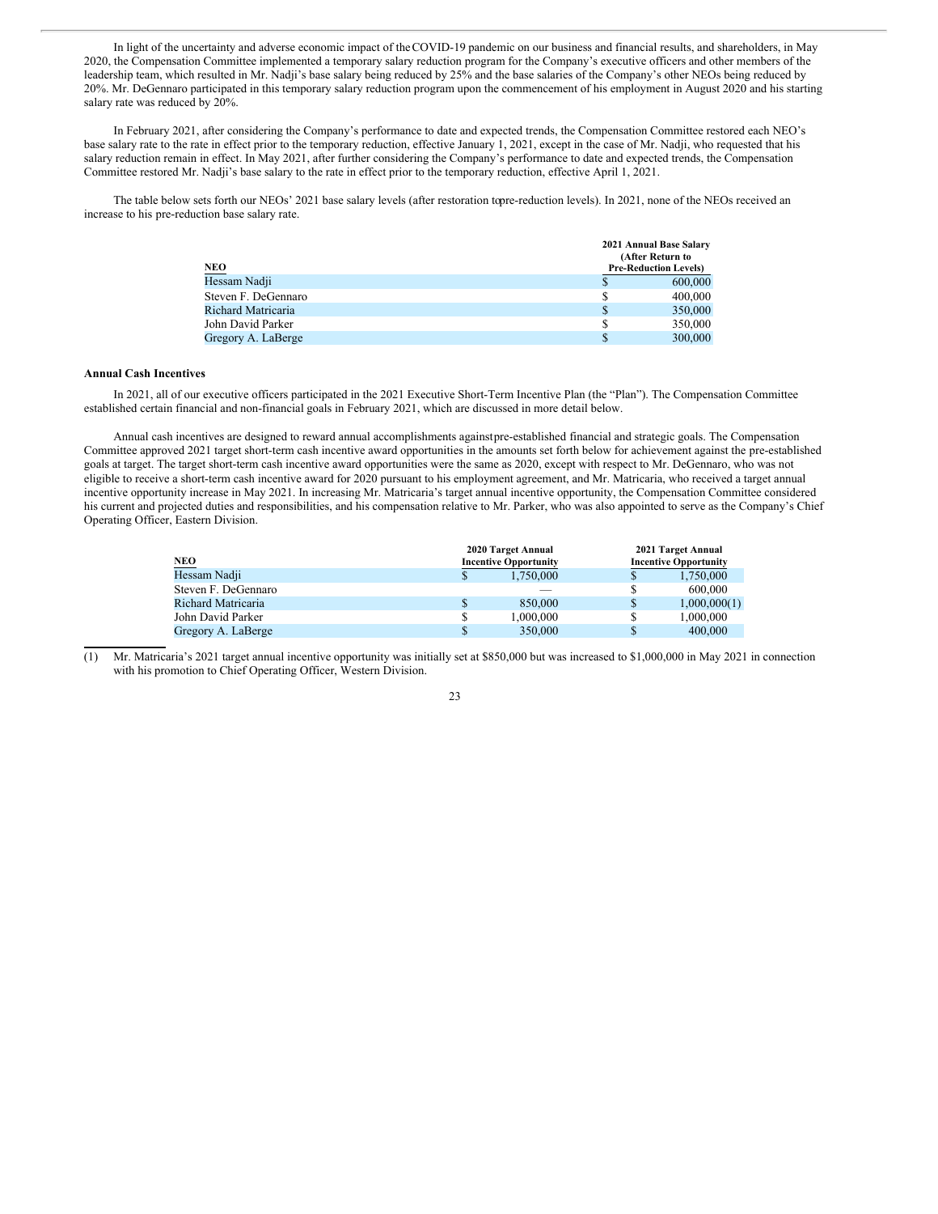In light of the uncertainty and adverse economic impact of the COVID-19 pandemic on our business and financial results, and shareholders, in May 2020, the Compensation Committee implemented a temporary salary reduction program for the Company's executive officers and other members of the leadership team, which resulted in Mr. Nadji's base salary being reduced by 25% and the base salaries of the Company's other NEOs being reduced by 20%. Mr. DeGennaro participated in this temporary salary reduction program upon the commencement of his employment in August 2020 and his starting salary rate was reduced by 20%.

In February 2021, after considering the Company's performance to date and expected trends, the Compensation Committee restored each NEO's base salary rate to the rate in effect prior to the temporary reduction, effective January 1, 2021, except in the case of Mr. Nadji, who requested that his salary reduction remain in effect. In May 2021, after further considering the Company's performance to date and expected trends, the Compensation Committee restored Mr. Nadji's base salary to the rate in effect prior to the temporary reduction, effective April 1, 2021.

The table below sets forth our NEOs' 2021 base salary levels (after restoration to pre-reduction levels). In 2021, none of the NEOs received an increase to his pre-reduction base salary rate.

| NEO | 2021 Annual Base Salary (After Return to Pre-Reduction Levels) |
|---|---|
| Hessam Nadji | $ 600,000 |
| Steven F. DeGennaro | $ 400,000 |
| Richard Matricaria | $ 350,000 |
| John David Parker | $ 350,000 |
| Gregory A. LaBerge | $ 300,000 |

**Annual Cash Incentives**

In 2021, all of our executive officers participated in the 2021 Executive Short-Term Incentive Plan (the "Plan"). The Compensation Committee established certain financial and non-financial goals in February 2021, which are discussed in more detail below.

Annual cash incentives are designed to reward annual accomplishments against pre-established financial and strategic goals. The Compensation Committee approved 2021 target short-term cash incentive award opportunities in the amounts set forth below for achievement against the pre-established goals at target. The target short-term cash incentive award opportunities were the same as 2020, except with respect to Mr. DeGennaro, who was not eligible to receive a short-term cash incentive award for 2020 pursuant to his employment agreement, and Mr. Matricaria, who received a target annual incentive opportunity increase in May 2021. In increasing Mr. Matricaria's target annual incentive opportunity, the Compensation Committee considered his current and projected duties and responsibilities, and his compensation relative to Mr. Parker, who was also appointed to serve as the Company's Chief Operating Officer, Eastern Division.

| NEO | 2020 Target Annual Incentive Opportunity | 2021 Target Annual Incentive Opportunity |
|---|---|---|
| Hessam Nadji | $ 1,750,000 | $ 1,750,000 |
| Steven F. DeGennaro | — | $ 600,000 |
| Richard Matricaria | $ 850,000 | $ 1,000,000(1) |
| John David Parker | $ 1,000,000 | $ 1,000,000 |
| Gregory A. LaBerge | $ 350,000 | $ 400,000 |

(1) Mr. Matricaria's 2021 target annual incentive opportunity was initially set at $850,000 but was increased to $1,000,000 in May 2021 in connection with his promotion to Chief Operating Officer, Western Division.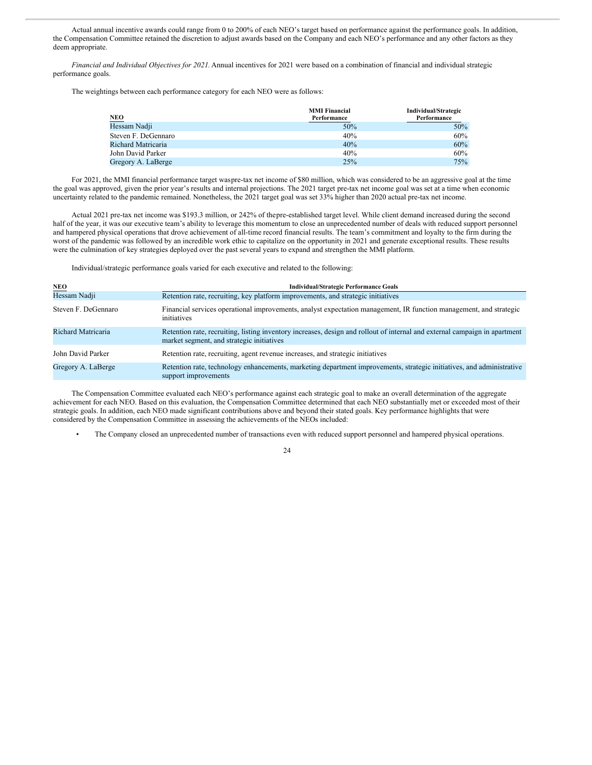Actual annual incentive awards could range from 0 to 200% of each NEO's target based on performance against the performance goals. In addition, the Compensation Committee retained the discretion to adjust awards based on the Company and each NEO's performance and any other factors as they deem appropriate.

*Financial and Individual Objectives for 2021.* Annual incentives for 2021 were based on a combination of financial and individual strategic performance goals.

The weightings between each performance category for each NEO were as follows:

| NEO | MMI Financial Performance | Individual/Strategic Performance |
|---|---|---|
| Hessam Nadji | 50% | 50% |
| Steven F. DeGennaro | 40% | 60% |
| Richard Matricaria | 40% | 60% |
| John David Parker | 40% | 60% |
| Gregory A. LaBerge | 25% | 75% |

For 2021, the MMI financial performance target waspre-tax net income of $80 million, which was considered to be an aggressive goal at the time the goal was approved, given the prior year's results and internal projections. The 2021 target pre-tax net income goal was set at a time when economic uncertainty related to the pandemic remained. Nonetheless, the 2021 target goal was set 33% higher than 2020 actual pre-tax net income.

Actual 2021 pre-tax net income was $193.3 million, or 242% of thepre-established target level. While client demand increased during the second half of the year, it was our executive team's ability to leverage this momentum to close an unprecedented number of deals with reduced support personnel and hampered physical operations that drove achievement of all-time record financial results. The team's commitment and loyalty to the firm during the worst of the pandemic was followed by an incredible work ethic to capitalize on the opportunity in 2021 and generate exceptional results. These results were the culmination of key strategies deployed over the past several years to expand and strengthen the MMI platform.

Individual/strategic performance goals varied for each executive and related to the following:

| NEO | Individual/Strategic Performance Goals |
|---|---|
| Hessam Nadji | Retention rate, recruiting, key platform improvements, and strategic initiatives |
| Steven F. DeGennaro | Financial services operational improvements, analyst expectation management, IR function management, and strategic initiatives |
| Richard Matricaria | Retention rate, recruiting, listing inventory increases, design and rollout of internal and external campaign in apartment market segment, and strategic initiatives |
| John David Parker | Retention rate, recruiting, agent revenue increases, and strategic initiatives |
| Gregory A. LaBerge | Retention rate, technology enhancements, marketing department improvements, strategic initiatives, and administrative support improvements |

The Compensation Committee evaluated each NEO's performance against each strategic goal to make an overall determination of the aggregate achievement for each NEO. Based on this evaluation, the Compensation Committee determined that each NEO substantially met or exceeded most of their strategic goals. In addition, each NEO made significant contributions above and beyond their stated goals. Key performance highlights that were considered by the Compensation Committee in assessing the achievements of the NEOs included:

- The Company closed an unprecedented number of transactions even with reduced support personnel and hampered physical operations.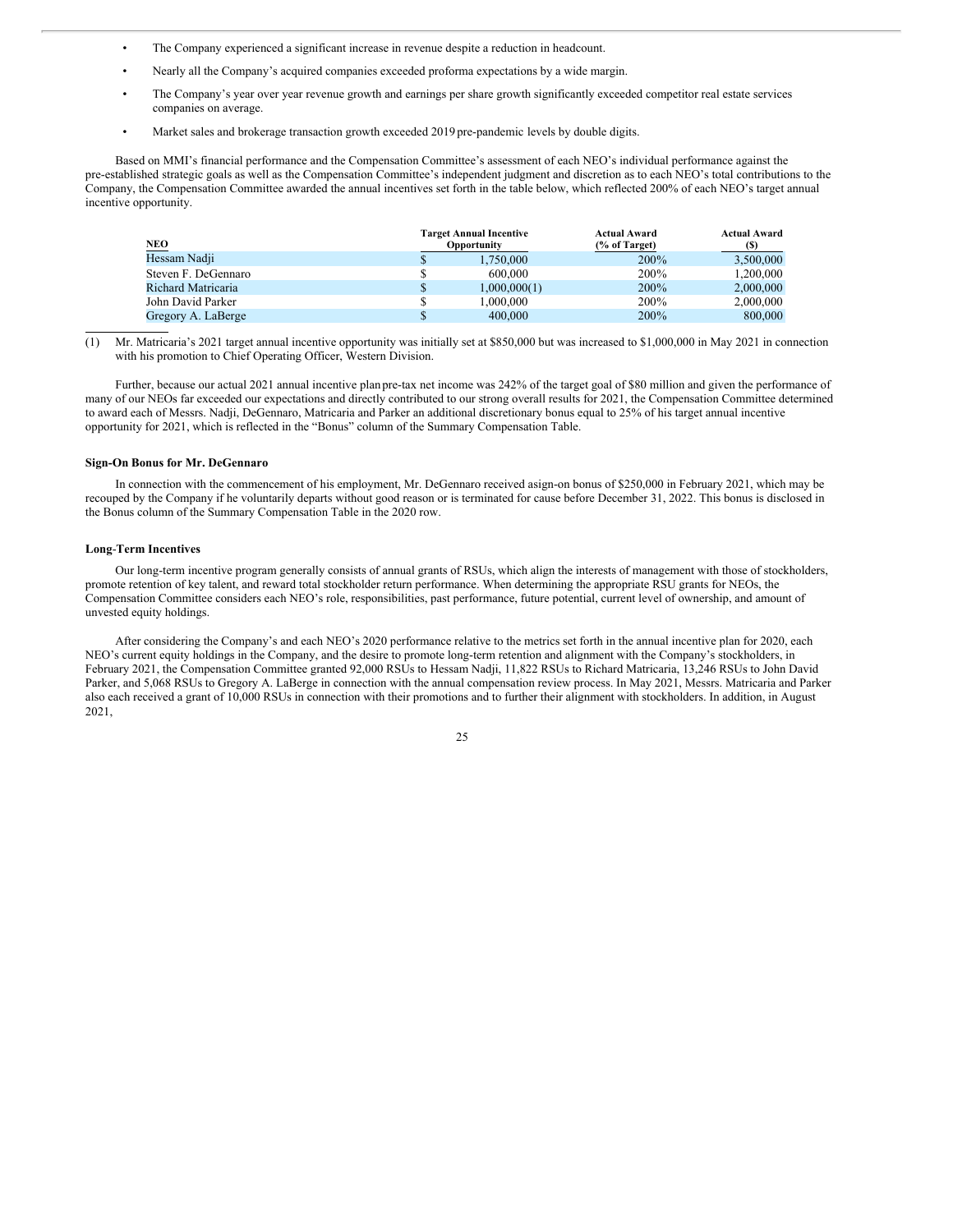- The Company experienced a significant increase in revenue despite a reduction in headcount.
- Nearly all the Company's acquired companies exceeded proforma expectations by a wide margin.
- The Company's year over year revenue growth and earnings per share growth significantly exceeded competitor real estate services companies on average.
- Market sales and brokerage transaction growth exceeded 2019 pre-pandemic levels by double digits.

Based on MMI's financial performance and the Compensation Committee's assessment of each NEO's individual performance against the pre-established strategic goals as well as the Compensation Committee's independent judgment and discretion as to each NEO's total contributions to the Company, the Compensation Committee awarded the annual incentives set forth in the table below, which reflected 200% of each NEO's target annual incentive opportunity.

| NEO | Target Annual Incentive Opportunity | Actual Award (% of Target) | Actual Award ($) |
|---|---|---|---|
| Hessam Nadji | $ 1,750,000 | 200% | 3,500,000 |
| Steven F. DeGennaro | $ 600,000 | 200% | 1,200,000 |
| Richard Matricaria | $ 1,000,000(1) | 200% | 2,000,000 |
| John David Parker | $ 1,000,000 | 200% | 2,000,000 |
| Gregory A. LaBerge | $ 400,000 | 200% | 800,000 |

(1) Mr. Matricaria's 2021 target annual incentive opportunity was initially set at $850,000 but was increased to $1,000,000 in May 2021 in connection with his promotion to Chief Operating Officer, Western Division.

Further, because our actual 2021 annual incentive plan pre-tax net income was 242% of the target goal of $80 million and given the performance of many of our NEOs far exceeded our expectations and directly contributed to our strong overall results for 2021, the Compensation Committee determined to award each of Messrs. Nadji, DeGennaro, Matricaria and Parker an additional discretionary bonus equal to 25% of his target annual incentive opportunity for 2021, which is reflected in the "Bonus" column of the Summary Compensation Table.

**Sign-On Bonus for Mr. DeGennaro**

In connection with the commencement of his employment, Mr. DeGennaro received a sign-on bonus of $250,000 in February 2021, which may be recouped by the Company if he voluntarily departs without good reason or is terminated for cause before December 31, 2022. This bonus is disclosed in the Bonus column of the Summary Compensation Table in the 2020 row.

**Long-Term Incentives**

Our long-term incentive program generally consists of annual grants of RSUs, which align the interests of management with those of stockholders, promote retention of key talent, and reward total stockholder return performance. When determining the appropriate RSU grants for NEOs, the Compensation Committee considers each NEO's role, responsibilities, past performance, future potential, current level of ownership, and amount of unvested equity holdings.

After considering the Company's and each NEO's 2020 performance relative to the metrics set forth in the annual incentive plan for 2020, each NEO's current equity holdings in the Company, and the desire to promote long-term retention and alignment with the Company's stockholders, in February 2021, the Compensation Committee granted 92,000 RSUs to Hessam Nadji, 11,822 RSUs to Richard Matricaria, 13,246 RSUs to John David Parker, and 5,068 RSUs to Gregory A. LaBerge in connection with the annual compensation review process. In May 2021, Messrs. Matricaria and Parker also each received a grant of 10,000 RSUs in connection with their promotions and to further their alignment with stockholders. In addition, in August 2021,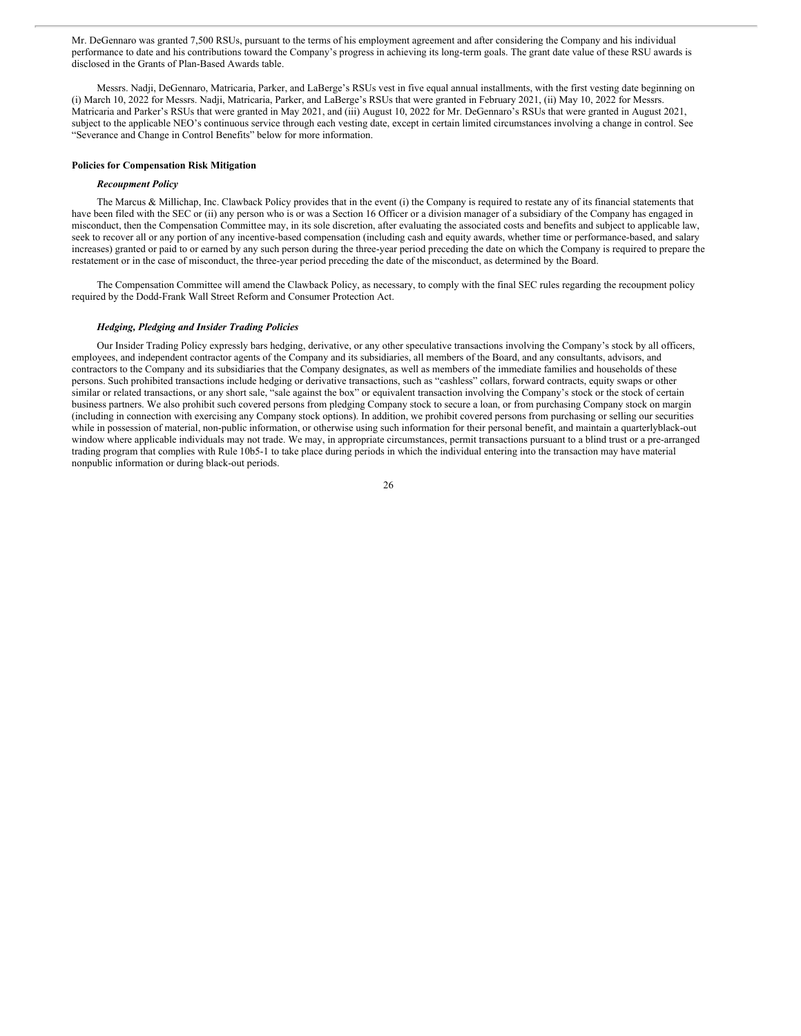Mr. DeGennaro was granted 7,500 RSUs, pursuant to the terms of his employment agreement and after considering the Company and his individual performance to date and his contributions toward the Company's progress in achieving its long-term goals. The grant date value of these RSU awards is disclosed in the Grants of Plan-Based Awards table.

Messrs. Nadji, DeGennaro, Matricaria, Parker, and LaBerge's RSUs vest in five equal annual installments, with the first vesting date beginning on (i) March 10, 2022 for Messrs. Nadji, Matricaria, Parker, and LaBerge's RSUs that were granted in February 2021, (ii) May 10, 2022 for Messrs. Matricaria and Parker's RSUs that were granted in May 2021, and (iii) August 10, 2022 for Mr. DeGennaro's RSUs that were granted in August 2021, subject to the applicable NEO's continuous service through each vesting date, except in certain limited circumstances involving a change in control. See "Severance and Change in Control Benefits" below for more information.

**Policies for Compensation Risk Mitigation**

***Recoupment Policy***

The Marcus & Millichap, Inc. Clawback Policy provides that in the event (i) the Company is required to restate any of its financial statements that have been filed with the SEC or (ii) any person who is or was a Section 16 Officer or a division manager of a subsidiary of the Company has engaged in misconduct, then the Compensation Committee may, in its sole discretion, after evaluating the associated costs and benefits and subject to applicable law, seek to recover all or any portion of any incentive-based compensation (including cash and equity awards, whether time or performance-based, and salary increases) granted or paid to or earned by any such person during the three-year period preceding the date on which the Company is required to prepare the restatement or in the case of misconduct, the three-year period preceding the date of the misconduct, as determined by the Board.

The Compensation Committee will amend the Clawback Policy, as necessary, to comply with the final SEC rules regarding the recoupment policy required by the Dodd-Frank Wall Street Reform and Consumer Protection Act.

***Hedging, Pledging and Insider Trading Policies***

Our Insider Trading Policy expressly bars hedging, derivative, or any other speculative transactions involving the Company's stock by all officers, employees, and independent contractor agents of the Company and its subsidiaries, all members of the Board, and any consultants, advisors, and contractors to the Company and its subsidiaries that the Company designates, as well as members of the immediate families and households of these persons. Such prohibited transactions include hedging or derivative transactions, such as "cashless" collars, forward contracts, equity swaps or other similar or related transactions, or any short sale, "sale against the box" or equivalent transaction involving the Company's stock or the stock of certain business partners. We also prohibit such covered persons from pledging Company stock to secure a loan, or from purchasing Company stock on margin (including in connection with exercising any Company stock options). In addition, we prohibit covered persons from purchasing or selling our securities while in possession of material, non-public information, or otherwise using such information for their personal benefit, and maintain a quarterlyblack-out window where applicable individuals may not trade. We may, in appropriate circumstances, permit transactions pursuant to a blind trust or a pre-arranged trading program that complies with Rule 10b5-1 to take place during periods in which the individual entering into the transaction may have material nonpublic information or during black-out periods.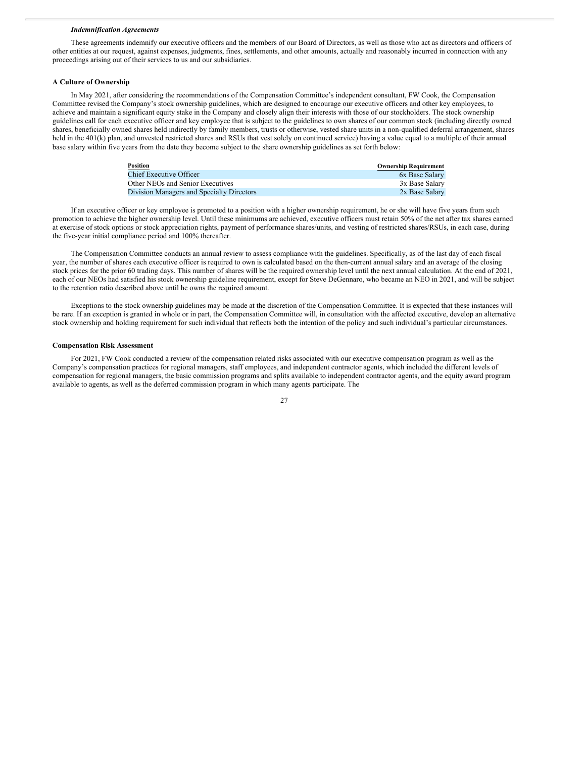*Indemnification Agreements*

These agreements indemnify our executive officers and the members of our Board of Directors, as well as those who act as directors and officers of other entities at our request, against expenses, judgments, fines, settlements, and other amounts, actually and reasonably incurred in connection with any proceedings arising out of their services to us and our subsidiaries.

**A Culture of Ownership**

In May 2021, after considering the recommendations of the Compensation Committee's independent consultant, FW Cook, the Compensation Committee revised the Company's stock ownership guidelines, which are designed to encourage our executive officers and other key employees, to achieve and maintain a significant equity stake in the Company and closely align their interests with those of our stockholders. The stock ownership guidelines call for each executive officer and key employee that is subject to the guidelines to own shares of our common stock (including directly owned shares, beneficially owned shares held indirectly by family members, trusts or otherwise, vested share units in a non-qualified deferral arrangement, shares held in the 401(k) plan, and unvested restricted shares and RSUs that vest solely on continued service) having a value equal to a multiple of their annual base salary within five years from the date they become subject to the share ownership guidelines as set forth below:

| Position | Ownership Requirement |
|---|---|
| Chief Executive Officer | 6x Base Salary |
| Other NEOs and Senior Executives | 3x Base Salary |
| Division Managers and Specialty Directors | 2x Base Salary |

If an executive officer or key employee is promoted to a position with a higher ownership requirement, he or she will have five years from such promotion to achieve the higher ownership level. Until these minimums are achieved, executive officers must retain 50% of the net after tax shares earned at exercise of stock options or stock appreciation rights, payment of performance shares/units, and vesting of restricted shares/RSUs, in each case, during the five-year initial compliance period and 100% thereafter.

The Compensation Committee conducts an annual review to assess compliance with the guidelines. Specifically, as of the last day of each fiscal year, the number of shares each executive officer is required to own is calculated based on the then-current annual salary and an average of the closing stock prices for the prior 60 trading days. This number of shares will be the required ownership level until the next annual calculation. At the end of 2021, each of our NEOs had satisfied his stock ownership guideline requirement, except for Steve DeGennaro, who became an NEO in 2021, and will be subject to the retention ratio described above until he owns the required amount.

Exceptions to the stock ownership guidelines may be made at the discretion of the Compensation Committee. It is expected that these instances will be rare. If an exception is granted in whole or in part, the Compensation Committee will, in consultation with the affected executive, develop an alternative stock ownership and holding requirement for such individual that reflects both the intention of the policy and such individual's particular circumstances.

**Compensation Risk Assessment**

For 2021, FW Cook conducted a review of the compensation related risks associated with our executive compensation program as well as the Company's compensation practices for regional managers, staff employees, and independent contractor agents, which included the different levels of compensation for regional managers, the basic commission programs and splits available to independent contractor agents, and the equity award program available to agents, as well as the deferred commission program in which many agents participate. The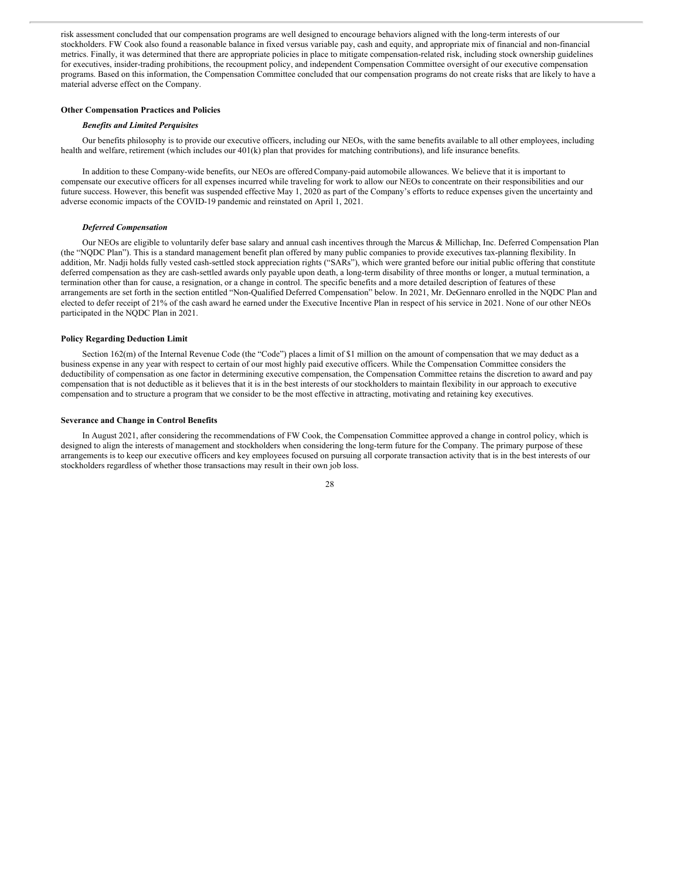risk assessment concluded that our compensation programs are well designed to encourage behaviors aligned with the long-term interests of our stockholders. FW Cook also found a reasonable balance in fixed versus variable pay, cash and equity, and appropriate mix of financial and non-financial metrics. Finally, it was determined that there are appropriate policies in place to mitigate compensation-related risk, including stock ownership guidelines for executives, insider-trading prohibitions, the recoupment policy, and independent Compensation Committee oversight of our executive compensation programs. Based on this information, the Compensation Committee concluded that our compensation programs do not create risks that are likely to have a material adverse effect on the Company.

**Other Compensation Practices and Policies**

***Benefits and Limited Perquisites***

Our benefits philosophy is to provide our executive officers, including our NEOs, with the same benefits available to all other employees, including health and welfare, retirement (which includes our 401(k) plan that provides for matching contributions), and life insurance benefits.

In addition to these Company-wide benefits, our NEOs are offered Company-paid automobile allowances. We believe that it is important to compensate our executive officers for all expenses incurred while traveling for work to allow our NEOs to concentrate on their responsibilities and our future success. However, this benefit was suspended effective May 1, 2020 as part of the Company's efforts to reduce expenses given the uncertainty and adverse economic impacts of the COVID-19 pandemic and reinstated on April 1, 2021.

***Deferred Compensation***

Our NEOs are eligible to voluntarily defer base salary and annual cash incentives through the Marcus & Millichap, Inc. Deferred Compensation Plan (the "NQDC Plan"). This is a standard management benefit plan offered by many public companies to provide executives tax-planning flexibility. In addition, Mr. Nadji holds fully vested cash-settled stock appreciation rights ("SARs"), which were granted before our initial public offering that constitute deferred compensation as they are cash-settled awards only payable upon death, a long-term disability of three months or longer, a mutual termination, a termination other than for cause, a resignation, or a change in control. The specific benefits and a more detailed description of features of these arrangements are set forth in the section entitled "Non-Qualified Deferred Compensation" below. In 2021, Mr. DeGennaro enrolled in the NQDC Plan and elected to defer receipt of 21% of the cash award he earned under the Executive Incentive Plan in respect of his service in 2021. None of our other NEOs participated in the NQDC Plan in 2021.

**Policy Regarding Deduction Limit**

Section 162(m) of the Internal Revenue Code (the "Code") places a limit of $1 million on the amount of compensation that we may deduct as a business expense in any year with respect to certain of our most highly paid executive officers. While the Compensation Committee considers the deductibility of compensation as one factor in determining executive compensation, the Compensation Committee retains the discretion to award and pay compensation that is not deductible as it believes that it is in the best interests of our stockholders to maintain flexibility in our approach to executive compensation and to structure a program that we consider to be the most effective in attracting, motivating and retaining key executives.

**Severance and Change in Control Benefits**

In August 2021, after considering the recommendations of FW Cook, the Compensation Committee approved a change in control policy, which is designed to align the interests of management and stockholders when considering the long-term future for the Company. The primary purpose of these arrangements is to keep our executive officers and key employees focused on pursuing all corporate transaction activity that is in the best interests of our stockholders regardless of whether those transactions may result in their own job loss.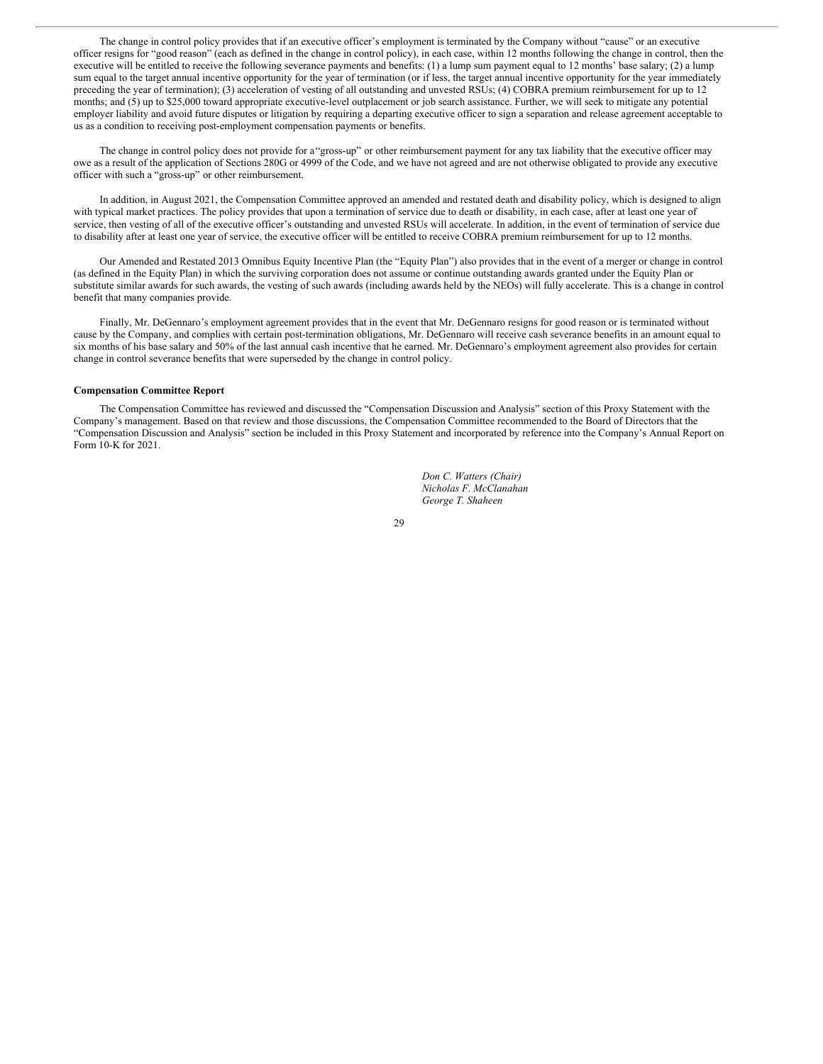The change in control policy provides that if an executive officer's employment is terminated by the Company without "cause" or an executive officer resigns for "good reason" (each as defined in the change in control policy), in each case, within 12 months following the change in control, then the executive will be entitled to receive the following severance payments and benefits: (1) a lump sum payment equal to 12 months' base salary; (2) a lump sum equal to the target annual incentive opportunity for the year of termination (or if less, the target annual incentive opportunity for the year immediately preceding the year of termination); (3) acceleration of vesting of all outstanding and unvested RSUs; (4) COBRA premium reimbursement for up to 12 months; and (5) up to $25,000 toward appropriate executive-level outplacement or job search assistance. Further, we will seek to mitigate any potential employer liability and avoid future disputes or litigation by requiring a departing executive officer to sign a separation and release agreement acceptable to us as a condition to receiving post-employment compensation payments or benefits.

The change in control policy does not provide for a "gross-up" or other reimbursement payment for any tax liability that the executive officer may owe as a result of the application of Sections 280G or 4999 of the Code, and we have not agreed and are not otherwise obligated to provide any executive officer with such a "gross-up" or other reimbursement.

In addition, in August 2021, the Compensation Committee approved an amended and restated death and disability policy, which is designed to align with typical market practices. The policy provides that upon a termination of service due to death or disability, in each case, after at least one year of service, then vesting of all of the executive officer's outstanding and unvested RSUs will accelerate. In addition, in the event of termination of service due to disability after at least one year of service, the executive officer will be entitled to receive COBRA premium reimbursement for up to 12 months.

Our Amended and Restated 2013 Omnibus Equity Incentive Plan (the "Equity Plan") also provides that in the event of a merger or change in control (as defined in the Equity Plan) in which the surviving corporation does not assume or continue outstanding awards granted under the Equity Plan or substitute similar awards for such awards, the vesting of such awards (including awards held by the NEOs) will fully accelerate. This is a change in control benefit that many companies provide.

Finally, Mr. DeGennaro's employment agreement provides that in the event that Mr. DeGennaro resigns for good reason or is terminated without cause by the Company, and complies with certain post-termination obligations, Mr. DeGennaro will receive cash severance benefits in an amount equal to six months of his base salary and 50% of the last annual cash incentive that he earned. Mr. DeGennaro's employment agreement also provides for certain change in control severance benefits that were superseded by the change in control policy.

**Compensation Committee Report**

The Compensation Committee has reviewed and discussed the "Compensation Discussion and Analysis" section of this Proxy Statement with the Company's management. Based on that review and those discussions, the Compensation Committee recommended to the Board of Directors that the "Compensation Discussion and Analysis" section be included in this Proxy Statement and incorporated by reference into the Company's Annual Report on Form 10-K for 2021.

*Don C. Watters (Chair)*
*Nicholas F. McClanahan*
*George T. Shaheen*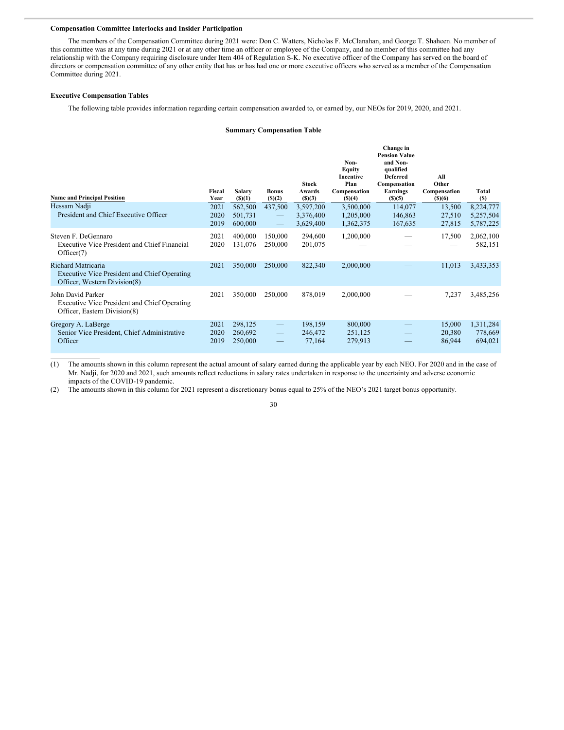### Compensation Committee Interlocks and Insider Participation

The members of the Compensation Committee during 2021 were: Don C. Watters, Nicholas F. McClanahan, and George T. Shaheen. No member of this committee was at any time during 2021 or at any other time an officer or employee of the Company, and no member of this committee had any relationship with the Company requiring disclosure under Item 404 of Regulation S-K. No executive officer of the Company has served on the board of directors or compensation committee of any other entity that has or has had one or more executive officers who served as a member of the Compensation Committee during 2021.

### Executive Compensation Tables

The following table provides information regarding certain compensation awarded to, or earned by, our NEOs for 2019, 2020, and 2021.

**Summary Compensation Table**

| Name and Principal Position | Fiscal Year | Salary ($)(1) | Bonus ($)(2) | Stock Awards ($)(3) | Non-Equity Incentive Plan Compensation ($)(4) | Change in Pension Value and Non-qualified Deferred Compensation Earnings ($)(5) | All Other Compensation ($)(6) | Total ($) |
|---|---|---|---|---|---|---|---|---|
| Hessam Nadji | 2021 | 562,500 | 437,500 | 3,597,200 | 3,500,000 | 114,077 | 13,500 | 8,224,777 |
| President and Chief Executive Officer | 2020 | 501,731 | — | 3,376,400 | 1,205,000 | 146,863 | 27,510 | 5,257,504 |
| | 2019 | 600,000 | — | 3,629,400 | 1,362,375 | 167,635 | 27,815 | 5,787,225 |
| Steven F. DeGennaro | 2021 | 400,000 | 150,000 | 294,600 | 1,200,000 | — | 17,500 | 2,062,100 |
| Executive Vice President and Chief Financial Officer(7) | 2020 | 131,076 | 250,000 | 201,075 | — | — | — | 582,151 |
| Richard Matricaria<br>Executive Vice President and Chief Operating Officer, Western Division(8) | 2021 | 350,000 | 250,000 | 822,340 | 2,000,000 | — | 11,013 | 3,433,353 |
| John David Parker<br>Executive Vice President and Chief Operating Officer, Eastern Division(8) | 2021 | 350,000 | 250,000 | 878,019 | 2,000,000 | — | 7,237 | 3,485,256 |
| Gregory A. LaBerge | 2021 | 298,125 | — | 198,159 | 800,000 | — | 15,000 | 1,311,284 |
| Senior Vice President, Chief Administrative | 2020 | 260,692 | — | 246,472 | 251,125 | — | 20,380 | 778,669 |
| Officer | 2019 | 250,000 | — | 77,164 | 279,913 | — | 86,944 | 694,021 |

(1) The amounts shown in this column represent the actual amount of salary earned during the applicable year by each NEO. For 2020 and in the case of Mr. Nadji, for 2020 and 2021, such amounts reflect reductions in salary rates undertaken in response to the uncertainty and adverse economic impacts of the COVID-19 pandemic.

(2) The amounts shown in this column for 2021 represent a discretionary bonus equal to 25% of the NEO's 2021 target bonus opportunity.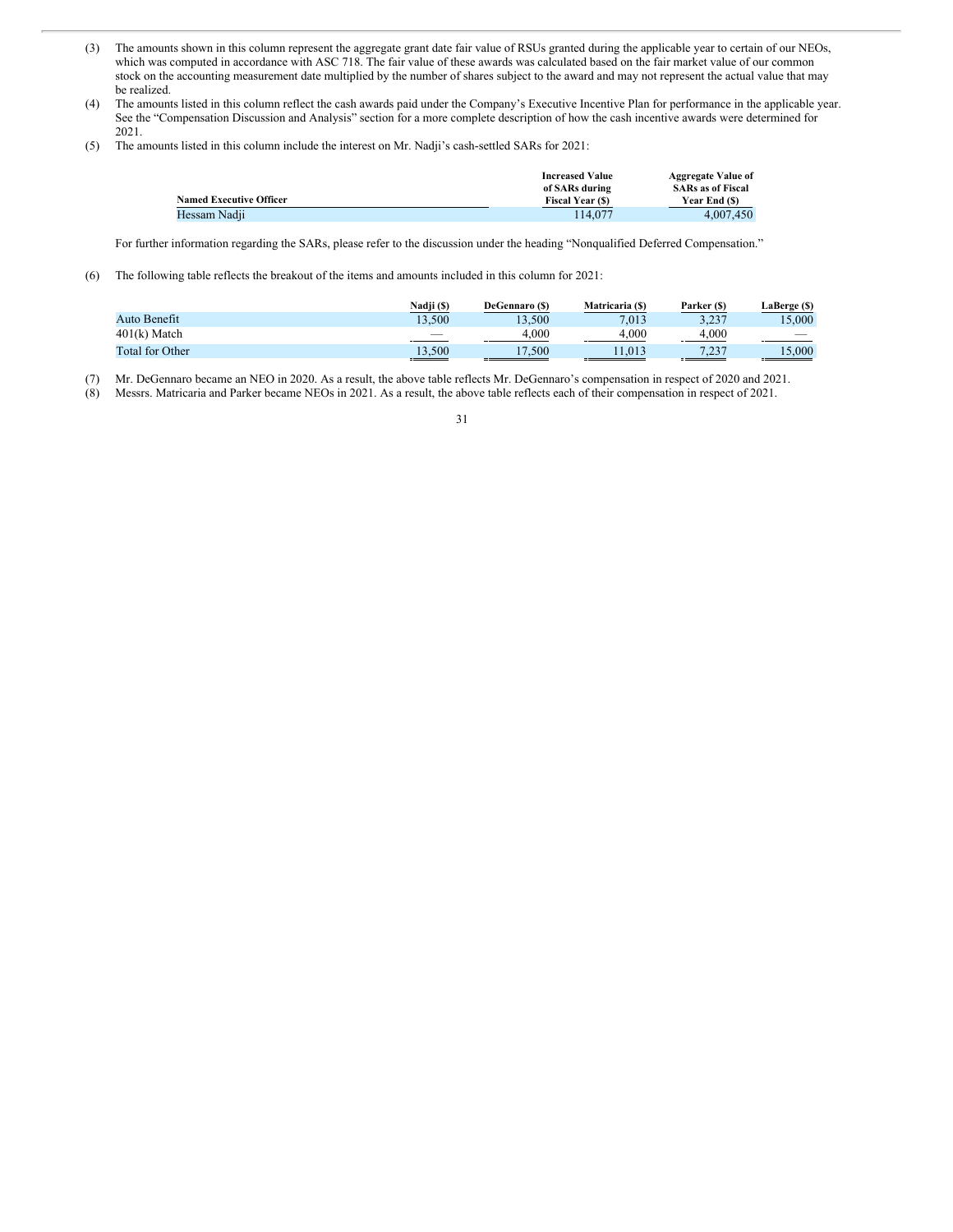(3) The amounts shown in this column represent the aggregate grant date fair value of RSUs granted during the applicable year to certain of our NEOs, which was computed in accordance with ASC 718. The fair value of these awards was calculated based on the fair market value of our common stock on the accounting measurement date multiplied by the number of shares subject to the award and may not represent the actual value that may be realized.

(4) The amounts listed in this column reflect the cash awards paid under the Company's Executive Incentive Plan for performance in the applicable year. See the "Compensation Discussion and Analysis" section for a more complete description of how the cash incentive awards were determined for 2021.

(5) The amounts listed in this column include the interest on Mr. Nadji's cash-settled SARs for 2021:

| Named Executive Officer | Increased Value of SARs during Fiscal Year ($) | Aggregate Value of SARs as of Fiscal Year End ($) |
|---|---|---|
| Hessam Nadji | 114,077 | 4,007,450 |

For further information regarding the SARs, please refer to the discussion under the heading "Nonqualified Deferred Compensation."

(6) The following table reflects the breakout of the items and amounts included in this column for 2021:

| | Nadji ($) | DeGennaro ($) | Matricaria ($) | Parker ($) | LaBerge ($) |
|---|---|---|---|---|---|
| Auto Benefit | 13,500 | 13,500 | 7,013 | 3,237 | 15,000 |
| 401(k) Match | — | 4,000 | 4,000 | 4,000 | — |
| Total for Other | 13,500 | 17,500 | 11,013 | 7,237 | 15,000 |

(7) Mr. DeGennaro became an NEO in 2020. As a result, the above table reflects Mr. DeGennaro's compensation in respect of 2020 and 2021.

(8) Messrs. Matricaria and Parker became NEOs in 2021. As a result, the above table reflects each of their compensation in respect of 2021.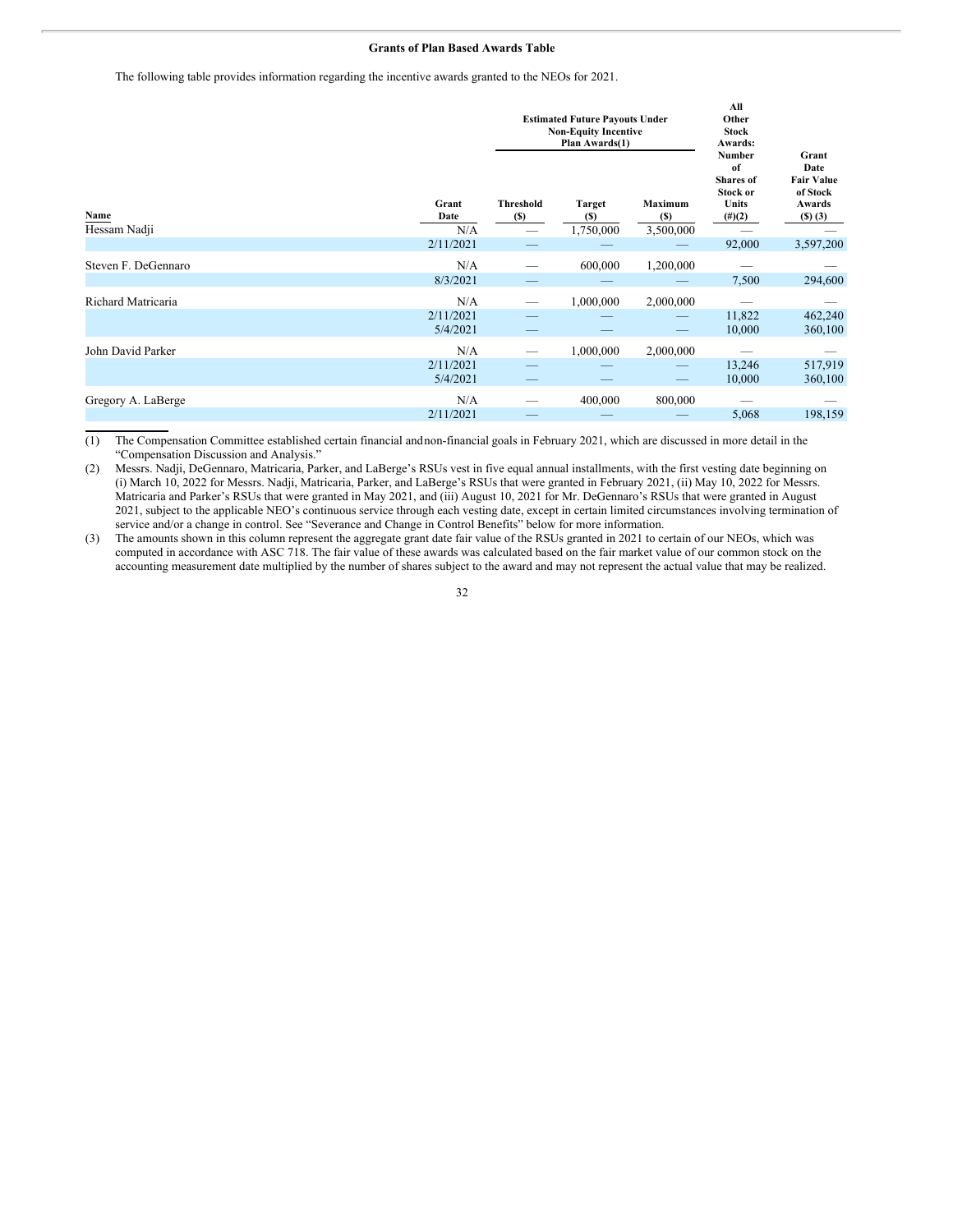### Grants of Plan Based Awards Table

The following table provides information regarding the incentive awards granted to the NEOs for 2021.

| Name | Grant Date | Estimated Future Payouts Under Non-Equity Incentive Plan Awards(1) | | | All Other Stock Awards: Number of Shares of Stock or Units (#)(2) | Grant Date Fair Value of Stock Awards ($) (3) |
|---|---|---|---|---|---|---|
| | | Threshold ($) | Target ($) | Maximum ($) | | |
| Hessam Nadji | N/A | — | 1,750,000 | 3,500,000 | — | — |
| | 2/11/2021 | — | — | — | 92,000 | 3,597,200 |
| Steven F. DeGennaro | N/A | — | 600,000 | 1,200,000 | — | — |
| | 8/3/2021 | — | — | — | 7,500 | 294,600 |
| Richard Matricaria | N/A | — | 1,000,000 | 2,000,000 | — | — |
| | 2/11/2021 | — | — | — | 11,822 | 462,240 |
| | 5/4/2021 | — | — | — | 10,000 | 360,100 |
| John David Parker | N/A | — | 1,000,000 | 2,000,000 | — | — |
| | 2/11/2021 | — | — | — | 13,246 | 517,919 |
| | 5/4/2021 | — | — | — | 10,000 | 360,100 |
| Gregory A. LaBerge | N/A | — | 400,000 | 800,000 | — | — |
| | 2/11/2021 | — | — | — | 5,068 | 198,159 |

(1) The Compensation Committee established certain financial and non-financial goals in February 2021, which are discussed in more detail in the "Compensation Discussion and Analysis."

(2) Messrs. Nadji, DeGennaro, Matricaria, Parker, and LaBerge's RSUs vest in five equal annual installments, with the first vesting date beginning on (i) March 10, 2022 for Messrs. Nadji, Matricaria, Parker, and LaBerge's RSUs that were granted in February 2021, (ii) May 10, 2022 for Messrs. Matricaria and Parker's RSUs that were granted in May 2021, and (iii) August 10, 2021 for Mr. DeGennaro's RSUs that were granted in August 2021, subject to the applicable NEO's continuous service through each vesting date, except in certain limited circumstances involving termination of service and/or a change in control. See "Severance and Change in Control Benefits" below for more information.

(3) The amounts shown in this column represent the aggregate grant date fair value of the RSUs granted in 2021 to certain of our NEOs, which was computed in accordance with ASC 718. The fair value of these awards was calculated based on the fair market value of our common stock on the accounting measurement date multiplied by the number of shares subject to the award and may not represent the actual value that may be realized.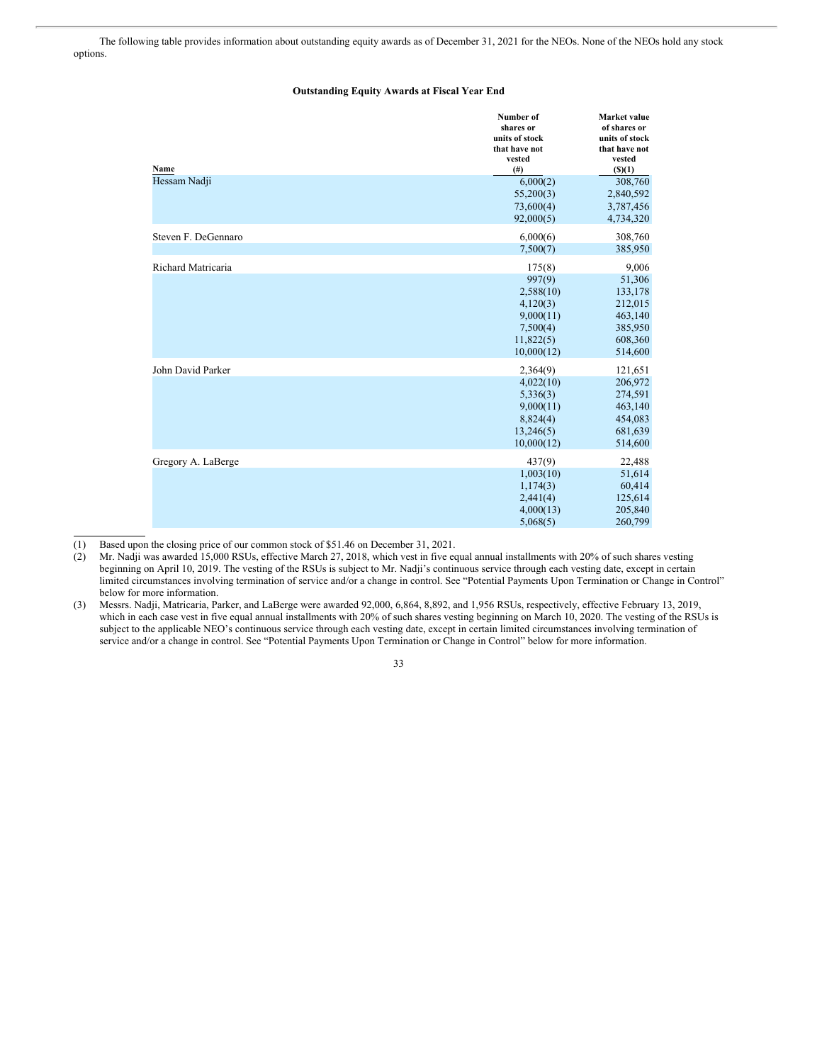The following table provides information about outstanding equity awards as of December 31, 2021 for the NEOs. None of the NEOs hold any stock options.

**Outstanding Equity Awards at Fiscal Year End**

| Name | Number of shares or units of stock that have not vested (#) | Market value of shares or units of stock that have not vested ($)(1) |
|---|---|---|
| Hessam Nadji | 6,000(2) | 308,760 |
| | 55,200(3) | 2,840,592 |
| | 73,600(4) | 3,787,456 |
| | 92,000(5) | 4,734,320 |
| Steven F. DeGennaro | 6,000(6) | 308,760 |
| | 7,500(7) | 385,950 |
| Richard Matricaria | 175(8) | 9,006 |
| | 997(9) | 51,306 |
| | 2,588(10) | 133,178 |
| | 4,120(3) | 212,015 |
| | 9,000(11) | 463,140 |
| | 7,500(4) | 385,950 |
| | 11,822(5) | 608,360 |
| | 10,000(12) | 514,600 |
| John David Parker | 2,364(9) | 121,651 |
| | 4,022(10) | 206,972 |
| | 5,336(3) | 274,591 |
| | 9,000(11) | 463,140 |
| | 8,824(4) | 454,083 |
| | 13,246(5) | 681,639 |
| | 10,000(12) | 514,600 |
| Gregory A. LaBerge | 437(9) | 22,488 |
| | 1,003(10) | 51,614 |
| | 1,174(3) | 60,414 |
| | 2,441(4) | 125,614 |
| | 4,000(13) | 205,840 |
| | 5,068(5) | 260,799 |

(1) Based upon the closing price of our common stock of $51.46 on December 31, 2021.

(2) Mr. Nadji was awarded 15,000 RSUs, effective March 27, 2018, which vest in five equal annual installments with 20% of such shares vesting beginning on April 10, 2019. The vesting of the RSUs is subject to Mr. Nadji's continuous service through each vesting date, except in certain limited circumstances involving termination of service and/or a change in control. See "Potential Payments Upon Termination or Change in Control" below for more information.

(3) Messrs. Nadji, Matricaria, Parker, and LaBerge were awarded 92,000, 6,864, 8,892, and 1,956 RSUs, respectively, effective February 13, 2019, which in each case vest in five equal annual installments with 20% of such shares vesting beginning on March 10, 2020. The vesting of the RSUs is subject to the applicable NEO's continuous service through each vesting date, except in certain limited circumstances involving termination of service and/or a change in control. See "Potential Payments Upon Termination or Change in Control" below for more information.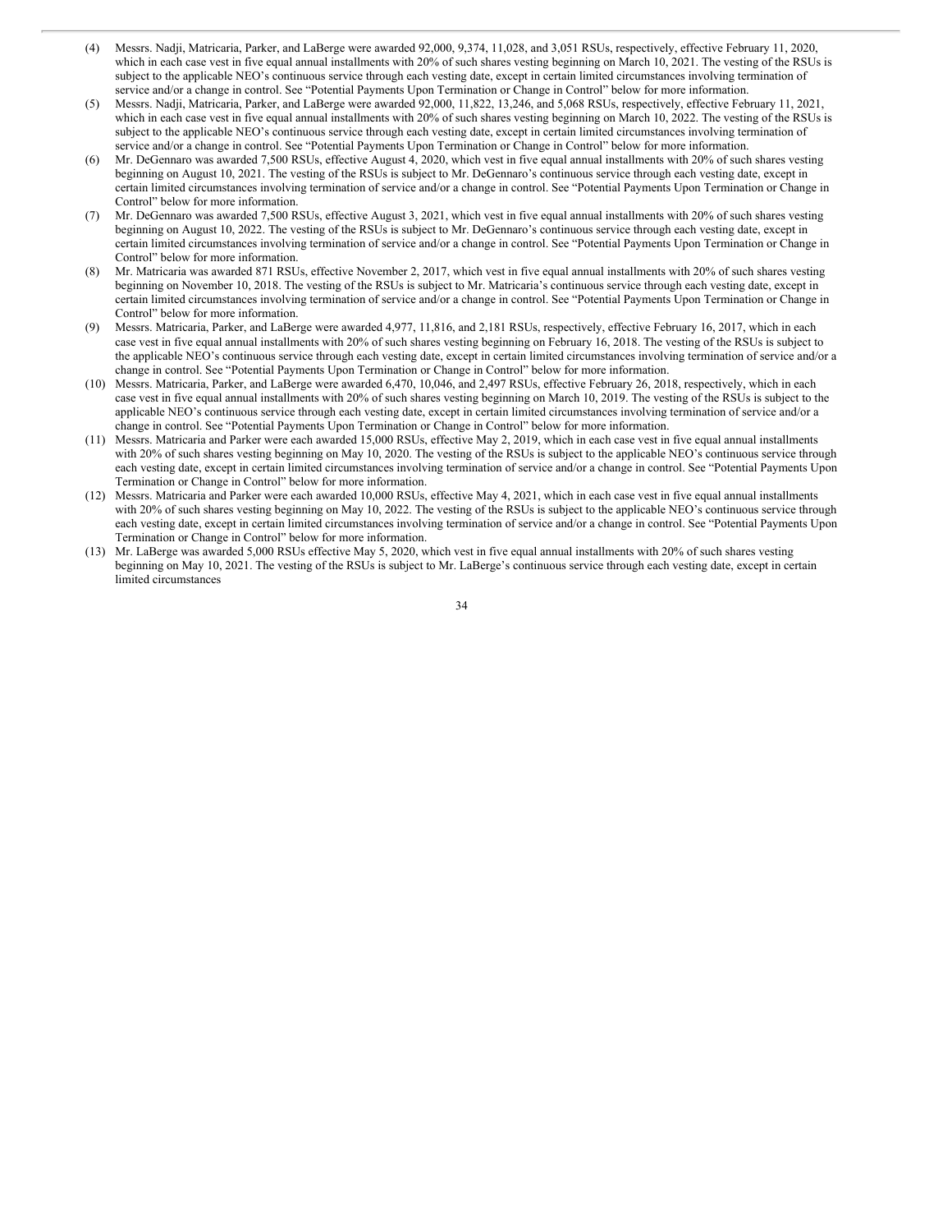(4) Messrs. Nadji, Matricaria, Parker, and LaBerge were awarded 92,000, 9,374, 11,028, and 3,051 RSUs, respectively, effective February 11, 2020, which in each case vest in five equal annual installments with 20% of such shares vesting beginning on March 10, 2021. The vesting of the RSUs is subject to the applicable NEO's continuous service through each vesting date, except in certain limited circumstances involving termination of service and/or a change in control. See "Potential Payments Upon Termination or Change in Control" below for more information.

(5) Messrs. Nadji, Matricaria, Parker, and LaBerge were awarded 92,000, 11,822, 13,246, and 5,068 RSUs, respectively, effective February 11, 2021, which in each case vest in five equal annual installments with 20% of such shares vesting beginning on March 10, 2022. The vesting of the RSUs is subject to the applicable NEO's continuous service through each vesting date, except in certain limited circumstances involving termination of service and/or a change in control. See "Potential Payments Upon Termination or Change in Control" below for more information.

(6) Mr. DeGennaro was awarded 7,500 RSUs, effective August 4, 2020, which vest in five equal annual installments with 20% of such shares vesting beginning on August 10, 2021. The vesting of the RSUs is subject to Mr. DeGennaro's continuous service through each vesting date, except in certain limited circumstances involving termination of service and/or a change in control. See "Potential Payments Upon Termination or Change in Control" below for more information.

(7) Mr. DeGennaro was awarded 7,500 RSUs, effective August 3, 2021, which vest in five equal annual installments with 20% of such shares vesting beginning on August 10, 2022. The vesting of the RSUs is subject to Mr. DeGennaro's continuous service through each vesting date, except in certain limited circumstances involving termination of service and/or a change in control. See "Potential Payments Upon Termination or Change in Control" below for more information.

(8) Mr. Matricaria was awarded 871 RSUs, effective November 2, 2017, which vest in five equal annual installments with 20% of such shares vesting beginning on November 10, 2018. The vesting of the RSUs is subject to Mr. Matricaria's continuous service through each vesting date, except in certain limited circumstances involving termination of service and/or a change in control. See "Potential Payments Upon Termination or Change in Control" below for more information.

(9) Messrs. Matricaria, Parker, and LaBerge were awarded 4,977, 11,816, and 2,181 RSUs, respectively, effective February 16, 2017, which in each case vest in five equal annual installments with 20% of such shares vesting beginning on February 16, 2018. The vesting of the RSUs is subject to the applicable NEO's continuous service through each vesting date, except in certain limited circumstances involving termination of service and/or a change in control. See "Potential Payments Upon Termination or Change in Control" below for more information.

(10) Messrs. Matricaria, Parker, and LaBerge were awarded 6,470, 10,046, and 2,497 RSUs, effective February 26, 2018, respectively, which in each case vest in five equal annual installments with 20% of such shares vesting beginning on March 10, 2019. The vesting of the RSUs is subject to the applicable NEO's continuous service through each vesting date, except in certain limited circumstances involving termination of service and/or a change in control. See "Potential Payments Upon Termination or Change in Control" below for more information.

(11) Messrs. Matricaria and Parker were each awarded 15,000 RSUs, effective May 2, 2019, which in each case vest in five equal annual installments with 20% of such shares vesting beginning on May 10, 2020. The vesting of the RSUs is subject to the applicable NEO's continuous service through each vesting date, except in certain limited circumstances involving termination of service and/or a change in control. See "Potential Payments Upon Termination or Change in Control" below for more information.

(12) Messrs. Matricaria and Parker were each awarded 10,000 RSUs, effective May 4, 2021, which in each case vest in five equal annual installments with 20% of such shares vesting beginning on May 10, 2022. The vesting of the RSUs is subject to the applicable NEO's continuous service through each vesting date, except in certain limited circumstances involving termination of service and/or a change in control. See "Potential Payments Upon Termination or Change in Control" below for more information.

(13) Mr. LaBerge was awarded 5,000 RSUs effective May 5, 2020, which vest in five equal annual installments with 20% of such shares vesting beginning on May 10, 2021. The vesting of the RSUs is subject to Mr. LaBerge's continuous service through each vesting date, except in certain limited circumstances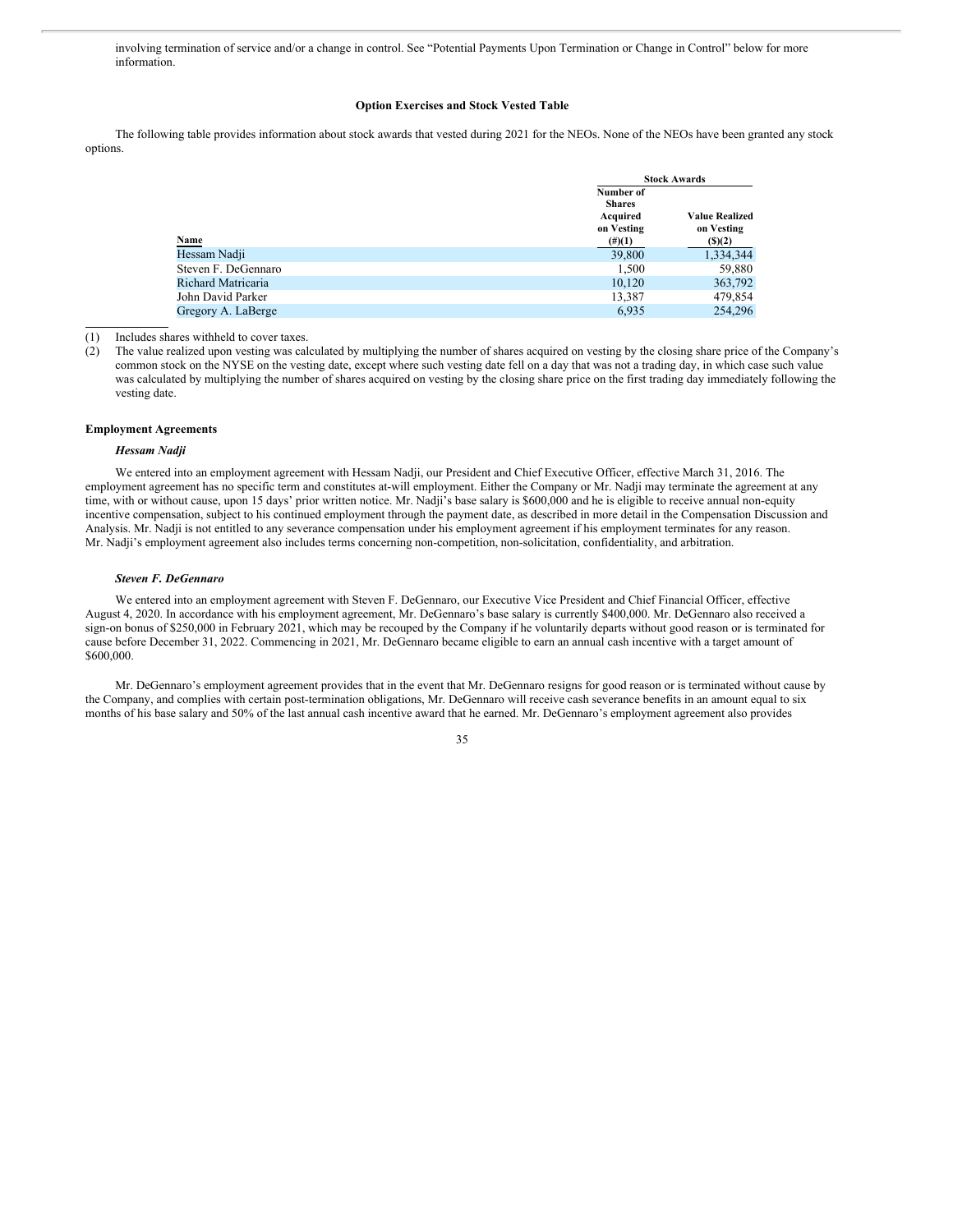involving termination of service and/or a change in control. See "Potential Payments Upon Termination or Change in Control" below for more information.

### Option Exercises and Stock Vested Table

The following table provides information about stock awards that vested during 2021 for the NEOs. None of the NEOs have been granted any stock options.

| | Stock Awards | |
|---|---|---|
| Name | Number of Shares Acquired on Vesting (#)(1) | Value Realized on Vesting ($)(2) |
| Hessam Nadji | 39,800 | 1,334,344 |
| Steven F. DeGennaro | 1,500 | 59,880 |
| Richard Matricaria | 10,120 | 363,792 |
| John David Parker | 13,387 | 479,854 |
| Gregory A. LaBerge | 6,935 | 254,296 |

(1) Includes shares withheld to cover taxes.

(2) The value realized upon vesting was calculated by multiplying the number of shares acquired on vesting by the closing share price of the Company's common stock on the NYSE on the vesting date, except where such vesting date fell on a day that was not a trading day, in which case such value was calculated by multiplying the number of shares acquired on vesting by the closing share price on the first trading day immediately following the vesting date.

### Employment Agreements

#### *Hessam Nadji*

We entered into an employment agreement with Hessam Nadji, our President and Chief Executive Officer, effective March 31, 2016. The employment agreement has no specific term and constitutes at-will employment. Either the Company or Mr. Nadji may terminate the agreement at any time, with or without cause, upon 15 days' prior written notice. Mr. Nadji's base salary is $600,000 and he is eligible to receive annual non-equity incentive compensation, subject to his continued employment through the payment date, as described in more detail in the Compensation Discussion and Analysis. Mr. Nadji is not entitled to any severance compensation under his employment agreement if his employment terminates for any reason. Mr. Nadji's employment agreement also includes terms concerning non-competition, non-solicitation, confidentiality, and arbitration.

#### *Steven F. DeGennaro*

We entered into an employment agreement with Steven F. DeGennaro, our Executive Vice President and Chief Financial Officer, effective August 4, 2020. In accordance with his employment agreement, Mr. DeGennaro's base salary is currently $400,000. Mr. DeGennaro also received a sign-on bonus of $250,000 in February 2021, which may be recouped by the Company if he voluntarily departs without good reason or is terminated for cause before December 31, 2022. Commencing in 2021, Mr. DeGennaro became eligible to earn an annual cash incentive with a target amount of $600,000.

Mr. DeGennaro's employment agreement provides that in the event that Mr. DeGennaro resigns for good reason or is terminated without cause by the Company, and complies with certain post-termination obligations, Mr. DeGennaro will receive cash severance benefits in an amount equal to six months of his base salary and 50% of the last annual cash incentive award that he earned. Mr. DeGennaro's employment agreement also provides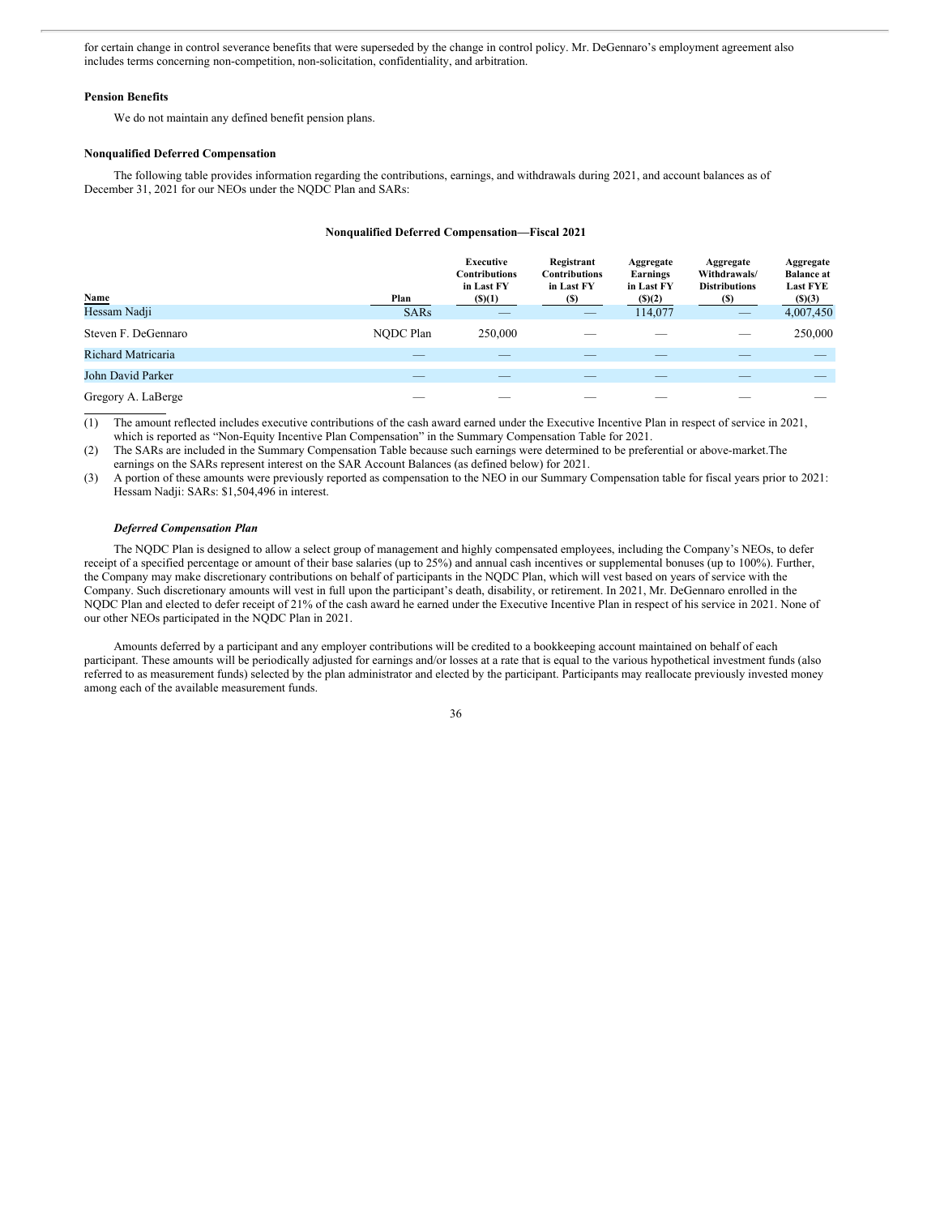for certain change in control severance benefits that were superseded by the change in control policy. Mr. DeGennaro's employment agreement also includes terms concerning non-competition, non-solicitation, confidentiality, and arbitration.

**Pension Benefits**

We do not maintain any defined benefit pension plans.

**Nonqualified Deferred Compensation**

The following table provides information regarding the contributions, earnings, and withdrawals during 2021, and account balances as of December 31, 2021 for our NEOs under the NQDC Plan and SARs:

**Nonqualified Deferred Compensation—Fiscal 2021**

| Name | Plan | Executive Contributions in Last FY ($)(1) | Registrant Contributions in Last FY ($) | Aggregate Earnings in Last FY ($)(2) | Aggregate Withdrawals/ Distributions ($) | Aggregate Balance at Last FYE ($)(3) |
|---|---|---|---|---|---|---|
| Hessam Nadji | SARs | — | — | 114,077 | — | 4,007,450 |
| Steven F. DeGennaro | NQDC Plan | 250,000 | — | — | — | 250,000 |
| Richard Matricaria | — | — | — | — | — | — |
| John David Parker | — | — | — | — | — | — |
| Gregory A. LaBerge | — | — | — | — | — | — |

(1) The amount reflected includes executive contributions of the cash award earned under the Executive Incentive Plan in respect of service in 2021, which is reported as "Non-Equity Incentive Plan Compensation" in the Summary Compensation Table for 2021.

(2) The SARs are included in the Summary Compensation Table because such earnings were determined to be preferential or above-market.The earnings on the SARs represent interest on the SAR Account Balances (as defined below) for 2021.

(3) A portion of these amounts were previously reported as compensation to the NEO in our Summary Compensation table for fiscal years prior to 2021: Hessam Nadji: SARs: $1,504,496 in interest.

***Deferred Compensation Plan***

The NQDC Plan is designed to allow a select group of management and highly compensated employees, including the Company's NEOs, to defer receipt of a specified percentage or amount of their base salaries (up to 25%) and annual cash incentives or supplemental bonuses (up to 100%). Further, the Company may make discretionary contributions on behalf of participants in the NQDC Plan, which will vest based on years of service with the Company. Such discretionary amounts will vest in full upon the participant's death, disability, or retirement. In 2021, Mr. DeGennaro enrolled in the NQDC Plan and elected to defer receipt of 21% of the cash award he earned under the Executive Incentive Plan in respect of his service in 2021. None of our other NEOs participated in the NQDC Plan in 2021.

Amounts deferred by a participant and any employer contributions will be credited to a bookkeeping account maintained on behalf of each participant. These amounts will be periodically adjusted for earnings and/or losses at a rate that is equal to the various hypothetical investment funds (also referred to as measurement funds) selected by the plan administrator and elected by the participant. Participants may reallocate previously invested money among each of the available measurement funds.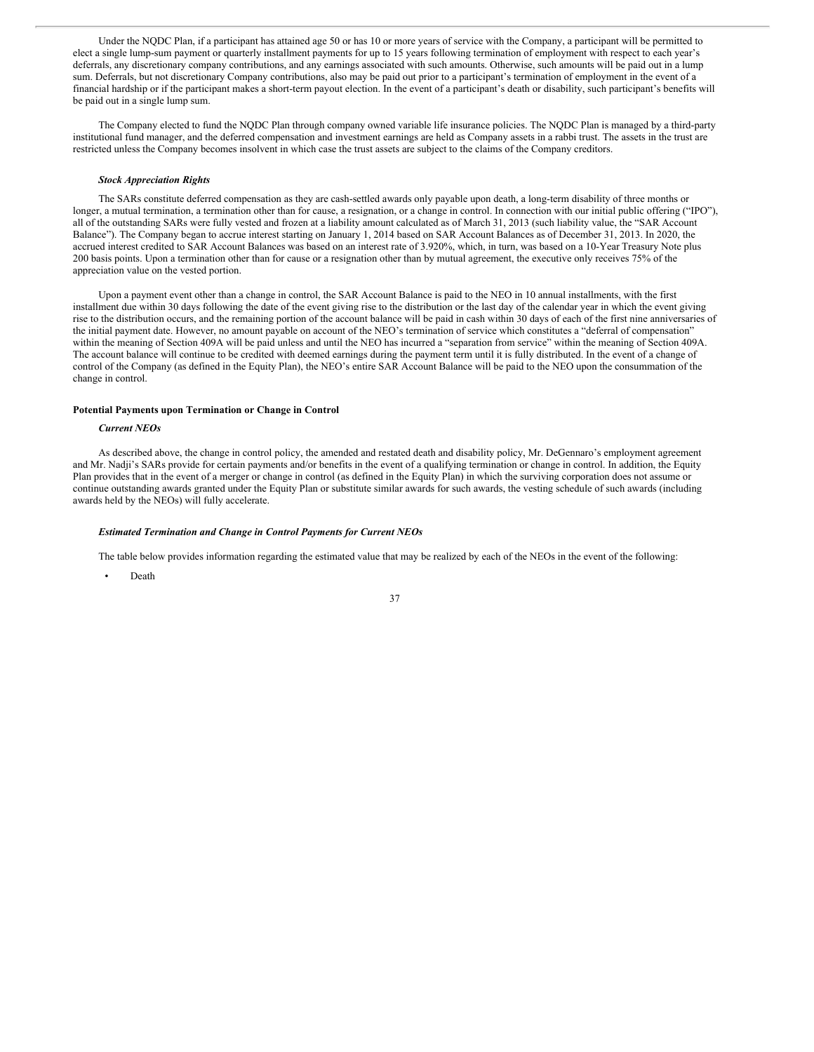Under the NQDC Plan, if a participant has attained age 50 or has 10 or more years of service with the Company, a participant will be permitted to elect a single lump-sum payment or quarterly installment payments for up to 15 years following termination of employment with respect to each year's deferrals, any discretionary company contributions, and any earnings associated with such amounts. Otherwise, such amounts will be paid out in a lump sum. Deferrals, but not discretionary Company contributions, also may be paid out prior to a participant's termination of employment in the event of a financial hardship or if the participant makes a short-term payout election. In the event of a participant's death or disability, such participant's benefits will be paid out in a single lump sum.

The Company elected to fund the NQDC Plan through company owned variable life insurance policies. The NQDC Plan is managed by a third-party institutional fund manager, and the deferred compensation and investment earnings are held as Company assets in a rabbi trust. The assets in the trust are restricted unless the Company becomes insolvent in which case the trust assets are subject to the claims of the Company creditors.

***Stock Appreciation Rights***

The SARs constitute deferred compensation as they are cash-settled awards only payable upon death, a long-term disability of three months or longer, a mutual termination, a termination other than for cause, a resignation, or a change in control. In connection with our initial public offering ("IPO"), all of the outstanding SARs were fully vested and frozen at a liability amount calculated as of March 31, 2013 (such liability value, the "SAR Account Balance"). The Company began to accrue interest starting on January 1, 2014 based on SAR Account Balances as of December 31, 2013. In 2020, the accrued interest credited to SAR Account Balances was based on an interest rate of 3.920%, which, in turn, was based on a 10-Year Treasury Note plus 200 basis points. Upon a termination other than for cause or a resignation other than by mutual agreement, the executive only receives 75% of the appreciation value on the vested portion.

Upon a payment event other than a change in control, the SAR Account Balance is paid to the NEO in 10 annual installments, with the first installment due within 30 days following the date of the event giving rise to the distribution or the last day of the calendar year in which the event giving rise to the distribution occurs, and the remaining portion of the account balance will be paid in cash within 30 days of each of the first nine anniversaries of the initial payment date. However, no amount payable on account of the NEO's termination of service which constitutes a "deferral of compensation" within the meaning of Section 409A will be paid unless and until the NEO has incurred a "separation from service" within the meaning of Section 409A. The account balance will continue to be credited with deemed earnings during the payment term until it is fully distributed. In the event of a change of control of the Company (as defined in the Equity Plan), the NEO's entire SAR Account Balance will be paid to the NEO upon the consummation of the change in control.

**Potential Payments upon Termination or Change in Control**

***Current NEOs***

As described above, the change in control policy, the amended and restated death and disability policy, Mr. DeGennaro's employment agreement and Mr. Nadji's SARs provide for certain payments and/or benefits in the event of a qualifying termination or change in control. In addition, the Equity Plan provides that in the event of a merger or change in control (as defined in the Equity Plan) in which the surviving corporation does not assume or continue outstanding awards granted under the Equity Plan or substitute similar awards for such awards, the vesting schedule of such awards (including awards held by the NEOs) will fully accelerate.

***Estimated Termination and Change in Control Payments for Current NEOs***

The table below provides information regarding the estimated value that may be realized by each of the NEOs in the event of the following:

- Death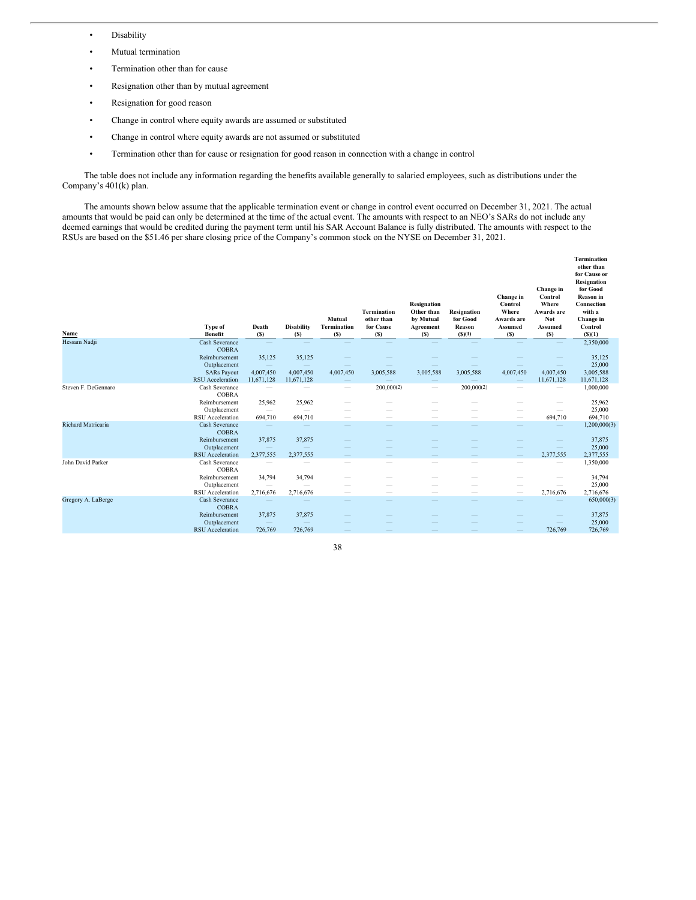- Disability
- Mutual termination
- Termination other than for cause
- Resignation other than by mutual agreement
- Resignation for good reason
- Change in control where equity awards are assumed or substituted
- Change in control where equity awards are not assumed or substituted
- Termination other than for cause or resignation for good reason in connection with a change in control

The table does not include any information regarding the benefits available generally to salaried employees, such as distributions under the Company's 401(k) plan.

The amounts shown below assume that the applicable termination event or change in control event occurred on December 31, 2021. The actual amounts that would be paid can only be determined at the time of the actual event. The amounts with respect to an NEO's SARs do not include any deemed earnings that would be credited during the payment term until his SAR Account Balance is fully distributed. The amounts with respect to the RSUs are based on the $51.46 per share closing price of the Company's common stock on the NYSE on December 31, 2021.

| Name | Type of Benefit | Death ($) | Disability ($) | Mutual Termination ($) | Termination other than for Cause ($) | Resignation Other than by Mutual Agreement ($) | Resignation for Good Reason ($)(1) | Change in Control Where Awards are Assumed ($) | Change in Control Where Awards are Not Assumed ($) | Termination other than for Cause or Resignation for Good Reason in Connection with a Change in Control ($)(1) |
|---|---|---|---|---|---|---|---|---|---|---|
| Hessam Nadji | Cash Severance | — | — | — | — | — | — | — | — | 2,350,000 |
| | COBRA Reimbursement | 35,125 | 35,125 | — | — | — | — | — | — | 35,125 |
| | Outplacement | — | — | — | — | — | — | — | — | 25,000 |
| | SARs Payout | 4,007,450 | 4,007,450 | 4,007,450 | 3,005,588 | 3,005,588 | 3,005,588 | 4,007,450 | 4,007,450 | 3,005,588 |
| | RSU Acceleration | 11,671,128 | 11,671,128 | — | — | — | — | — | 11,671,128 | 11,671,128 |
| Steven F. DeGennaro | Cash Severance | — | — | — | 200,000(2) | — | 200,000(2) | — | — | 1,000,000 |
| | COBRA Reimbursement | 25,962 | 25,962 | — | — | — | — | — | — | 25,962 |
| | Outplacement | — | — | — | — | — | — | — | — | 25,000 |
| | RSU Acceleration | 694,710 | 694,710 | — | — | — | — | — | 694,710 | 694,710 |
| Richard Matricaria | Cash Severance | — | — | — | — | — | — | — | — | 1,200,000(3) |
| | COBRA Reimbursement | 37,875 | 37,875 | — | — | — | — | — | — | 37,875 |
| | Outplacement | — | — | — | — | — | — | — | — | 25,000 |
| | RSU Acceleration | 2,377,555 | 2,377,555 | — | — | — | — | — | 2,377,555 | 2,377,555 |
| John David Parker | Cash Severance | — | — | — | — | — | — | — | — | 1,350,000 |
| | COBRA Reimbursement | 34,794 | 34,794 | — | — | — | — | — | — | 34,794 |
| | Outplacement | — | — | — | — | — | — | — | — | 25,000 |
| | RSU Acceleration | 2,716,676 | 2,716,676 | — | — | — | — | — | 2,716,676 | 2,716,676 |
| Gregory A. LaBerge | Cash Severance | — | — | — | — | — | — | — | — | 650,000(3) |
| | COBRA Reimbursement | 37,875 | 37,875 | — | — | — | — | — | — | 37,875 |
| | Outplacement | — | — | — | — | — | — | — | — | 25,000 |
| | RSU Acceleration | 726,769 | 726,769 | — | — | — | — | — | 726,769 | 726,769 |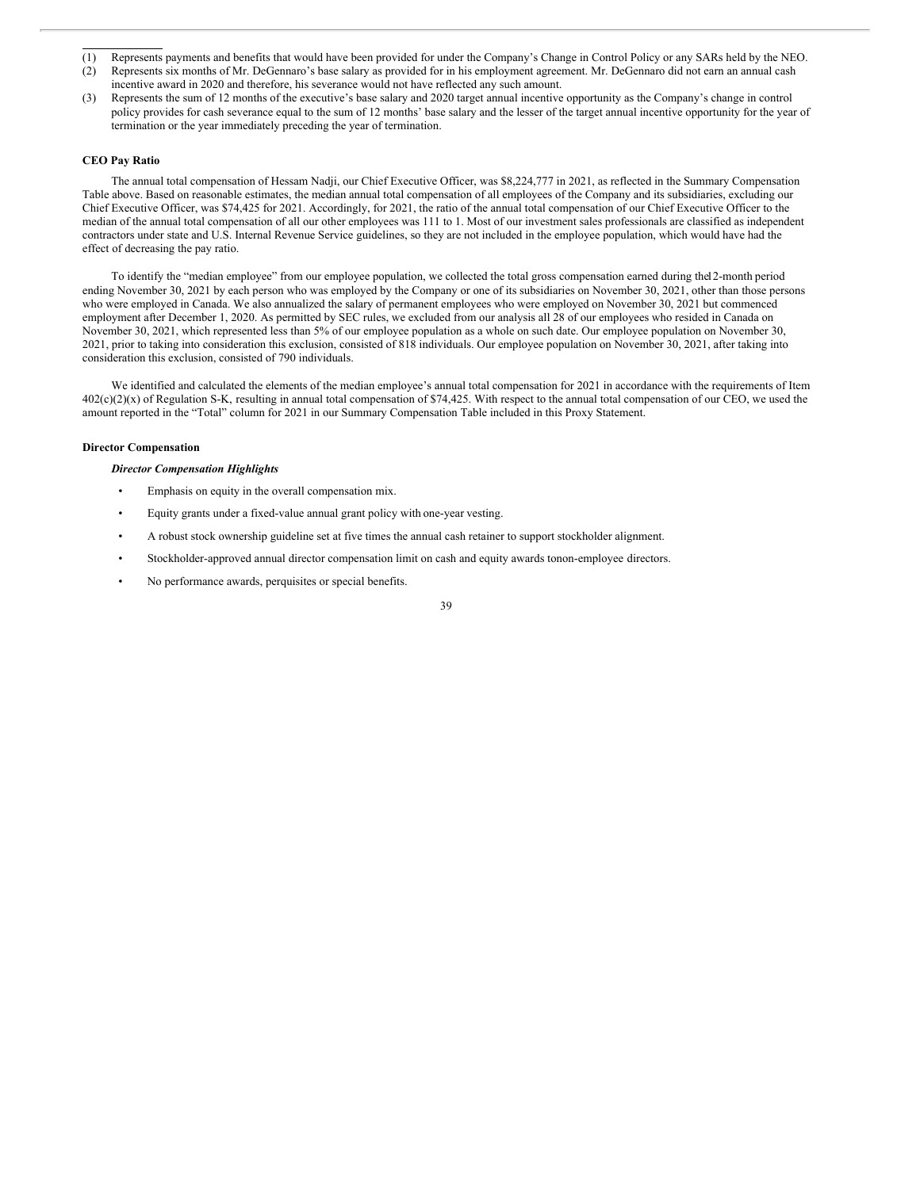(1) Represents payments and benefits that would have been provided for under the Company's Change in Control Policy or any SARs held by the NEO.

(2) Represents six months of Mr. DeGennaro's base salary as provided for in his employment agreement. Mr. DeGennaro did not earn an annual cash incentive award in 2020 and therefore, his severance would not have reflected any such amount.

(3) Represents the sum of 12 months of the executive's base salary and 2020 target annual incentive opportunity as the Company's change in control policy provides for cash severance equal to the sum of 12 months' base salary and the lesser of the target annual incentive opportunity for the year of termination or the year immediately preceding the year of termination.

**CEO Pay Ratio**

The annual total compensation of Hessam Nadji, our Chief Executive Officer, was $8,224,777 in 2021, as reflected in the Summary Compensation Table above. Based on reasonable estimates, the median annual total compensation of all employees of the Company and its subsidiaries, excluding our Chief Executive Officer, was $74,425 for 2021. Accordingly, for 2021, the ratio of the annual total compensation of our Chief Executive Officer to the median of the annual total compensation of all our other employees was 111 to 1. Most of our investment sales professionals are classified as independent contractors under state and U.S. Internal Revenue Service guidelines, so they are not included in the employee population, which would have had the effect of decreasing the pay ratio.

To identify the "median employee" from our employee population, we collected the total gross compensation earned during the 12-month period ending November 30, 2021 by each person who was employed by the Company or one of its subsidiaries on November 30, 2021, other than those persons who were employed in Canada. We also annualized the salary of permanent employees who were employed on November 30, 2021 but commenced employment after December 1, 2020. As permitted by SEC rules, we excluded from our analysis all 28 of our employees who resided in Canada on November 30, 2021, which represented less than 5% of our employee population as a whole on such date. Our employee population on November 30, 2021, prior to taking into consideration this exclusion, consisted of 818 individuals. Our employee population on November 30, 2021, after taking into consideration this exclusion, consisted of 790 individuals.

We identified and calculated the elements of the median employee's annual total compensation for 2021 in accordance with the requirements of Item 402(c)(2)(x) of Regulation S-K, resulting in annual total compensation of $74,425. With respect to the annual total compensation of our CEO, we used the amount reported in the "Total" column for 2021 in our Summary Compensation Table included in this Proxy Statement.

**Director Compensation**

***Director Compensation Highlights***

- Emphasis on equity in the overall compensation mix.
- Equity grants under a fixed-value annual grant policy with one-year vesting.
- A robust stock ownership guideline set at five times the annual cash retainer to support stockholder alignment.
- Stockholder-approved annual director compensation limit on cash and equity awards to non-employee directors.
- No performance awards, perquisites or special benefits.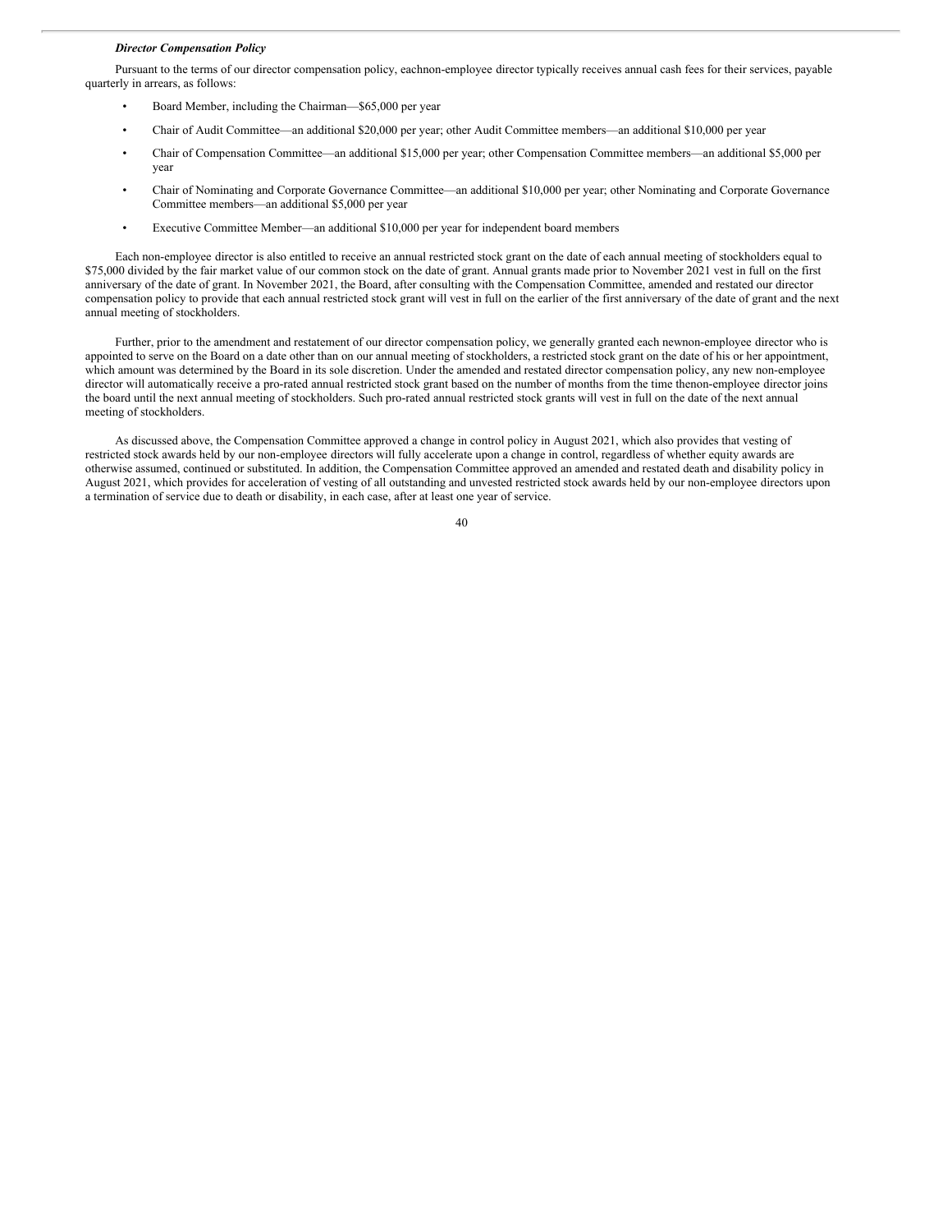***Director Compensation Policy***

Pursuant to the terms of our director compensation policy, eachnon-employee director typically receives annual cash fees for their services, payable quarterly in arrears, as follows:

- Board Member, including the Chairman—$65,000 per year
- Chair of Audit Committee—an additional $20,000 per year; other Audit Committee members—an additional $10,000 per year
- Chair of Compensation Committee—an additional $15,000 per year; other Compensation Committee members—an additional $5,000 per year
- Chair of Nominating and Corporate Governance Committee—an additional $10,000 per year; other Nominating and Corporate Governance Committee members—an additional $5,000 per year
- Executive Committee Member—an additional $10,000 per year for independent board members

Each non-employee director is also entitled to receive an annual restricted stock grant on the date of each annual meeting of stockholders equal to $75,000 divided by the fair market value of our common stock on the date of grant. Annual grants made prior to November 2021 vest in full on the first anniversary of the date of grant. In November 2021, the Board, after consulting with the Compensation Committee, amended and restated our director compensation policy to provide that each annual restricted stock grant will vest in full on the earlier of the first anniversary of the date of grant and the next annual meeting of stockholders.

Further, prior to the amendment and restatement of our director compensation policy, we generally granted each newnon-employee director who is appointed to serve on the Board on a date other than on our annual meeting of stockholders, a restricted stock grant on the date of his or her appointment, which amount was determined by the Board in its sole discretion. Under the amended and restated director compensation policy, any new non-employee director will automatically receive a pro-rated annual restricted stock grant based on the number of months from the time thenon-employee director joins the board until the next annual meeting of stockholders. Such pro-rated annual restricted stock grants will vest in full on the date of the next annual meeting of stockholders.

As discussed above, the Compensation Committee approved a change in control policy in August 2021, which also provides that vesting of restricted stock awards held by our non-employee directors will fully accelerate upon a change in control, regardless of whether equity awards are otherwise assumed, continued or substituted. In addition, the Compensation Committee approved an amended and restated death and disability policy in August 2021, which provides for acceleration of vesting of all outstanding and unvested restricted stock awards held by our non-employee directors upon a termination of service due to death or disability, in each case, after at least one year of service.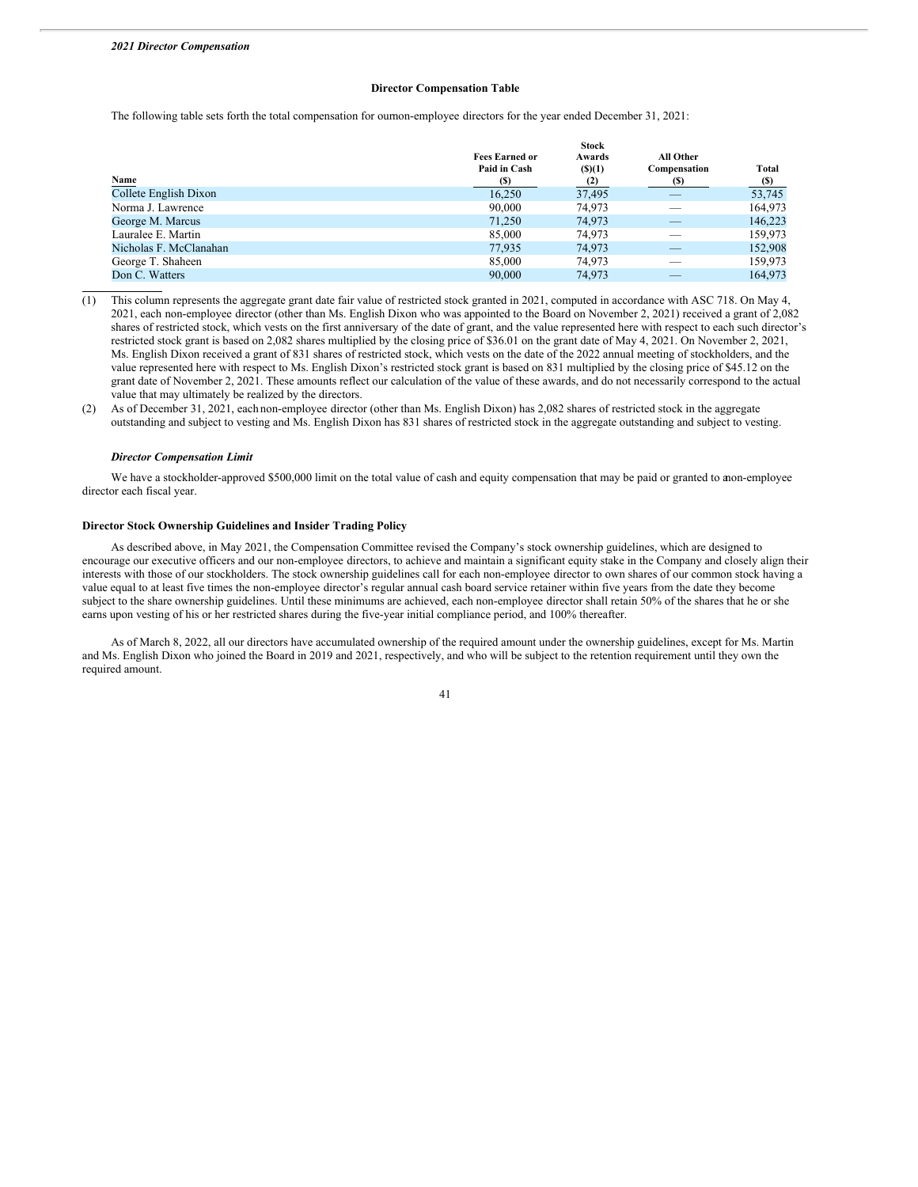*2021 Director Compensation*

**Director Compensation Table**

The following table sets forth the total compensation for our non-employee directors for the year ended December 31, 2021:

| Name | Fees Earned or Paid in Cash ($) | Stock Awards ($)(1) (2) | All Other Compensation ($) | Total ($) |
|---|---|---|---|---|
| Collete English Dixon | 16,250 | 37,495 | — | 53,745 |
| Norma J. Lawrence | 90,000 | 74,973 | — | 164,973 |
| George M. Marcus | 71,250 | 74,973 | — | 146,223 |
| Lauralee E. Martin | 85,000 | 74,973 | — | 159,973 |
| Nicholas F. McClanahan | 77,935 | 74,973 | — | 152,908 |
| George T. Shaheen | 85,000 | 74,973 | — | 159,973 |
| Don C. Watters | 90,000 | 74,973 | — | 164,973 |

(1) This column represents the aggregate grant date fair value of restricted stock granted in 2021, computed in accordance with ASC 718. On May 4, 2021, each non-employee director (other than Ms. English Dixon who was appointed to the Board on November 2, 2021) received a grant of 2,082 shares of restricted stock, which vests on the first anniversary of the date of grant, and the value represented here with respect to each such director's restricted stock grant is based on 2,082 shares multiplied by the closing price of $36.01 on the grant date of May 4, 2021. On November 2, 2021, Ms. English Dixon received a grant of 831 shares of restricted stock, which vests on the date of the 2022 annual meeting of stockholders, and the value represented here with respect to Ms. English Dixon's restricted stock grant is based on 831 multiplied by the closing price of $45.12 on the grant date of November 2, 2021. These amounts reflect our calculation of the value of these awards, and do not necessarily correspond to the actual value that may ultimately be realized by the directors.

(2) As of December 31, 2021, each non-employee director (other than Ms. English Dixon) has 2,082 shares of restricted stock in the aggregate outstanding and subject to vesting and Ms. English Dixon has 831 shares of restricted stock in the aggregate outstanding and subject to vesting.

*Director Compensation Limit*

We have a stockholder-approved $500,000 limit on the total value of cash and equity compensation that may be paid or granted to a non-employee director each fiscal year.

**Director Stock Ownership Guidelines and Insider Trading Policy**

As described above, in May 2021, the Compensation Committee revised the Company's stock ownership guidelines, which are designed to encourage our executive officers and our non-employee directors, to achieve and maintain a significant equity stake in the Company and closely align their interests with those of our stockholders. The stock ownership guidelines call for each non-employee director to own shares of our common stock having a value equal to at least five times the non-employee director's regular annual cash board service retainer within five years from the date they become subject to the share ownership guidelines. Until these minimums are achieved, each non-employee director shall retain 50% of the shares that he or she earns upon vesting of his or her restricted shares during the five-year initial compliance period, and 100% thereafter.

As of March 8, 2022, all our directors have accumulated ownership of the required amount under the ownership guidelines, except for Ms. Martin and Ms. English Dixon who joined the Board in 2019 and 2021, respectively, and who will be subject to the retention requirement until they own the required amount.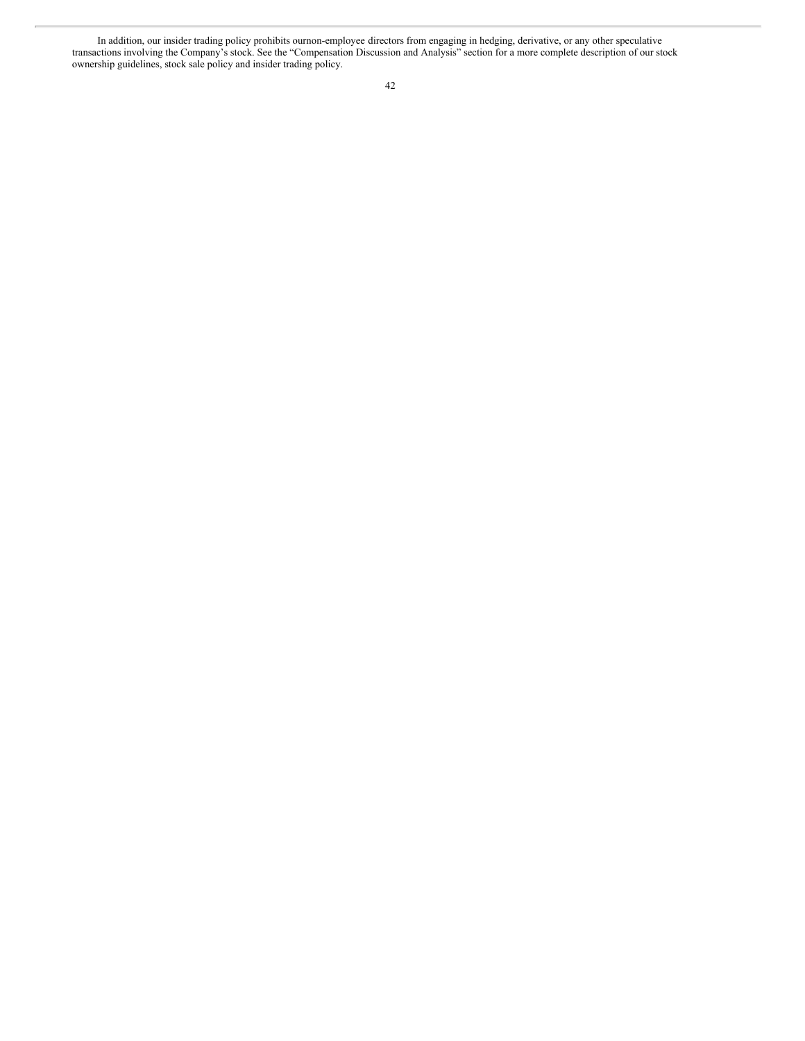In addition, our insider trading policy prohibits ournon-employee directors from engaging in hedging, derivative, or any other speculative transactions involving the Company's stock. See the "Compensation Discussion and Analysis" section for a more complete description of our stock ownership guidelines, stock sale policy and insider trading policy.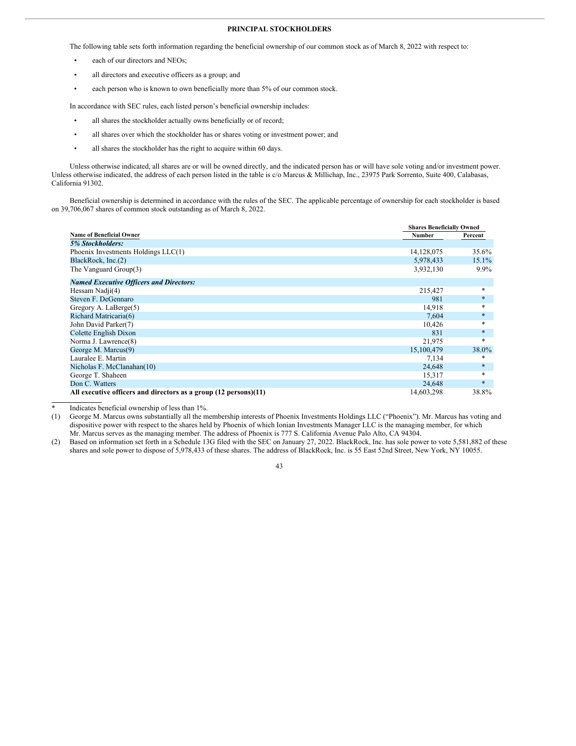## PRINCIPAL STOCKHOLDERS

The following table sets forth information regarding the beneficial ownership of our common stock as of March 8, 2022 with respect to:

- each of our directors and NEOs;
- all directors and executive officers as a group; and
- each person who is known to own beneficially more than 5% of our common stock.

In accordance with SEC rules, each listed person's beneficial ownership includes:

- all shares the stockholder actually owns beneficially or of record;
- all shares over which the stockholder has or shares voting or investment power; and
- all shares the stockholder has the right to acquire within 60 days.

Unless otherwise indicated, all shares are or will be owned directly, and the indicated person has or will have sole voting and/or investment power. Unless otherwise indicated, the address of each person listed in the table is c/o Marcus & Millichap, Inc., 23975 Park Sorrento, Suite 400, Calabasas, California 91302.

Beneficial ownership is determined in accordance with the rules of the SEC. The applicable percentage of ownership for each stockholder is based on 39,706,067 shares of common stock outstanding as of March 8, 2022.

| | Shares Beneficially Owned | |
|---|---|---|
| **Name of Beneficial Owner** | **Number** | **Percent** |
| ***5% Stockholders:*** | | |
| Phoenix Investments Holdings LLC(1) | 14,128,075 | 35.6% |
| BlackRock, Inc.(2) | 5,978,433 | 15.1% |
| The Vanguard Group(3) | 3,932,130 | 9.9% |
| ***Named Executive Officers and Directors:*** | | |
| Hessam Nadji(4) | 215,427 | * |
| Steven F. DeGennaro | 981 | * |
| Gregory A. LaBerge(5) | 14,918 | * |
| Richard Matricaria(6) | 7,604 | * |
| John David Parker(7) | 10,426 | * |
| Colette English Dixon | 831 | * |
| Norma J. Lawrence(8) | 21,975 | * |
| George M. Marcus(9) | 15,100,479 | 38.0% |
| Lauralee E. Martin | 7,134 | * |
| Nicholas F. McClanahan(10) | 24,648 | * |
| George T. Shaheen | 15,317 | * |
| Don C. Watters | 24,648 | * |
| **All executive officers and directors as a group (12 persons)(11)** | 14,603,298 | 38.8% |

\* Indicates beneficial ownership of less than 1%.

(1) George M. Marcus owns substantially all the membership interests of Phoenix Investments Holdings LLC ("Phoenix"). Mr. Marcus has voting and dispositive power with respect to the shares held by Phoenix of which Ionian Investments Manager LLC is the managing member, for which Mr. Marcus serves as the managing member. The address of Phoenix is 777 S. California Avenue Palo Alto, CA 94304.

(2) Based on information set forth in a Schedule 13G filed with the SEC on January 27, 2022. BlackRock, Inc. has sole power to vote 5,581,882 of these shares and sole power to dispose of 5,978,433 of these shares. The address of BlackRock, Inc. is 55 East 52nd Street, New York, NY 10055.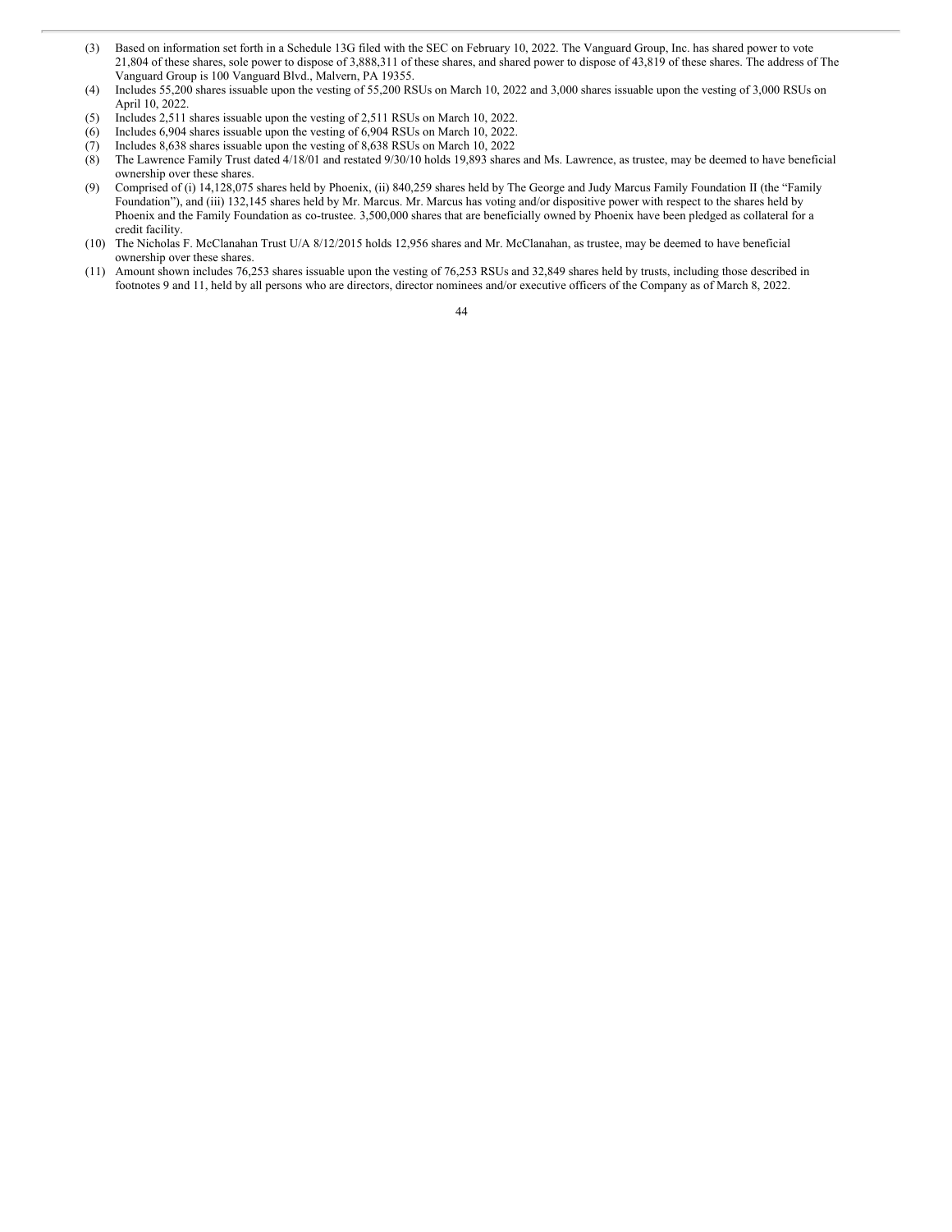(3) Based on information set forth in a Schedule 13G filed with the SEC on February 10, 2022. The Vanguard Group, Inc. has shared power to vote 21,804 of these shares, sole power to dispose of 3,888,311 of these shares, and shared power to dispose of 43,819 of these shares. The address of The Vanguard Group is 100 Vanguard Blvd., Malvern, PA 19355.

(4) Includes 55,200 shares issuable upon the vesting of 55,200 RSUs on March 10, 2022 and 3,000 shares issuable upon the vesting of 3,000 RSUs on April 10, 2022.

(5) Includes 2,511 shares issuable upon the vesting of 2,511 RSUs on March 10, 2022.

(6) Includes 6,904 shares issuable upon the vesting of 6,904 RSUs on March 10, 2022.

(7) Includes 8,638 shares issuable upon the vesting of 8,638 RSUs on March 10, 2022

(8) The Lawrence Family Trust dated 4/18/01 and restated 9/30/10 holds 19,893 shares and Ms. Lawrence, as trustee, may be deemed to have beneficial ownership over these shares.

(9) Comprised of (i) 14,128,075 shares held by Phoenix, (ii) 840,259 shares held by The George and Judy Marcus Family Foundation II (the "Family Foundation"), and (iii) 132,145 shares held by Mr. Marcus. Mr. Marcus has voting and/or dispositive power with respect to the shares held by Phoenix and the Family Foundation as co-trustee. 3,500,000 shares that are beneficially owned by Phoenix have been pledged as collateral for a credit facility.

(10) The Nicholas F. McClanahan Trust U/A 8/12/2015 holds 12,956 shares and Mr. McClanahan, as trustee, may be deemed to have beneficial ownership over these shares.

(11) Amount shown includes 76,253 shares issuable upon the vesting of 76,253 RSUs and 32,849 shares held by trusts, including those described in footnotes 9 and 11, held by all persons who are directors, director nominees and/or executive officers of the Company as of March 8, 2022.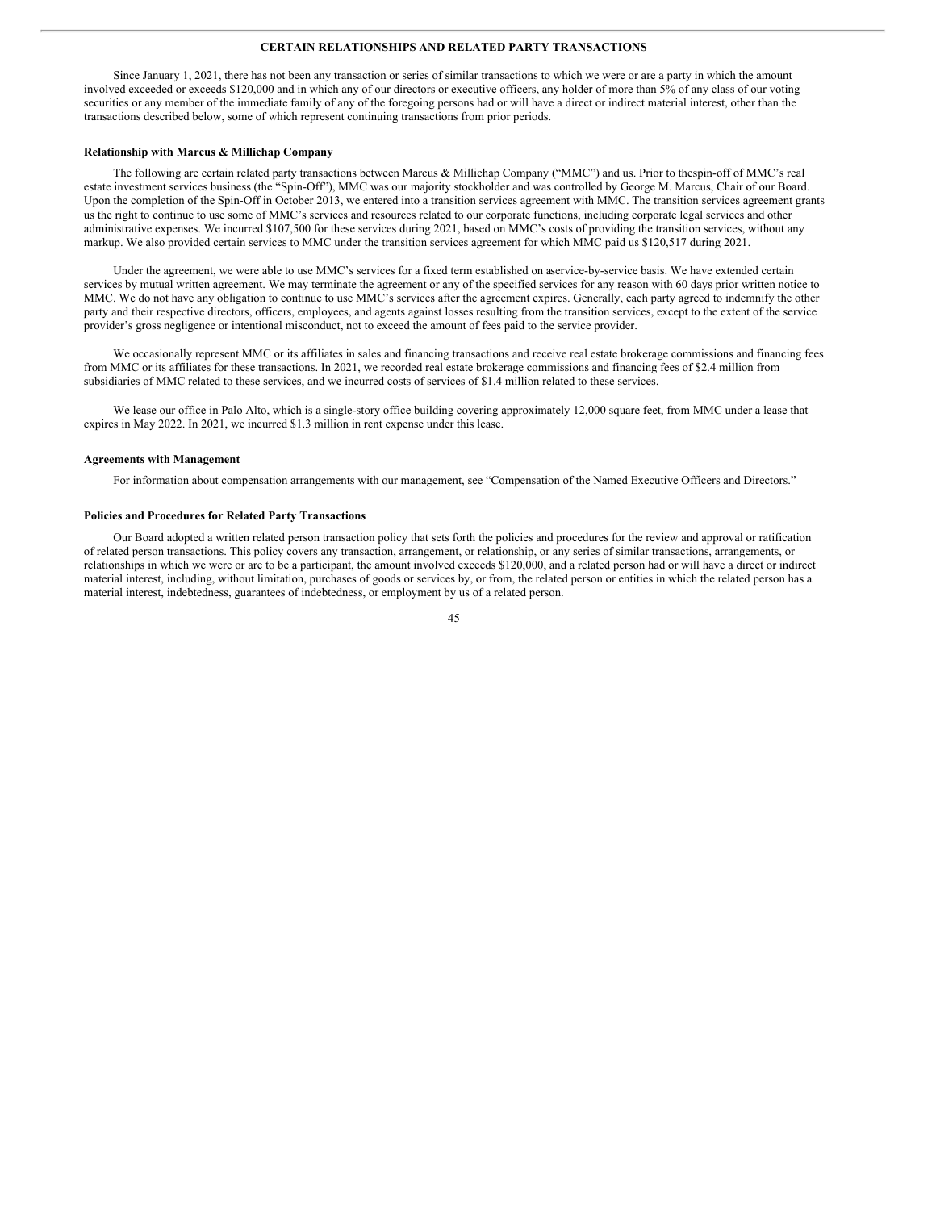## CERTAIN RELATIONSHIPS AND RELATED PARTY TRANSACTIONS

Since January 1, 2021, there has not been any transaction or series of similar transactions to which we were or are a party in which the amount involved exceeded or exceeds $120,000 and in which any of our directors or executive officers, any holder of more than 5% of any class of our voting securities or any member of the immediate family of any of the foregoing persons had or will have a direct or indirect material interest, other than the transactions described below, some of which represent continuing transactions from prior periods.

### Relationship with Marcus & Millichap Company

The following are certain related party transactions between Marcus & Millichap Company ("MMC") and us. Prior to the spin-off of MMC's real estate investment services business (the "Spin-Off"), MMC was our majority stockholder and was controlled by George M. Marcus, Chair of our Board. Upon the completion of the Spin-Off in October 2013, we entered into a transition services agreement with MMC. The transition services agreement grants us the right to continue to use some of MMC's services and resources related to our corporate functions, including corporate legal services and other administrative expenses. We incurred $107,500 for these services during 2021, based on MMC's costs of providing the transition services, without any markup. We also provided certain services to MMC under the transition services agreement for which MMC paid us $120,517 during 2021.

Under the agreement, we were able to use MMC's services for a fixed term established on a service-by-service basis. We have extended certain services by mutual written agreement. We may terminate the agreement or any of the specified services for any reason with 60 days prior written notice to MMC. We do not have any obligation to continue to use MMC's services after the agreement expires. Generally, each party agreed to indemnify the other party and their respective directors, officers, employees, and agents against losses resulting from the transition services, except to the extent of the service provider's gross negligence or intentional misconduct, not to exceed the amount of fees paid to the service provider.

We occasionally represent MMC or its affiliates in sales and financing transactions and receive real estate brokerage commissions and financing fees from MMC or its affiliates for these transactions. In 2021, we recorded real estate brokerage commissions and financing fees of $2.4 million from subsidiaries of MMC related to these services, and we incurred costs of services of $1.4 million related to these services.

We lease our office in Palo Alto, which is a single-story office building covering approximately 12,000 square feet, from MMC under a lease that expires in May 2022. In 2021, we incurred $1.3 million in rent expense under this lease.

### Agreements with Management

For information about compensation arrangements with our management, see "Compensation of the Named Executive Officers and Directors."

### Policies and Procedures for Related Party Transactions

Our Board adopted a written related person transaction policy that sets forth the policies and procedures for the review and approval or ratification of related person transactions. This policy covers any transaction, arrangement, or relationship, or any series of similar transactions, arrangements, or relationships in which we were or are to be a participant, the amount involved exceeds $120,000, and a related person had or will have a direct or indirect material interest, including, without limitation, purchases of goods or services by, or from, the related person or entities in which the related person has a material interest, indebtedness, guarantees of indebtedness, or employment by us of a related person.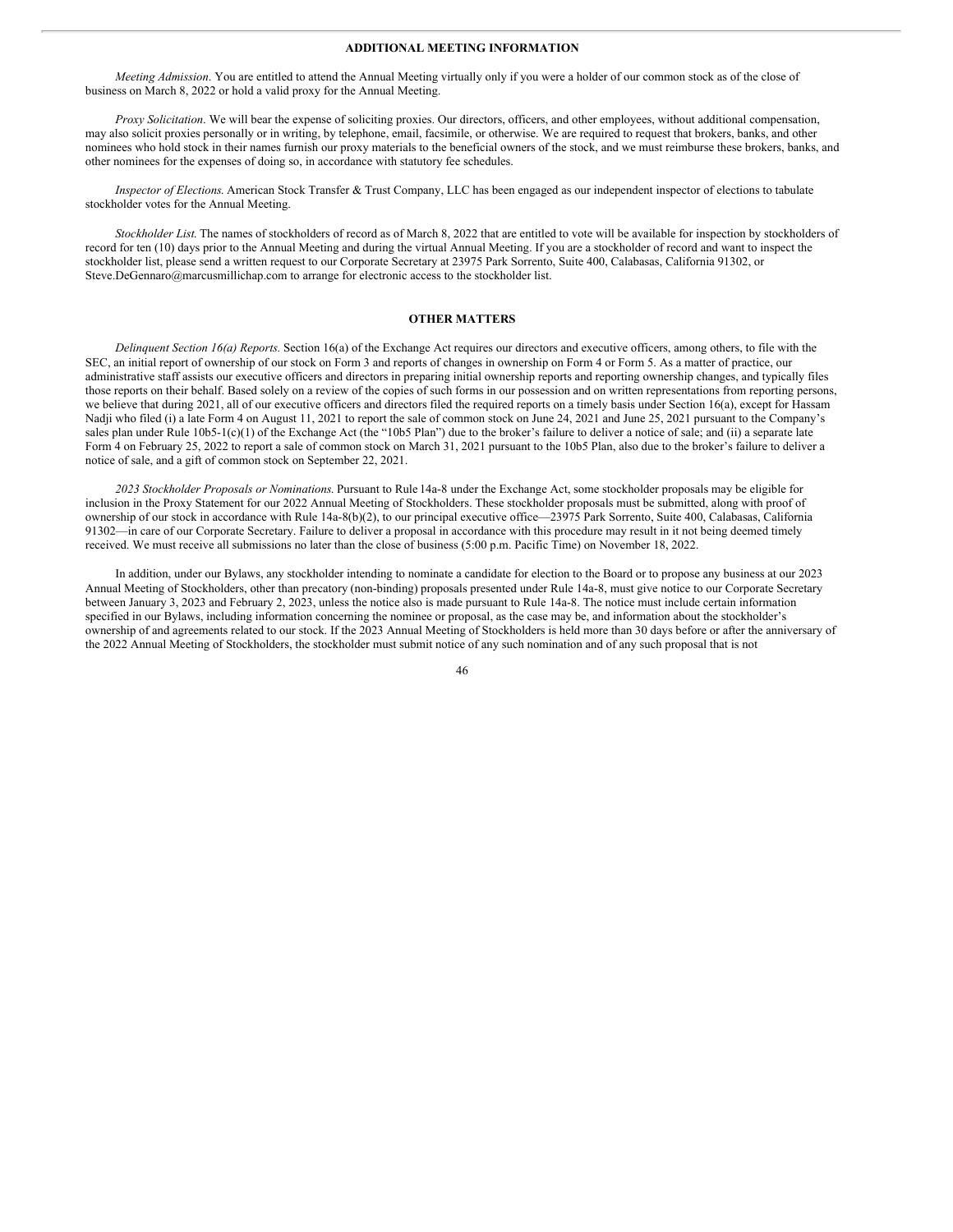## ADDITIONAL MEETING INFORMATION

*Meeting Admission*. You are entitled to attend the Annual Meeting virtually only if you were a holder of our common stock as of the close of business on March 8, 2022 or hold a valid proxy for the Annual Meeting.

*Proxy Solicitation*. We will bear the expense of soliciting proxies. Our directors, officers, and other employees, without additional compensation, may also solicit proxies personally or in writing, by telephone, email, facsimile, or otherwise. We are required to request that brokers, banks, and other nominees who hold stock in their names furnish our proxy materials to the beneficial owners of the stock, and we must reimburse these brokers, banks, and other nominees for the expenses of doing so, in accordance with statutory fee schedules.

*Inspector of Elections.* American Stock Transfer & Trust Company, LLC has been engaged as our independent inspector of elections to tabulate stockholder votes for the Annual Meeting.

*Stockholder List.* The names of stockholders of record as of March 8, 2022 that are entitled to vote will be available for inspection by stockholders of record for ten (10) days prior to the Annual Meeting and during the virtual Annual Meeting. If you are a stockholder of record and want to inspect the stockholder list, please send a written request to our Corporate Secretary at 23975 Park Sorrento, Suite 400, Calabasas, California 91302, or Steve.DeGennaro@marcusmillichap.com to arrange for electronic access to the stockholder list.

## OTHER MATTERS

*Delinquent Section 16(a) Reports.* Section 16(a) of the Exchange Act requires our directors and executive officers, among others, to file with the SEC, an initial report of ownership of our stock on Form 3 and reports of changes in ownership on Form 4 or Form 5. As a matter of practice, our administrative staff assists our executive officers and directors in preparing initial ownership reports and reporting ownership changes, and typically files those reports on their behalf. Based solely on a review of the copies of such forms in our possession and on written representations from reporting persons, we believe that during 2021, all of our executive officers and directors filed the required reports on a timely basis under Section 16(a), except for Hassam Nadji who filed (i) a late Form 4 on August 11, 2021 to report the sale of common stock on June 24, 2021 and June 25, 2021 pursuant to the Company's sales plan under Rule 10b5-1(c)(1) of the Exchange Act (the "10b5 Plan") due to the broker's failure to deliver a notice of sale; and (ii) a separate late Form 4 on February 25, 2022 to report a sale of common stock on March 31, 2021 pursuant to the 10b5 Plan, also due to the broker's failure to deliver a notice of sale, and a gift of common stock on September 22, 2021.

*2023 Stockholder Proposals or Nominations.* Pursuant to Rule 14a-8 under the Exchange Act, some stockholder proposals may be eligible for inclusion in the Proxy Statement for our 2022 Annual Meeting of Stockholders. These stockholder proposals must be submitted, along with proof of ownership of our stock in accordance with Rule 14a-8(b)(2), to our principal executive office—23975 Park Sorrento, Suite 400, Calabasas, California 91302—in care of our Corporate Secretary. Failure to deliver a proposal in accordance with this procedure may result in it not being deemed timely received. We must receive all submissions no later than the close of business (5:00 p.m. Pacific Time) on November 18, 2022.

In addition, under our Bylaws, any stockholder intending to nominate a candidate for election to the Board or to propose any business at our 2023 Annual Meeting of Stockholders, other than precatory (non-binding) proposals presented under Rule 14a-8, must give notice to our Corporate Secretary between January 3, 2023 and February 2, 2023, unless the notice also is made pursuant to Rule 14a-8. The notice must include certain information specified in our Bylaws, including information concerning the nominee or proposal, as the case may be, and information about the stockholder's ownership of and agreements related to our stock. If the 2023 Annual Meeting of Stockholders is held more than 30 days before or after the anniversary of the 2022 Annual Meeting of Stockholders, the stockholder must submit notice of any such nomination and of any such proposal that is not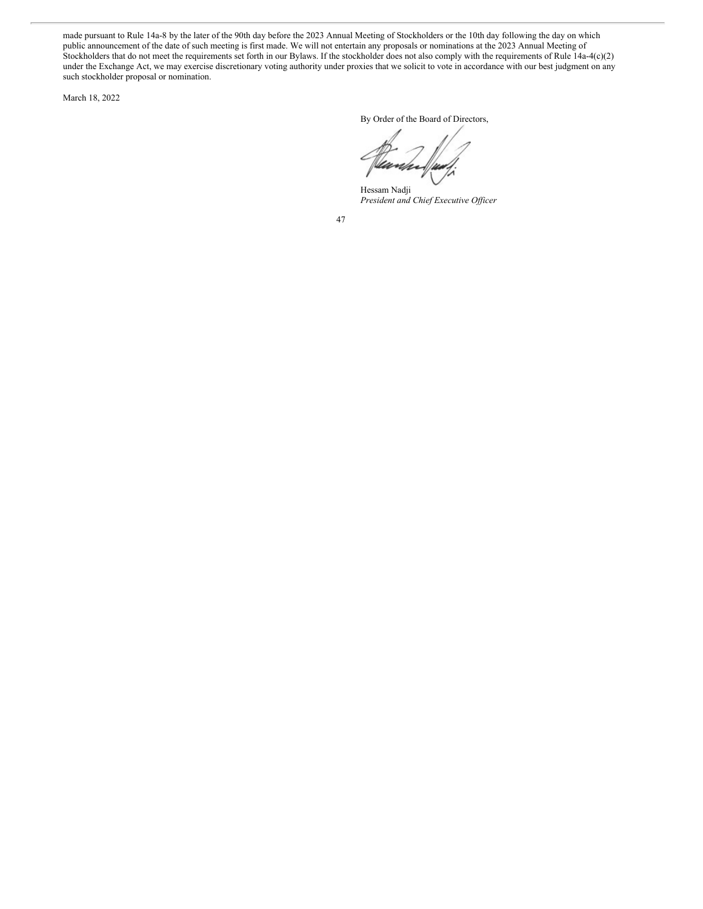made pursuant to Rule 14a-8 by the later of the 90th day before the 2023 Annual Meeting of Stockholders or the 10th day following the day on which public announcement of the date of such meeting is first made. We will not entertain any proposals or nominations at the 2023 Annual Meeting of Stockholders that do not meet the requirements set forth in our Bylaws. If the stockholder does not also comply with the requirements of Rule 14a-4(c)(2) under the Exchange Act, we may exercise discretionary voting authority under proxies that we solicit to vote in accordance with our best judgment on any such stockholder proposal or nomination.

March 18, 2022

By Order of the Board of Directors,

Hessam Nadji
*President and Chief Executive Officer*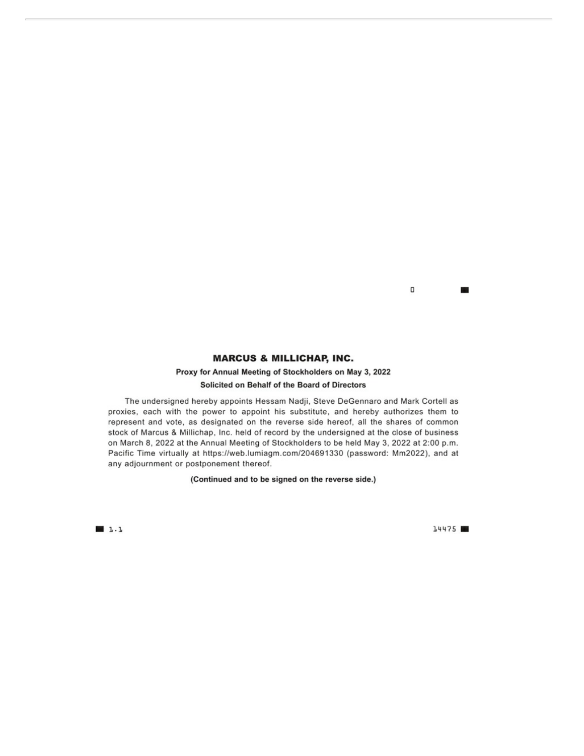**MARCUS & MILLICHAP, INC.**

**Proxy for Annual Meeting of Stockholders on May 3, 2022**

**Solicited on Behalf of the Board of Directors**

The undersigned hereby appoints Hessam Nadji, Steve DeGennaro and Mark Cortell as proxies, each with the power to appoint his substitute, and hereby authorizes them to represent and vote, as designated on the reverse side hereof, all the shares of common stock of Marcus & Millichap, Inc. held of record by the undersigned at the close of business on March 8, 2022 at the Annual Meeting of Stockholders to be held May 3, 2022 at 2:00 p.m. Pacific Time virtually at https://web.lumiagm.com/204691330 (password: Mm2022), and at any adjournment or postponement thereof.

**(Continued and to be signed on the reverse side.)**

1.1 14475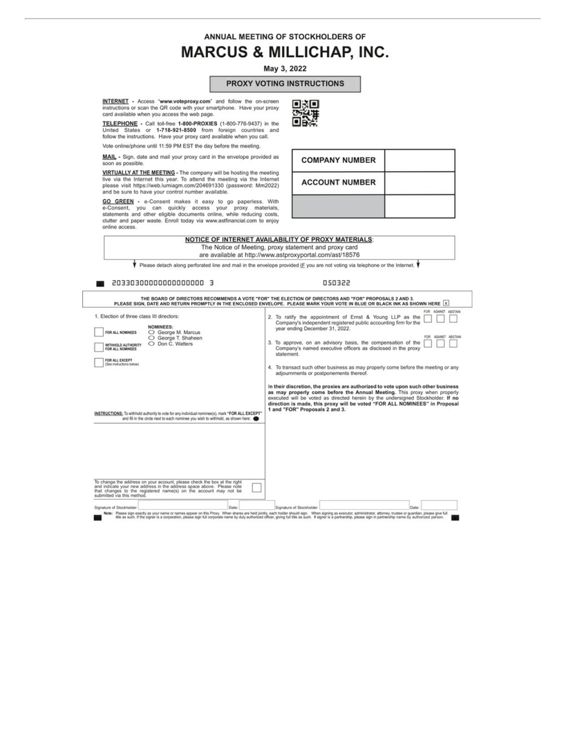ANNUAL MEETING OF STOCKHOLDERS OF

# MARCUS & MILLICHAP, INC.

May 3, 2022

## PROXY VOTING INSTRUCTIONS

**INTERNET** - Access "**www.voteproxy.com**" and follow the on-screen instructions or scan the QR code with your smartphone. Have your proxy card available when you access the web page.

**TELEPHONE** - Call toll-free **1-800-PROXIES** (1-800-776-9437) in the United States or **1-718-921-8500** from foreign countries and follow the instructions. Have your proxy card available when you call.

Vote online/phone until 11:59 PM EST the day before the meeting.

**MAIL** - Sign, date and mail your proxy card in the envelope provided as soon as possible.

**VIRTUALLY AT THE MEETING** - The company will be hosting the meeting live via the Internet this year. To attend the meeting via the Internet please visit https://web.lumiagm.com/204691330 (password: Mm2022) and be sure to have your control number available.

**GO GREEN** - e-Consent makes it easy to go paperless. With e-Consent, you can quickly access your proxy materials, statements and other eligible documents online, while reducing costs, clutter and paper waste. Enroll today via www.astfinancial.com to enjoy online access.

| | |
|---|---|
| COMPANY NUMBER | |
| ACCOUNT NUMBER | |
| | |

**NOTICE OF INTERNET AVAILABILITY OF PROXY MATERIALS:**
The Notice of Meeting, proxy statement and proxy card are available at http://www.astproxyportal.com/ast/18576

Please detach along perforated line and mail in the envelope provided IF you are not voting via telephone or the Internet.

20330300000000000000 3 050322

**THE BOARD OF DIRECTORS RECOMMENDS A VOTE "FOR" THE ELECTION OF DIRECTORS AND "FOR" PROPOSALS 2 AND 3. PLEASE SIGN, DATE AND RETURN PROMPTLY IN THE ENCLOSED ENVELOPE. PLEASE MARK YOUR VOTE IN BLUE OR BLACK INK AS SHOWN HERE** ☒

1. Election of three class III directors:

☐ FOR ALL NOMINEES

☐ WITHHOLD AUTHORITY FOR ALL NOMINEES

☐ FOR ALL EXCEPT (See instructions below)

NOMINEES:
- ○ George M. Marcus
- ○ George T. Shaheen
- ○ Don C. Watters

INSTRUCTIONS: To withhold authority to vote for any individual nominee(s), mark "FOR ALL EXCEPT" and fill in the circle next to each nominee you wish to withhold, as shown here: ●

| | FOR | AGAINST | ABSTAIN |
|---|---|---|---|
| 2. To ratify the appointment of Ernst & Young LLP as the Company's independent registered public accounting firm for the year ending December 31, 2022. | ☐ | ☐ | ☐ |
| 3. To approve, on an advisory basis, the compensation of the Company's named executive officers as disclosed in the proxy statement. | ☐ | ☐ | ☐ |

4. To transact such other business as may properly come before the meeting or any adjournments or postponements thereof.

**In their discretion, the proxies are authorized to vote upon such other business as may properly come before the Annual Meeting.** This proxy when properly executed will be voted as directed herein by the undersigned Stockholder. **If no direction is made, this proxy will be voted "FOR ALL NOMINEES" in Proposal 1 and "FOR" Proposals 2 and 3.**

To change the address on your account, please check the box at the right and indicate your new address in the address space above. Please note that changes to the registered name(s) on the account may not be submitted via this method. ☐

Signature of Stockholder ____________ Date: ______ Signature of Stockholder ____________ Date: ______

**Note:** Please sign exactly as your name or names appear on this Proxy. When shares are held jointly, each holder should sign. When signing as executor, administrator, attorney, trustee or guardian, please give full title as such. If the signer is a corporation, please sign full corporate name by duly authorized officer, giving full title as such. If signer is a partnership, please sign in partnership name by authorized person.